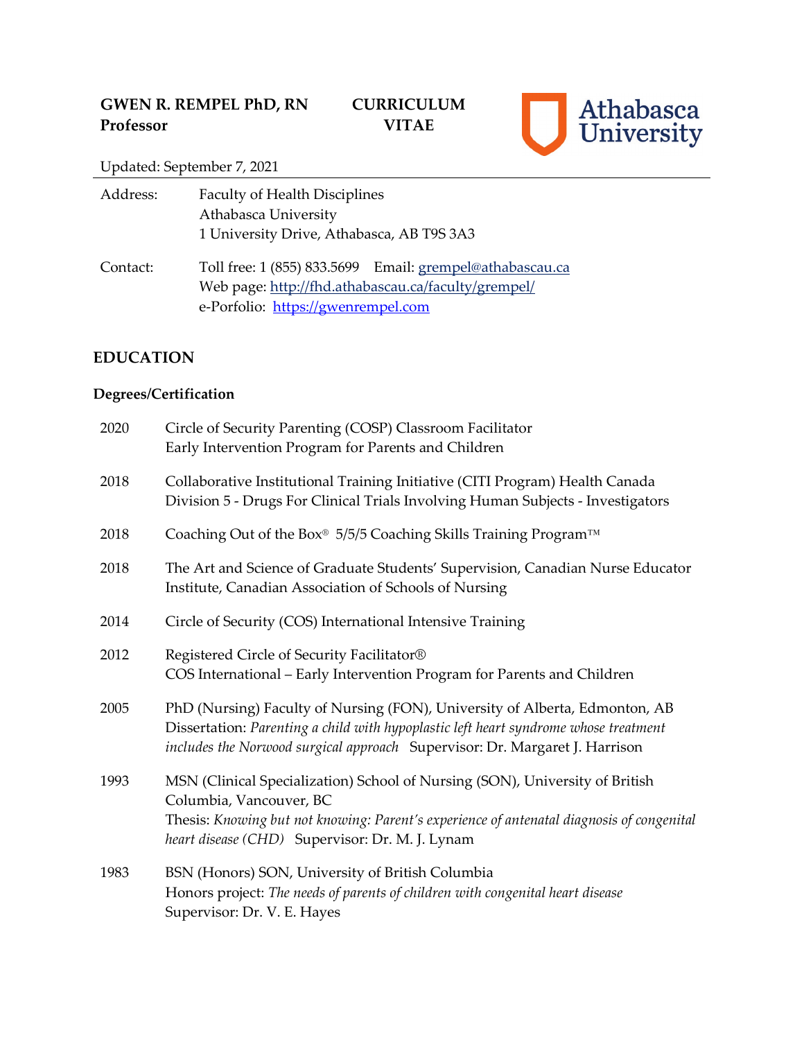**GWEN R. REMPEL PhD, RN**
**Professor**

**CURRICULUM VITAE**

Athabasca University

Updated: September 7, 2021

Address: Faculty of Health Disciplines
Athabasca University
1 University Drive, Athabasca, AB T9S 3A3

Contact: Toll free: 1 (855) 833.5699 Email: grempel@athabascau.ca
Web page: http://fhd.athabascau.ca/faculty/grempel/
e-Porfolio: https://gwenrempel.com

## EDUCATION

### Degrees/Certification

2020 Circle of Security Parenting (COSP) Classroom Facilitator
Early Intervention Program for Parents and Children

2018 Collaborative Institutional Training Initiative (CITI Program) Health Canada
Division 5 - Drugs For Clinical Trials Involving Human Subjects - Investigators

2018 Coaching Out of the Box® 5/5/5 Coaching Skills Training Program™

2018 The Art and Science of Graduate Students' Supervision, Canadian Nurse Educator Institute, Canadian Association of Schools of Nursing

2014 Circle of Security (COS) International Intensive Training

2012 Registered Circle of Security Facilitator®
COS International – Early Intervention Program for Parents and Children

2005 PhD (Nursing) Faculty of Nursing (FON), University of Alberta, Edmonton, AB
Dissertation: *Parenting a child with hypoplastic left heart syndrome whose treatment includes the Norwood surgical approach* Supervisor: Dr. Margaret J. Harrison

1993 MSN (Clinical Specialization) School of Nursing (SON), University of British Columbia, Vancouver, BC
Thesis: *Knowing but not knowing: Parent's experience of antenatal diagnosis of congenital heart disease (CHD)* Supervisor: Dr. M. J. Lynam

1983 BSN (Honors) SON, University of British Columbia
Honors project: *The needs of parents of children with congenital heart disease*
Supervisor: Dr. V. E. Hayes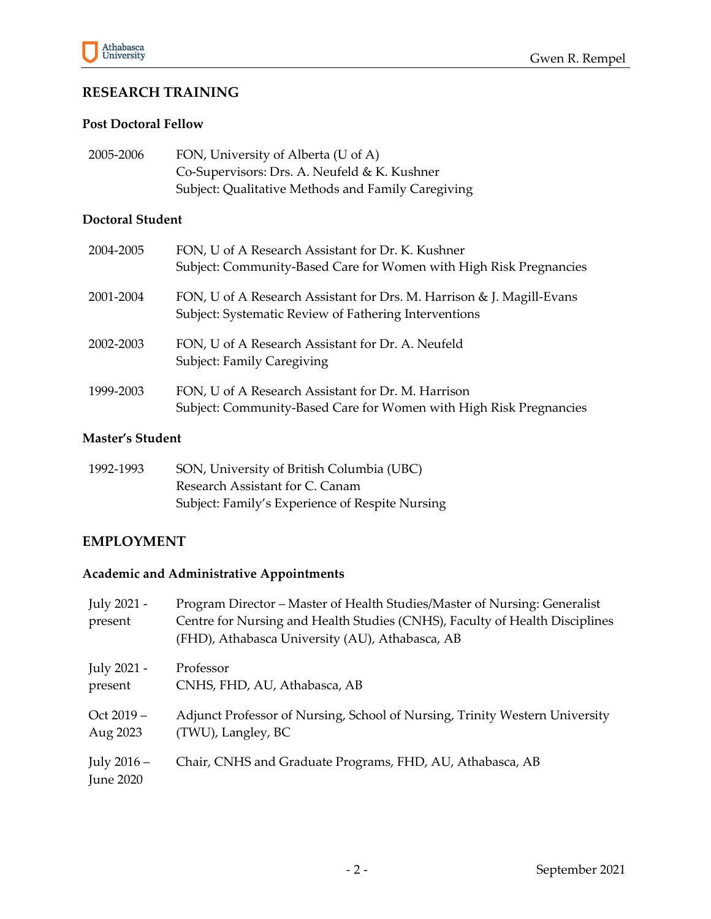## RESEARCH TRAINING

### Post Doctoral Fellow

2005-2006 FON, University of Alberta (U of A)
Co-Supervisors: Drs. A. Neufeld & K. Kushner
Subject: Qualitative Methods and Family Caregiving

### Doctoral Student

2004-2005 FON, U of A Research Assistant for Dr. K. Kushner
Subject: Community-Based Care for Women with High Risk Pregnancies

2001-2004 FON, U of A Research Assistant for Drs. M. Harrison & J. Magill-Evans
Subject: Systematic Review of Fathering Interventions

2002-2003 FON, U of A Research Assistant for Dr. A. Neufeld
Subject: Family Caregiving

1999-2003 FON, U of A Research Assistant for Dr. M. Harrison
Subject: Community-Based Care for Women with High Risk Pregnancies

### Master's Student

1992-1993 SON, University of British Columbia (UBC)
Research Assistant for C. Canam
Subject: Family's Experience of Respite Nursing

## EMPLOYMENT

### Academic and Administrative Appointments

July 2021 - present Program Director – Master of Health Studies/Master of Nursing: Generalist
Centre for Nursing and Health Studies (CNHS), Faculty of Health Disciplines (FHD), Athabasca University (AU), Athabasca, AB

July 2021 - present Professor
CNHS, FHD, AU, Athabasca, AB

Oct 2019 – Aug 2023 Adjunct Professor of Nursing, School of Nursing, Trinity Western University (TWU), Langley, BC

July 2016 – June 2020 Chair, CNHS and Graduate Programs, FHD, AU, Athabasca, AB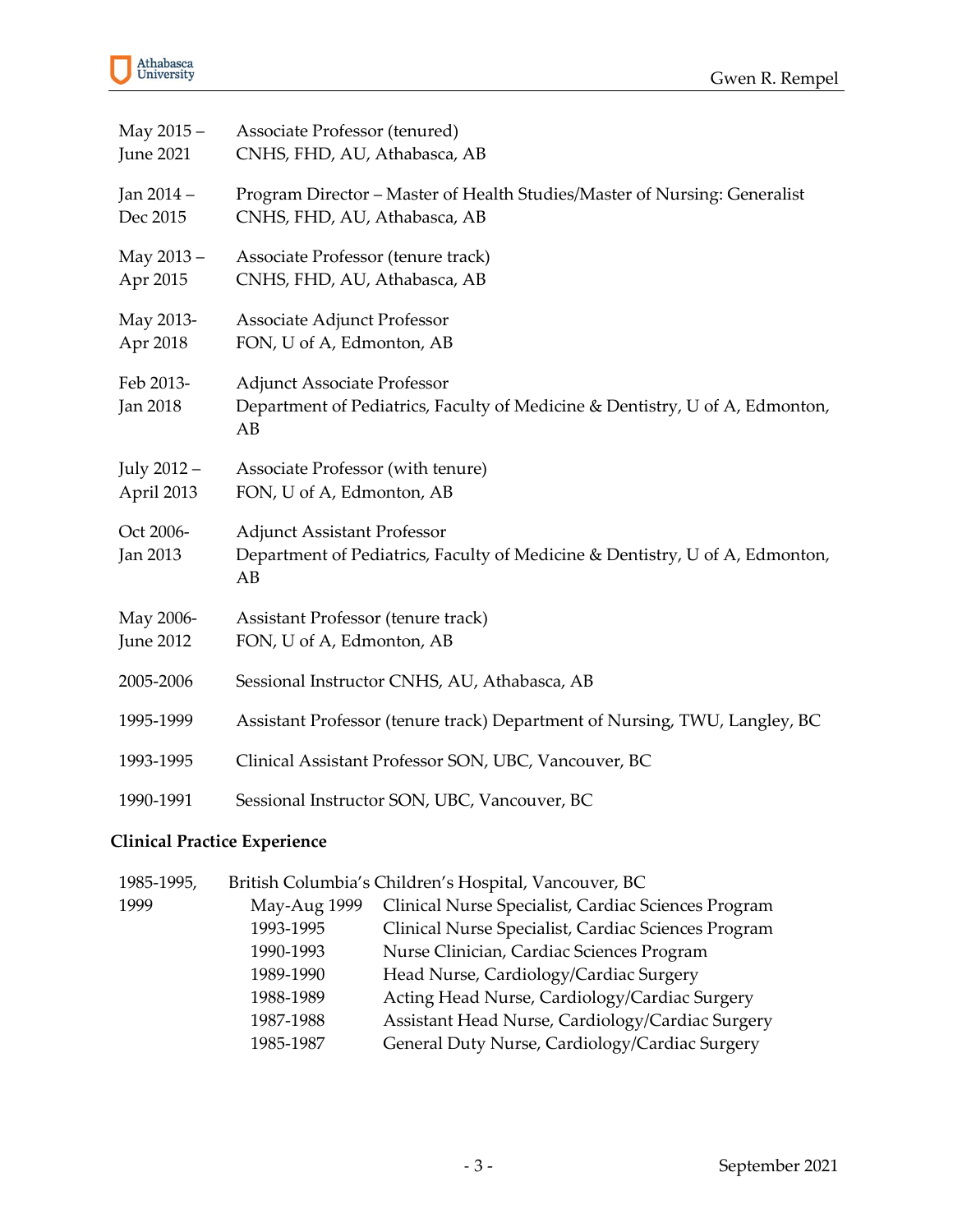| | |
|---|---|
| May 2015 – June 2021 | Associate Professor (tenured) CNHS, FHD, AU, Athabasca, AB |
| Jan 2014 – Dec 2015 | Program Director – Master of Health Studies/Master of Nursing: Generalist CNHS, FHD, AU, Athabasca, AB |
| May 2013 – Apr 2015 | Associate Professor (tenure track) CNHS, FHD, AU, Athabasca, AB |
| May 2013- Apr 2018 | Associate Adjunct Professor FON, U of A, Edmonton, AB |
| Feb 2013- Jan 2018 | Adjunct Associate Professor Department of Pediatrics, Faculty of Medicine & Dentistry, U of A, Edmonton, AB |
| July 2012 – April 2013 | Associate Professor (with tenure) FON, U of A, Edmonton, AB |
| Oct 2006- Jan 2013 | Adjunct Assistant Professor Department of Pediatrics, Faculty of Medicine & Dentistry, U of A, Edmonton, AB |
| May 2006- June 2012 | Assistant Professor (tenure track) FON, U of A, Edmonton, AB |
| 2005-2006 | Sessional Instructor CNHS, AU, Athabasca, AB |
| 1995-1999 | Assistant Professor (tenure track) Department of Nursing, TWU, Langley, BC |
| 1993-1995 | Clinical Assistant Professor SON, UBC, Vancouver, BC |
| 1990-1991 | Sessional Instructor SON, UBC, Vancouver, BC |

**Clinical Practice Experience**

1985-1995, 1999 — British Columbia's Children's Hospital, Vancouver, BC

| | |
|---|---|
| May-Aug 1999 | Clinical Nurse Specialist, Cardiac Sciences Program |
| 1993-1995 | Clinical Nurse Specialist, Cardiac Sciences Program |
| 1990-1993 | Nurse Clinician, Cardiac Sciences Program |
| 1989-1990 | Head Nurse, Cardiology/Cardiac Surgery |
| 1988-1989 | Acting Head Nurse, Cardiology/Cardiac Surgery |
| 1987-1988 | Assistant Head Nurse, Cardiology/Cardiac Surgery |
| 1985-1987 | General Duty Nurse, Cardiology/Cardiac Surgery |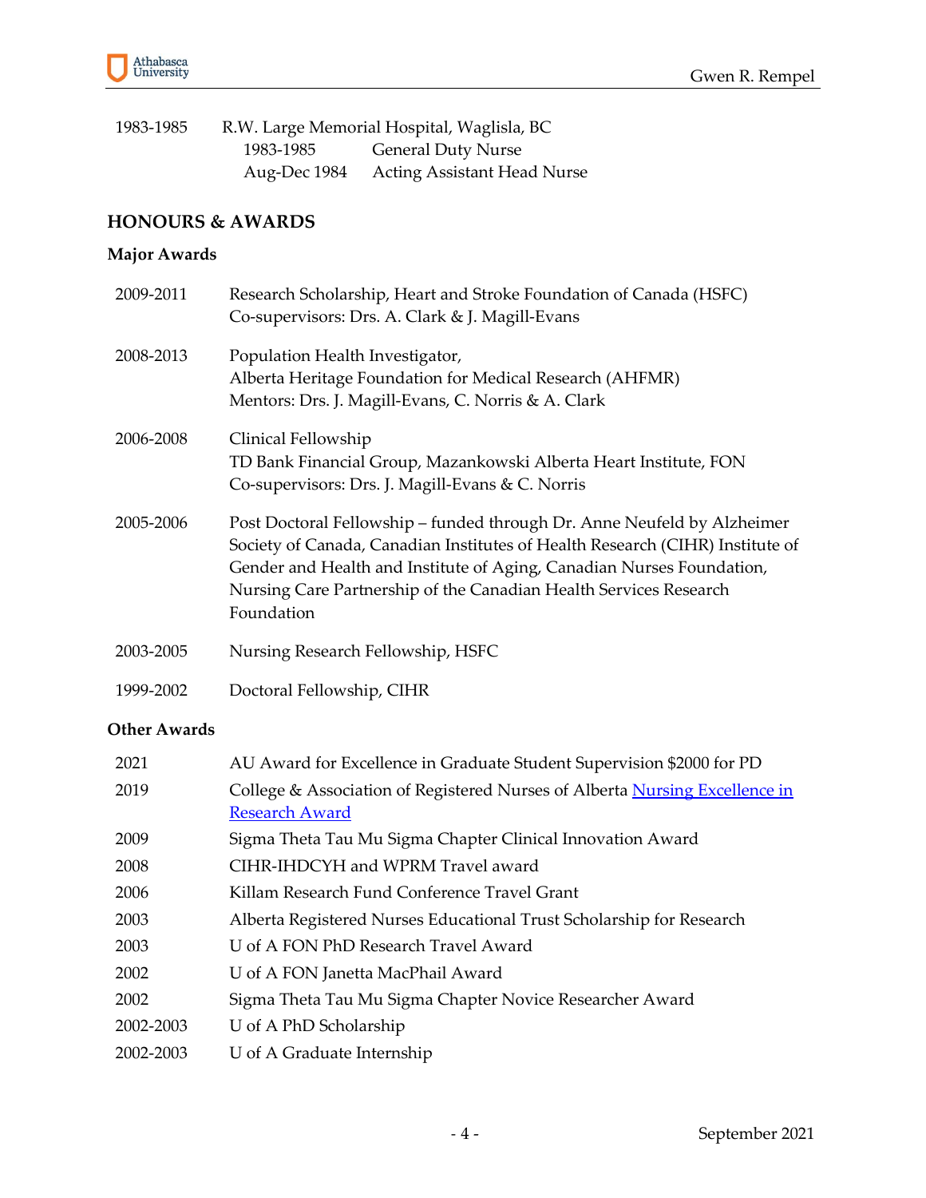1983-1985 R.W. Large Memorial Hospital, Waglisla, BC

| | |
|---|---|
| 1983-1985 | General Duty Nurse |
| Aug-Dec 1984 | Acting Assistant Head Nurse |

## HONOURS & AWARDS

### Major Awards

| | |
|---|---|
| 2009-2011 | Research Scholarship, Heart and Stroke Foundation of Canada (HSFC)<br>Co-supervisors: Drs. A. Clark & J. Magill-Evans |
| 2008-2013 | Population Health Investigator,<br>Alberta Heritage Foundation for Medical Research (AHFMR)<br>Mentors: Drs. J. Magill-Evans, C. Norris & A. Clark |
| 2006-2008 | Clinical Fellowship<br>TD Bank Financial Group, Mazankowski Alberta Heart Institute, FON<br>Co-supervisors: Drs. J. Magill-Evans & C. Norris |
| 2005-2006 | Post Doctoral Fellowship – funded through Dr. Anne Neufeld by Alzheimer Society of Canada, Canadian Institutes of Health Research (CIHR) Institute of Gender and Health and Institute of Aging, Canadian Nurses Foundation, Nursing Care Partnership of the Canadian Health Services Research Foundation |
| 2003-2005 | Nursing Research Fellowship, HSFC |
| 1999-2002 | Doctoral Fellowship, CIHR |

### Other Awards

| | |
|---|---|
| 2021 | AU Award for Excellence in Graduate Student Supervision $2000 for PD |
| 2019 | College & Association of Registered Nurses of Alberta Nursing Excellence in Research Award |
| 2009 | Sigma Theta Tau Mu Sigma Chapter Clinical Innovation Award |
| 2008 | CIHR-IHDCYH and WPRM Travel award |
| 2006 | Killam Research Fund Conference Travel Grant |
| 2003 | Alberta Registered Nurses Educational Trust Scholarship for Research |
| 2003 | U of A FON PhD Research Travel Award |
| 2002 | U of A FON Janetta MacPhail Award |
| 2002 | Sigma Theta Tau Mu Sigma Chapter Novice Researcher Award |
| 2002-2003 | U of A PhD Scholarship |
| 2002-2003 | U of A Graduate Internship |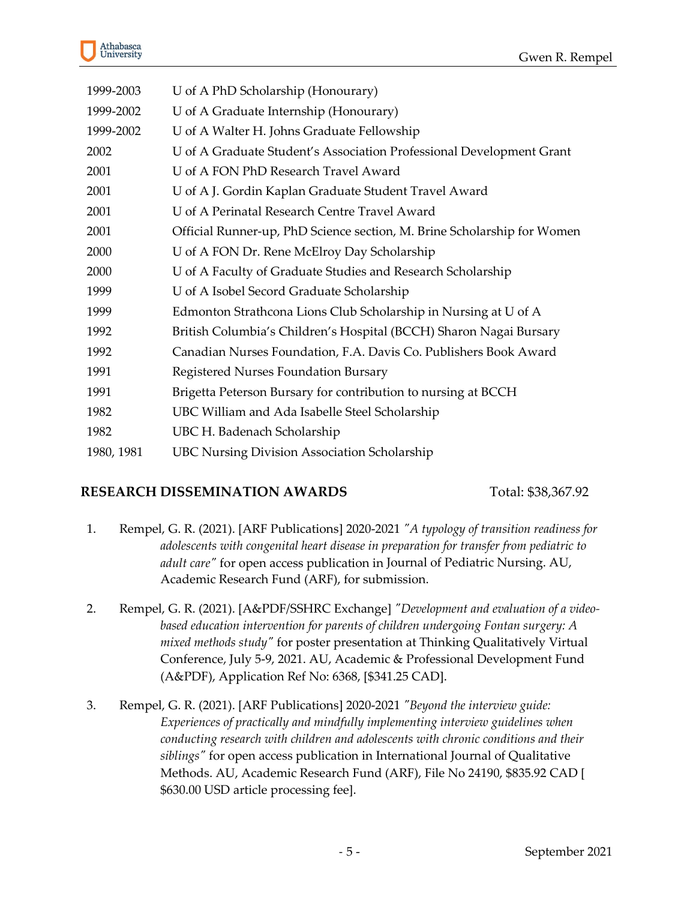| | |
|---|---|
| 1999-2003 | U of A PhD Scholarship (Honourary) |
| 1999-2002 | U of A Graduate Internship (Honourary) |
| 1999-2002 | U of A Walter H. Johns Graduate Fellowship |
| 2002 | U of A Graduate Student's Association Professional Development Grant |
| 2001 | U of A FON PhD Research Travel Award |
| 2001 | U of A J. Gordin Kaplan Graduate Student Travel Award |
| 2001 | U of A Perinatal Research Centre Travel Award |
| 2001 | Official Runner-up, PhD Science section, M. Brine Scholarship for Women |
| 2000 | U of A FON Dr. Rene McElroy Day Scholarship |
| 2000 | U of A Faculty of Graduate Studies and Research Scholarship |
| 1999 | U of A Isobel Secord Graduate Scholarship |
| 1999 | Edmonton Strathcona Lions Club Scholarship in Nursing at U of A |
| 1992 | British Columbia's Children's Hospital (BCCH) Sharon Nagai Bursary |
| 1992 | Canadian Nurses Foundation, F.A. Davis Co. Publishers Book Award |
| 1991 | Registered Nurses Foundation Bursary |
| 1991 | Brigetta Peterson Bursary for contribution to nursing at BCCH |
| 1982 | UBC William and Ada Isabelle Steel Scholarship |
| 1982 | UBC H. Badenach Scholarship |
| 1980, 1981 | UBC Nursing Division Association Scholarship |

## RESEARCH DISSEMINATION AWARDS — Total: $38,367.92

1. Rempel, G. R. (2021). [ARF Publications] 2020-2021 *"A typology of transition readiness for adolescents with congenital heart disease in preparation for transfer from pediatric to adult care"* for open access publication in Journal of Pediatric Nursing. AU, Academic Research Fund (ARF), for submission.

2. Rempel, G. R. (2021). [A&PDF/SSHRC Exchange] *"Development and evaluation of a video-based education intervention for parents of children undergoing Fontan surgery: A mixed methods study"* for poster presentation at Thinking Qualitatively Virtual Conference, July 5-9, 2021. AU, Academic & Professional Development Fund (A&PDF), Application Ref No: 6368, [$341.25 CAD].

3. Rempel, G. R. (2021). [ARF Publications] 2020-2021 *"Beyond the interview guide: Experiences of practically and mindfully implementing interview guidelines when conducting research with children and adolescents with chronic conditions and their siblings"* for open access publication in International Journal of Qualitative Methods. AU, Academic Research Fund (ARF), File No 24190, $835.92 CAD [ $630.00 USD article processing fee].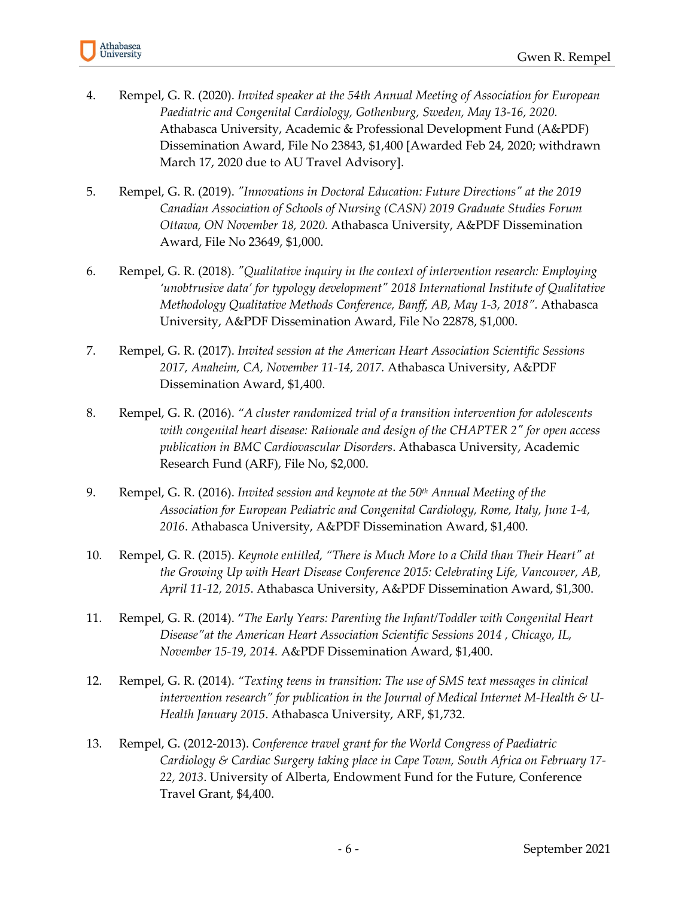4. Rempel, G. R. (2020). *Invited speaker at the 54th Annual Meeting of Association for European Paediatric and Congenital Cardiology, Gothenburg, Sweden, May 13-16, 2020.* Athabasca University, Academic & Professional Development Fund (A&PDF) Dissemination Award, File No 23843, $1,400 [Awarded Feb 24, 2020; withdrawn March 17, 2020 due to AU Travel Advisory].

5. Rempel, G. R. (2019). *"Innovations in Doctoral Education: Future Directions" at the 2019 Canadian Association of Schools of Nursing (CASN) 2019 Graduate Studies Forum Ottawa, ON November 18, 2020.* Athabasca University, A&PDF Dissemination Award, File No 23649, $1,000.

6. Rempel, G. R. (2018). *"Qualitative inquiry in the context of intervention research: Employing 'unobtrusive data' for typology development" 2018 International Institute of Qualitative Methodology Qualitative Methods Conference, Banff, AB, May 1-3, 2018".* Athabasca University, A&PDF Dissemination Award, File No 22878, $1,000.

7. Rempel, G. R. (2017). *Invited session at the American Heart Association Scientific Sessions 2017, Anaheim, CA, November 11-14, 2017.* Athabasca University, A&PDF Dissemination Award, $1,400.

8. Rempel, G. R. (2016). *"A cluster randomized trial of a transition intervention for adolescents with congenital heart disease: Rationale and design of the CHAPTER 2" for open access publication in BMC Cardiovascular Disorders*. Athabasca University, Academic Research Fund (ARF), File No, $2,000.

9. Rempel, G. R. (2016). *Invited session and keynote at the 50th Annual Meeting of the Association for European Pediatric and Congenital Cardiology, Rome, Italy, June 1-4, 2016*. Athabasca University, A&PDF Dissemination Award, $1,400.

10. Rempel, G. R. (2015). *Keynote entitled, "There is Much More to a Child than Their Heart" at the Growing Up with Heart Disease Conference 2015: Celebrating Life, Vancouver, AB, April 11-12, 2015*. Athabasca University, A&PDF Dissemination Award, $1,300.

11. Rempel, G. R. (2014). "*The Early Years: Parenting the Infant/Toddler with Congenital Heart Disease"at the American Heart Association Scientific Sessions 2014 , Chicago, IL, November 15-19, 2014.* A&PDF Dissemination Award, $1,400.

12. Rempel, G. R. (2014). *"Texting teens in transition: The use of SMS text messages in clinical intervention research" for publication in the Journal of Medical Internet M-Health & U-Health January 2015*. Athabasca University, ARF, $1,732.

13. Rempel, G. (2012-2013). *Conference travel grant for the World Congress of Paediatric Cardiology & Cardiac Surgery taking place in Cape Town, South Africa on February 17-22, 2013*. University of Alberta, Endowment Fund for the Future, Conference Travel Grant, $4,400.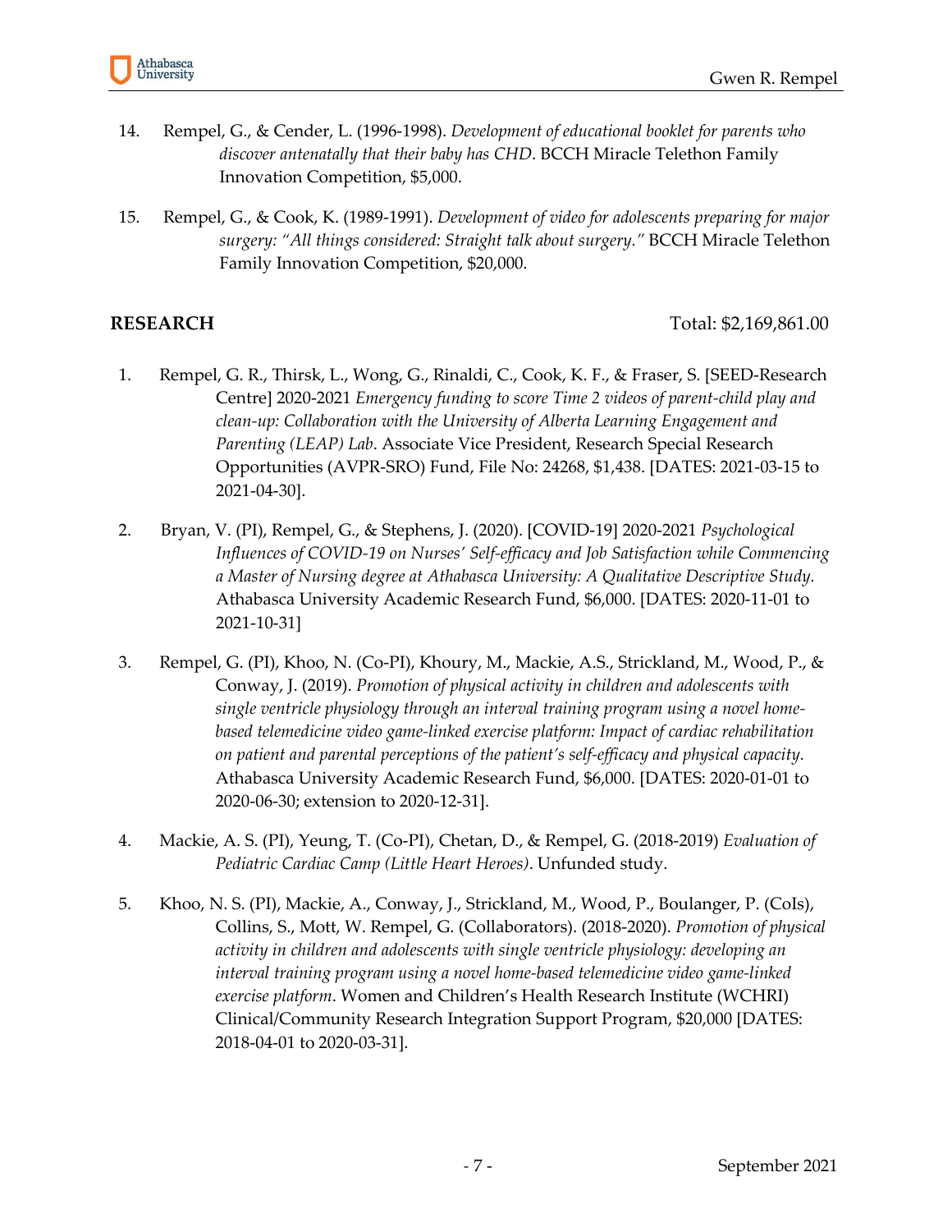14. Rempel, G., & Cender, L. (1996-1998). *Development of educational booklet for parents who discover antenatally that their baby has CHD*. BCCH Miracle Telethon Family Innovation Competition, $5,000.

15. Rempel, G., & Cook, K. (1989-1991). *Development of video for adolescents preparing for major surgery: "All things considered: Straight talk about surgery."* BCCH Miracle Telethon Family Innovation Competition, $20,000.

**RESEARCH** Total: $2,169,861.00

1. Rempel, G. R., Thirsk, L., Wong, G., Rinaldi, C., Cook, K. F., & Fraser, S. [SEED-Research Centre] 2020-2021 *Emergency funding to score Time 2 videos of parent-child play and clean-up: Collaboration with the University of Alberta Learning Engagement and Parenting (LEAP) Lab*. Associate Vice President, Research Special Research Opportunities (AVPR-SRO) Fund, File No: 24268, $1,438. [DATES: 2021-03-15 to 2021-04-30].

2. Bryan, V. (PI), Rempel, G., & Stephens, J. (2020). [COVID-19] 2020-2021 *Psychological Influences of COVID-19 on Nurses' Self-efficacy and Job Satisfaction while Commencing a Master of Nursing degree at Athabasca University: A Qualitative Descriptive Study.* Athabasca University Academic Research Fund, $6,000. [DATES: 2020-11-01 to 2021-10-31]

3. Rempel, G. (PI), Khoo, N. (Co-PI), Khoury, M., Mackie, A.S., Strickland, M., Wood, P., & Conway, J. (2019). *Promotion of physical activity in children and adolescents with single ventricle physiology through an interval training program using a novel home-based telemedicine video game-linked exercise platform: Impact of cardiac rehabilitation on patient and parental perceptions of the patient's self-efficacy and physical capacity.* Athabasca University Academic Research Fund, $6,000. [DATES: 2020-01-01 to 2020-06-30; extension to 2020-12-31].

4. Mackie, A. S. (PI), Yeung, T. (Co-PI), Chetan, D., & Rempel, G. (2018-2019) *Evaluation of Pediatric Cardiac Camp (Little Heart Heroes)*. Unfunded study.

5. Khoo, N. S. (PI), Mackie, A., Conway, J., Strickland, M., Wood, P., Boulanger, P. (CoIs), Collins, S., Mott, W. Rempel, G. (Collaborators). (2018-2020). *Promotion of physical activity in children and adolescents with single ventricle physiology: developing an interval training program using a novel home-based telemedicine video game-linked exercise platform*. Women and Children's Health Research Institute (WCHRI) Clinical/Community Research Integration Support Program, $20,000 [DATES: 2018-04-01 to 2020-03-31].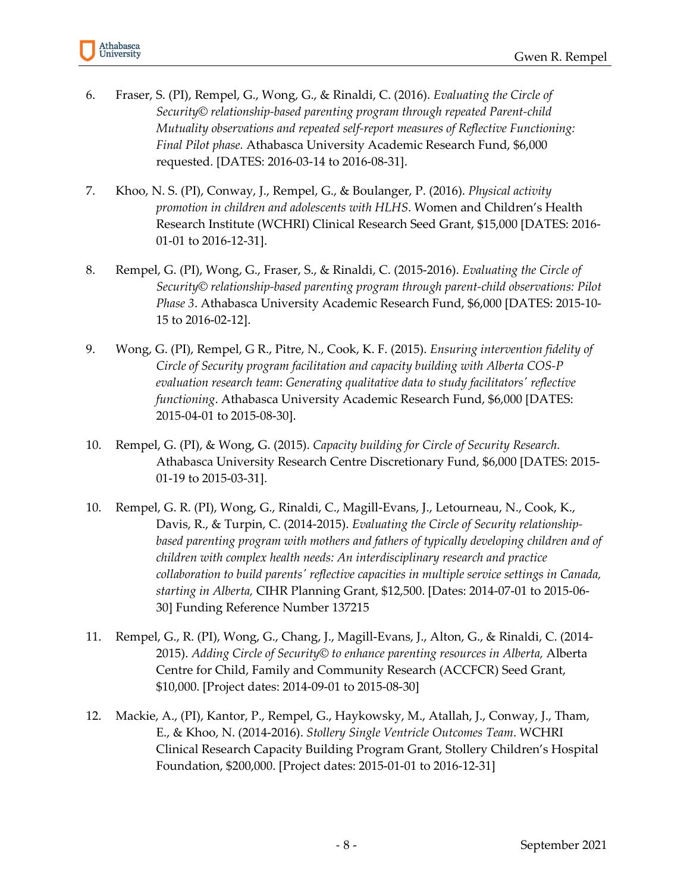6. Fraser, S. (PI), Rempel, G., Wong, G., & Rinaldi, C. (2016). *Evaluating the Circle of Security© relationship-based parenting program through repeated Parent-child Mutuality observations and repeated self-report measures of Reflective Functioning: Final Pilot phase.* Athabasca University Academic Research Fund, $6,000 requested. [DATES: 2016-03-14 to 2016-08-31].

7. Khoo, N. S. (PI), Conway, J., Rempel, G., & Boulanger, P. (2016). *Physical activity promotion in children and adolescents with HLHS*. Women and Children's Health Research Institute (WCHRI) Clinical Research Seed Grant, $15,000 [DATES: 2016-01-01 to 2016-12-31].

8. Rempel, G. (PI), Wong, G., Fraser, S., & Rinaldi, C. (2015-2016). *Evaluating the Circle of Security© relationship-based parenting program through parent-child observations: Pilot Phase 3*. Athabasca University Academic Research Fund, $6,000 [DATES: 2015-10-15 to 2016-02-12].

9. Wong, G. (PI), Rempel, G R., Pitre, N., Cook, K. F. (2015). *Ensuring intervention fidelity of Circle of Security program facilitation and capacity building with Alberta COS-P evaluation research team*: *Generating qualitative data to study facilitators' reflective functioning*. Athabasca University Academic Research Fund, $6,000 [DATES: 2015-04-01 to 2015-08-30].

10. Rempel, G. (PI), & Wong, G. (2015). *Capacity building for Circle of Security Research.* Athabasca University Research Centre Discretionary Fund, $6,000 [DATES: 2015-01-19 to 2015-03-31].

10. Rempel, G. R. (PI), Wong, G., Rinaldi, C., Magill-Evans, J., Letourneau, N., Cook, K., Davis, R., & Turpin, C. (2014-2015). *Evaluating the Circle of Security relationship-based parenting program with mothers and fathers of typically developing children and of children with complex health needs: An interdisciplinary research and practice collaboration to build parents' reflective capacities in multiple service settings in Canada, starting in Alberta,* CIHR Planning Grant, $12,500. [Dates: 2014-07-01 to 2015-06-30] Funding Reference Number 137215

11. Rempel, G., R. (PI), Wong, G., Chang, J., Magill-Evans, J., Alton, G., & Rinaldi, C. (2014-2015). *Adding Circle of Security© to enhance parenting resources in Alberta,* Alberta Centre for Child, Family and Community Research (ACCFCR) Seed Grant, $10,000. [Project dates: 2014-09-01 to 2015-08-30]

12. Mackie, A., (PI), Kantor, P., Rempel, G., Haykowsky, M., Atallah, J., Conway, J., Tham, E., & Khoo, N. (2014-2016). *Stollery Single Ventricle Outcomes Team*. WCHRI Clinical Research Capacity Building Program Grant, Stollery Children's Hospital Foundation, $200,000. [Project dates: 2015-01-01 to 2016-12-31]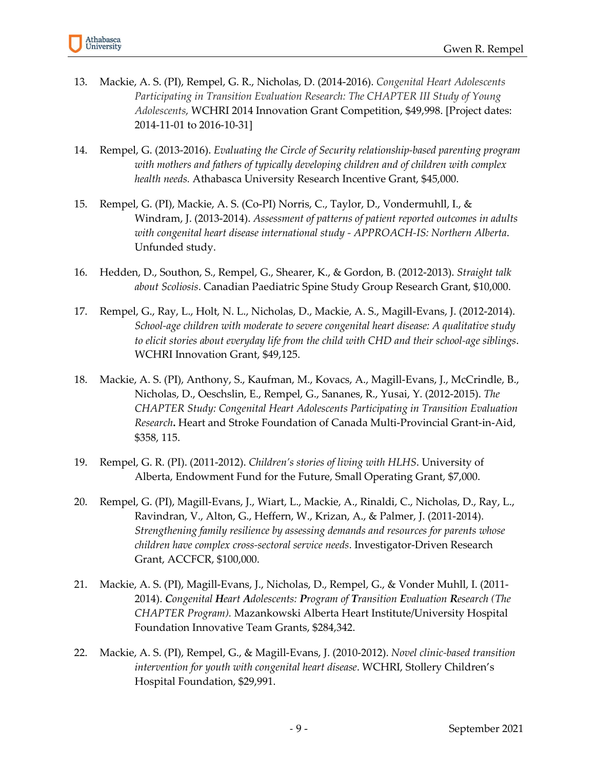13. Mackie, A. S. (PI), Rempel, G. R., Nicholas, D. (2014-2016). *Congenital Heart Adolescents Participating in Transition Evaluation Research: The CHAPTER III Study of Young Adolescents,* WCHRI 2014 Innovation Grant Competition, $49,998. [Project dates: 2014-11-01 to 2016-10-31]

14. Rempel, G. (2013-2016). *Evaluating the Circle of Security relationship-based parenting program with mothers and fathers of typically developing children and of children with complex health needs.* Athabasca University Research Incentive Grant, $45,000.

15. Rempel, G. (PI), Mackie, A. S. (Co-PI) Norris, C., Taylor, D., Vondermuhll, I., & Windram, J. (2013-2014). *Assessment of patterns of patient reported outcomes in adults with congenital heart disease international study - APPROACH-IS: Northern Alberta*. Unfunded study.

16. Hedden, D., Southon, S., Rempel, G., Shearer, K., & Gordon, B. (2012-2013). *Straight talk about Scoliosis*. Canadian Paediatric Spine Study Group Research Grant, $10,000.

17. Rempel, G., Ray, L., Holt, N. L., Nicholas, D., Mackie, A. S., Magill-Evans, J. (2012-2014). *School-age children with moderate to severe congenital heart disease: A qualitative study to elicit stories about everyday life from the child with CHD and their school-age siblings*. WCHRI Innovation Grant, $49,125.

18. Mackie, A. S. (PI), Anthony, S., Kaufman, M., Kovacs, A., Magill-Evans, J., McCrindle, B., Nicholas, D., Oeschslin, E., Rempel, G., Sananes, R., Yusai, Y. (2012-2015). *The CHAPTER Study: Congenital Heart Adolescents Participating in Transition Evaluation Research***.** Heart and Stroke Foundation of Canada Multi-Provincial Grant-in-Aid, $358, 115.

19. Rempel, G. R. (PI). (2011-2012). *Children's stories of living with HLHS*. University of Alberta, Endowment Fund for the Future, Small Operating Grant, $7,000.

20. Rempel, G. (PI), Magill-Evans, J., Wiart, L., Mackie, A., Rinaldi, C., Nicholas, D., Ray, L., Ravindran, V., Alton, G., Heffern, W., Krizan, A., & Palmer, J. (2011-2014). *Strengthening family resilience by assessing demands and resources for parents whose children have complex cross-sectoral service needs*. Investigator-Driven Research Grant, ACCFCR, $100,000.

21. Mackie, A. S. (PI), Magill-Evans, J., Nicholas, D., Rempel, G., & Vonder Muhll, I. (2011-2014). ***C****ongenital* ***H****eart* ***A****dolescents:* ***P****rogram of* ***T****ransition* ***E****valuation* ***R****esearch (The CHAPTER Program).* Mazankowski Alberta Heart Institute/University Hospital Foundation Innovative Team Grants, $284,342.

22. Mackie, A. S. (PI), Rempel, G., & Magill-Evans, J. (2010-2012). *Novel clinic-based transition intervention for youth with congenital heart disease*. WCHRI, Stollery Children's Hospital Foundation, $29,991.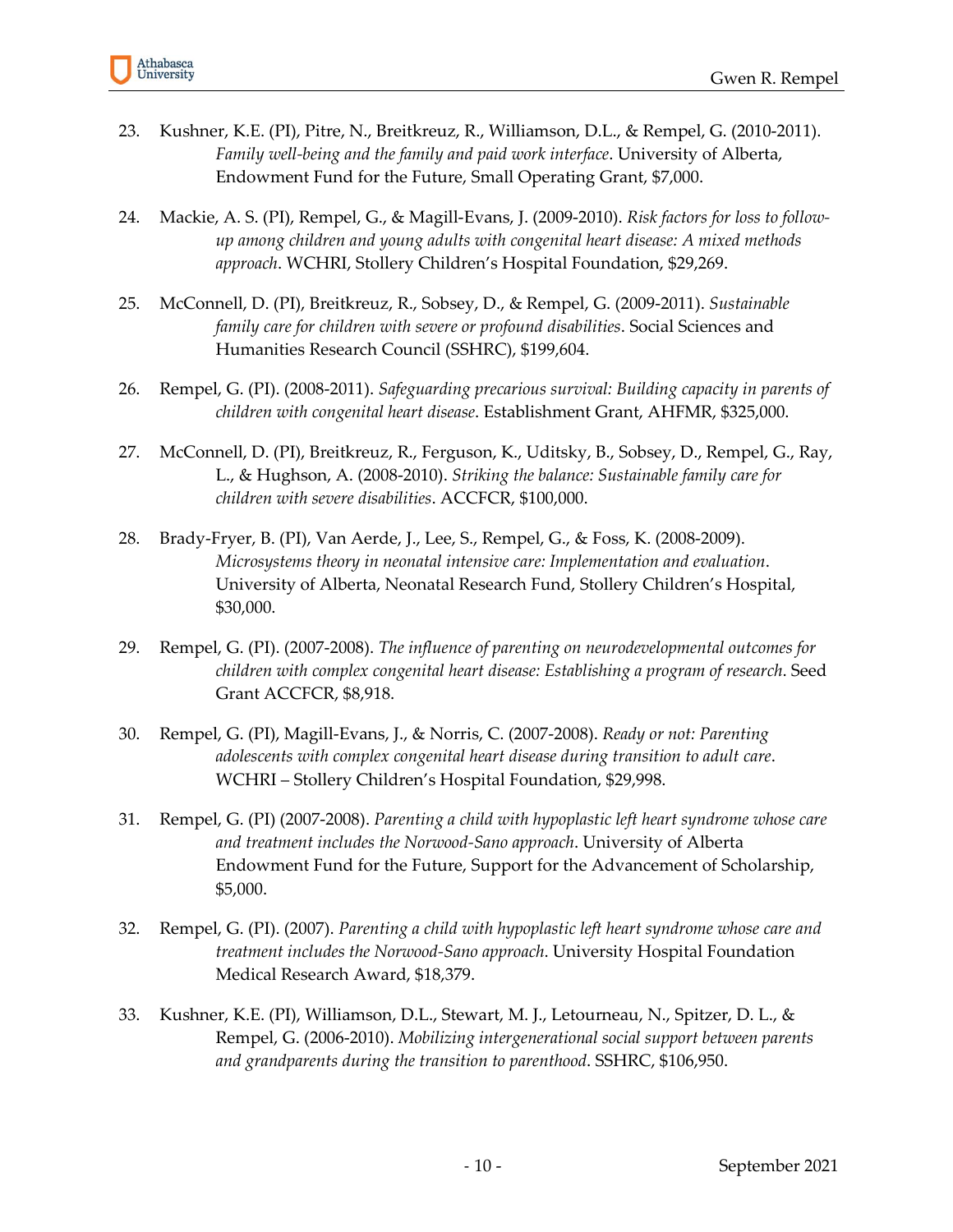23. Kushner, K.E. (PI), Pitre, N., Breitkreuz, R., Williamson, D.L., & Rempel, G. (2010-2011). *Family well-being and the family and paid work interface*. University of Alberta, Endowment Fund for the Future, Small Operating Grant, $7,000.

24. Mackie, A. S. (PI), Rempel, G., & Magill-Evans, J. (2009-2010). *Risk factors for loss to follow-up among children and young adults with congenital heart disease: A mixed methods approach*. WCHRI, Stollery Children's Hospital Foundation, $29,269.

25. McConnell, D. (PI), Breitkreuz, R., Sobsey, D., & Rempel, G. (2009-2011). *Sustainable family care for children with severe or profound disabilities*. Social Sciences and Humanities Research Council (SSHRC), $199,604.

26. Rempel, G. (PI). (2008-2011). *Safeguarding precarious survival: Building capacity in parents of children with congenital heart disease*. Establishment Grant, AHFMR, $325,000.

27. McConnell, D. (PI), Breitkreuz, R., Ferguson, K., Uditsky, B., Sobsey, D., Rempel, G., Ray, L., & Hughson, A. (2008-2010). *Striking the balance: Sustainable family care for children with severe disabilities*. ACCFCR, $100,000.

28. Brady-Fryer, B. (PI), Van Aerde, J., Lee, S., Rempel, G., & Foss, K. (2008-2009). *Microsystems theory in neonatal intensive care: Implementation and evaluation*. University of Alberta, Neonatal Research Fund, Stollery Children's Hospital, $30,000.

29. Rempel, G. (PI). (2007-2008). *The influence of parenting on neurodevelopmental outcomes for children with complex congenital heart disease: Establishing a program of research*. Seed Grant ACCFCR, $8,918.

30. Rempel, G. (PI), Magill-Evans, J., & Norris, C. (2007-2008). *Ready or not: Parenting adolescents with complex congenital heart disease during transition to adult care*. WCHRI – Stollery Children's Hospital Foundation, $29,998.

31. Rempel, G. (PI) (2007-2008). *Parenting a child with hypoplastic left heart syndrome whose care and treatment includes the Norwood-Sano approach*. University of Alberta Endowment Fund for the Future, Support for the Advancement of Scholarship, $5,000.

32. Rempel, G. (PI). (2007). *Parenting a child with hypoplastic left heart syndrome whose care and treatment includes the Norwood-Sano approach*. University Hospital Foundation Medical Research Award, $18,379.

33. Kushner, K.E. (PI), Williamson, D.L., Stewart, M. J., Letourneau, N., Spitzer, D. L., & Rempel, G. (2006-2010). *Mobilizing intergenerational social support between parents and grandparents during the transition to parenthood*. SSHRC, $106,950.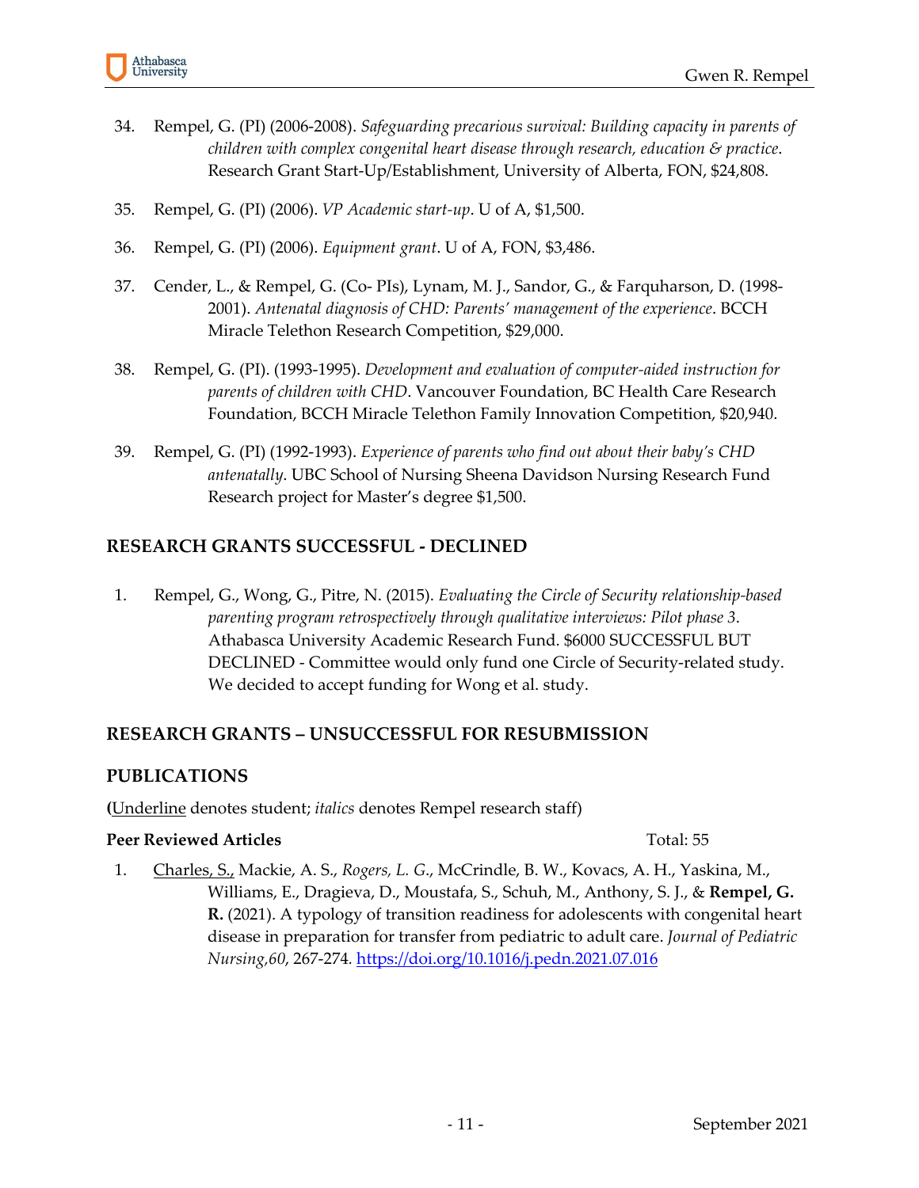34. Rempel, G. (PI) (2006-2008). *Safeguarding precarious survival: Building capacity in parents of children with complex congenital heart disease through research, education & practice*. Research Grant Start-Up/Establishment, University of Alberta, FON, $24,808.

35. Rempel, G. (PI) (2006). *VP Academic start-up*. U of A, $1,500.

36. Rempel, G. (PI) (2006). *Equipment grant*. U of A, FON, $3,486.

37. Cender, L., & Rempel, G. (Co- PIs), Lynam, M. J., Sandor, G., & Farquharson, D. (1998-2001). *Antenatal diagnosis of CHD: Parents' management of the experience*. BCCH Miracle Telethon Research Competition, $29,000.

38. Rempel, G. (PI). (1993-1995). *Development and evaluation of computer-aided instruction for parents of children with CHD*. Vancouver Foundation, BC Health Care Research Foundation, BCCH Miracle Telethon Family Innovation Competition, $20,940.

39. Rempel, G. (PI) (1992-1993). *Experience of parents who find out about their baby's CHD antenatally*. UBC School of Nursing Sheena Davidson Nursing Research Fund Research project for Master's degree $1,500.

## RESEARCH GRANTS SUCCESSFUL - DECLINED

1. Rempel, G., Wong, G., Pitre, N. (2015). *Evaluating the Circle of Security relationship-based parenting program retrospectively through qualitative interviews: Pilot phase 3*. Athabasca University Academic Research Fund. $6000 SUCCESSFUL BUT DECLINED - Committee would only fund one Circle of Security-related study. We decided to accept funding for Wong et al. study.

## RESEARCH GRANTS – UNSUCCESSFUL FOR RESUBMISSION

## PUBLICATIONS

(<u>Underline</u> denotes student; *italics* denotes Rempel research staff)

**Peer Reviewed Articles** Total: 55

1. <u>Charles, S.,</u> Mackie, A. S., *Rogers, L. G.*, McCrindle, B. W., Kovacs, A. H., Yaskina, M., Williams, E., Dragieva, D., Moustafa, S., Schuh, M., Anthony, S. J., & **Rempel, G. R.** (2021). A typology of transition readiness for adolescents with congenital heart disease in preparation for transfer from pediatric to adult care. *Journal of Pediatric Nursing,60*, 267-274. https://doi.org/10.1016/j.pedn.2021.07.016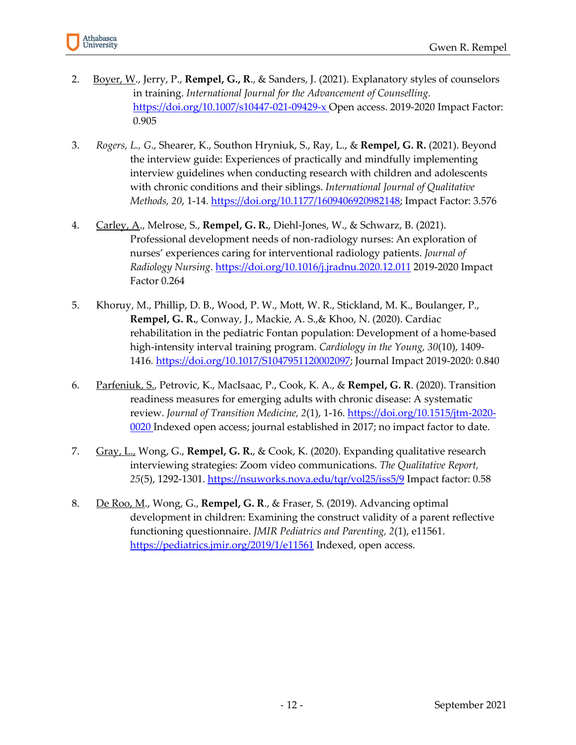2. <u>Boyer, W.</u>, Jerry, P., **Rempel, G., R**., & Sanders, J. (2021). Explanatory styles of counselors in training. *International Journal for the Advancement of Counselling*. https://doi.org/10.1007/s10447-021-09429-x Open access. 2019-2020 Impact Factor: 0.905

3. *Rogers, L., G*., Shearer, K., Southon Hryniuk, S., Ray, L., & **Rempel, G. R.** (2021). Beyond the interview guide: Experiences of practically and mindfully implementing interview guidelines when conducting research with children and adolescents with chronic conditions and their siblings. *International Journal of Qualitative Methods, 20*, 1-14. https://doi.org/10.1177/1609406920982148; Impact Factor: 3.576

4. <u>Carley, A</u>., Melrose, S., **Rempel, G. R.**, Diehl-Jones, W., & Schwarz, B. (2021). Professional development needs of non-radiology nurses: An exploration of nurses' experiences caring for interventional radiology patients. *Journal of Radiology Nursing*. https://doi.org/10.1016/j.jradnu.2020.12.011 2019-2020 Impact Factor 0.264

5. Khoury, M., Phillip, D. B., Wood, P. W., Mott, W. R., Stickland, M. K., Boulanger, P., **Rempel, G. R.**, Conway, J., Mackie, A. S.,& Khoo, N. (2020). Cardiac rehabilitation in the pediatric Fontan population: Development of a home-based high-intensity interval training program. *Cardiology in the Young, 30*(10), 1409-1416. https://doi.org/10.1017/S1047951120002097; Journal Impact 2019-2020: 0.840

6. <u>Parfeniuk, S.</u>, Petrovic, K., MacIsaac, P., Cook, K. A., & **Rempel, G. R**. (2020). Transition readiness measures for emerging adults with chronic disease: A systematic review. *Journal of Transition Medicine, 2*(1), 1-16. https://doi.org/10.1515/jtm-2020-0020 Indexed open access; journal established in 2017; no impact factor to date.

7. <u>Gray, L.,</u> Wong, G., **Rempel, G. R.**, & Cook, K. (2020). Expanding qualitative research interviewing strategies: Zoom video communications. *The Qualitative Report, 25*(5), 1292-1301. https://nsuworks.nova.edu/tqr/vol25/iss5/9 Impact factor: 0.58

8. <u>De Roo, M</u>., Wong, G., **Rempel, G. R**., & Fraser, S. (2019). Advancing optimal development in children: Examining the construct validity of a parent reflective functioning questionnaire. *JMIR Pediatrics and Parenting, 2*(1), e11561. https://pediatrics.jmir.org/2019/1/e11561 Indexed, open access.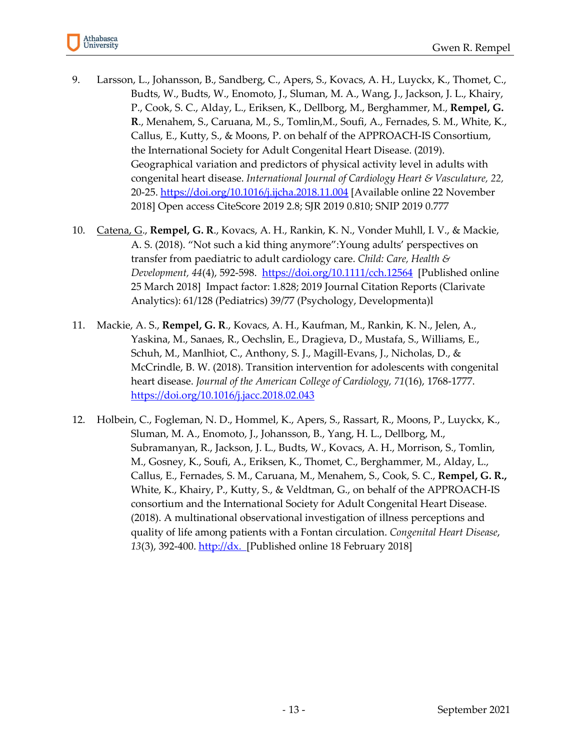9. Larsson, L., Johansson, B., Sandberg, C., Apers, S., Kovacs, A. H., Luyckx, K., Thomet, C., Budts, W., Budts, W., Enomoto, J., Sluman, M. A., Wang, J., Jackson, J. L., Khairy, P., Cook, S. C., Alday, L., Eriksen, K., Dellborg, M., Berghammer, M., **Rempel, G. R**., Menahem, S., Caruana, M., S., Tomlin,M., Soufi, A., Fernades, S. M., White, K., Callus, E., Kutty, S., & Moons, P. on behalf of the APPROACH-IS Consortium, the International Society for Adult Congenital Heart Disease. (2019). Geographical variation and predictors of physical activity level in adults with congenital heart disease. *International Journal of Cardiology Heart & Vasculature, 22,* 20-25. https://doi.org/10.1016/j.ijcha.2018.11.004 [Available online 22 November 2018] Open access CiteScore 2019 2.8; SJR 2019 0.810; SNIP 2019 0.777

10. Catena, G., **Rempel, G. R**., Kovacs, A. H., Rankin, K. N., Vonder Muhll, I. V., & Mackie, A. S. (2018). "Not such a kid thing anymore":Young adults' perspectives on transfer from paediatric to adult cardiology care. *Child: Care, Health & Development, 44*(4), 592-598. https://doi.org/10.1111/cch.12564 [Published online 25 March 2018] Impact factor: 1.828; 2019 Journal Citation Reports (Clarivate Analytics): 61/128 (Pediatrics) 39/77 (Psychology, Developmenta)l

11. Mackie, A. S., **Rempel, G. R**., Kovacs, A. H., Kaufman, M., Rankin, K. N., Jelen, A., Yaskina, M., Sanaes, R., Oechslin, E., Dragieva, D., Mustafa, S., Williams, E., Schuh, M., Manlhiot, C., Anthony, S. J., Magill-Evans, J., Nicholas, D., & McCrindle, B. W. (2018). Transition intervention for adolescents with congenital heart disease. *Journal of the American College of Cardiology, 71*(16), 1768-1777. https://doi.org/10.1016/j.jacc.2018.02.043

12. Holbein, C., Fogleman, N. D., Hommel, K., Apers, S., Rassart, R., Moons, P., Luyckx, K., Sluman, M. A., Enomoto, J., Johansson, B., Yang, H. L., Dellborg, M., Subramanyan, R., Jackson, J. L., Budts, W., Kovacs, A. H., Morrison, S., Tomlin, M., Gosney, K., Soufi, A., Eriksen, K., Thomet, C., Berghammer, M., Alday, L., Callus, E., Fernades, S. M., Caruana, M., Menahem, S., Cook, S. C., **Rempel, G. R.,** White, K., Khairy, P., Kutty, S., & Veldtman, G., on behalf of the APPROACH-IS consortium and the International Society for Adult Congenital Heart Disease. (2018). A multinational observational investigation of illness perceptions and quality of life among patients with a Fontan circulation. *Congenital Heart Disease*, *13*(3), 392-400. http://dx. [Published online 18 February 2018]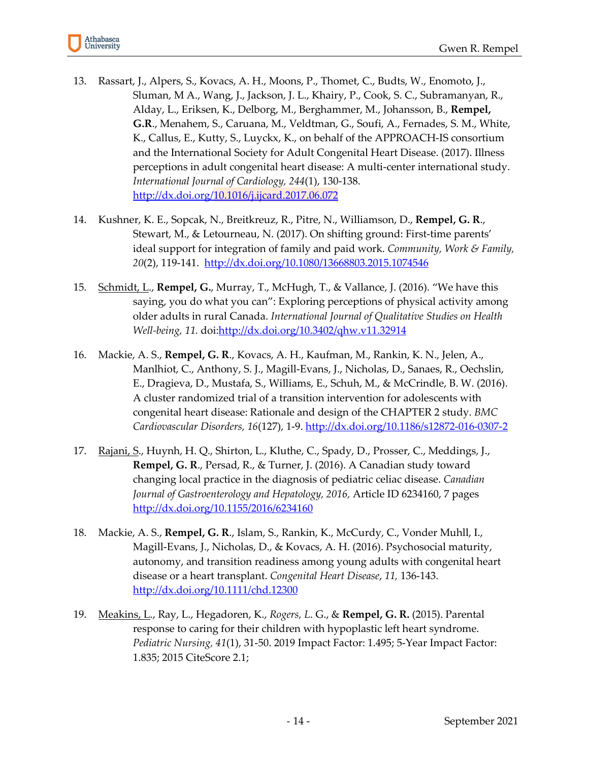13. Rassart, J., Alpers, S., Kovacs, A. H., Moons, P., Thomet, C., Budts, W., Enomoto, J., Sluman, M A., Wang, J., Jackson, J. L., Khairy, P., Cook, S. C., Subramanyan, R., Alday, L., Eriksen, K., Delborg, M., Berghammer, M., Johansson, B., **Rempel, G.R**., Menahem, S., Caruana, M., Veldtman, G., Soufi, A., Fernades, S. M., White, K., Callus, E., Kutty, S., Luyckx, K., on behalf of the APPROACH-IS consortium and the International Society for Adult Congenital Heart Disease. (2017). Illness perceptions in adult congenital heart disease: A multi-center international study. *International Journal of Cardiology, 244*(1), 130-138. http://dx.doi.org/10.1016/j.ijcard.2017.06.072

14. Kushner, K. E., Sopcak, N., Breitkreuz, R., Pitre, N., Williamson, D., **Rempel, G. R**., Stewart, M., & Letourneau, N. (2017). On shifting ground: First-time parents' ideal support for integration of family and paid work. *Community, Work & Family, 20*(2), 119-141. http://dx.doi.org/10.1080/13668803.2015.1074546

15. Schmidt, L., **Rempel, G.**, Murray, T., McHugh, T., & Vallance, J. (2016). "We have this saying, you do what you can": Exploring perceptions of physical activity among older adults in rural Canada. *International Journal of Qualitative Studies on Health Well-being, 11.* doi:http://dx.doi.org/10.3402/qhw.v11.32914

16. Mackie, A. S., **Rempel, G. R**., Kovacs, A. H., Kaufman, M., Rankin, K. N., Jelen, A., Manlhiot, C., Anthony, S. J., Magill-Evans, J., Nicholas, D., Sanaes, R., Oechslin, E., Dragieva, D., Mustafa, S., Williams, E., Schuh, M., & McCrindle, B. W. (2016). A cluster randomized trial of a transition intervention for adolescents with congenital heart disease: Rationale and design of the CHAPTER 2 study. *BMC Cardiovascular Disorders, 16*(127), 1-9. http://dx.doi.org/10.1186/s12872-016-0307-2

17. Rajani, S., Huynh, H. Q., Shirton, L., Kluthe, C., Spady, D., Prosser, C., Meddings, J., **Rempel, G. R**., Persad, R., & Turner, J. (2016). A Canadian study toward changing local practice in the diagnosis of pediatric celiac disease. *Canadian Journal of Gastroenterology and Hepatology, 2016,* Article ID 6234160, 7 pages http://dx.doi.org/10.1155/2016/6234160

18. Mackie, A. S., **Rempel, G. R**., Islam, S., Rankin, K., McCurdy, C., Vonder Muhll, I., Magill-Evans, J., Nicholas, D., & Kovacs, A. H. (2016). Psychosocial maturity, autonomy, and transition readiness among young adults with congenital heart disease or a heart transplant. *Congenital Heart Disease*, *11,* 136-143. http://dx.doi.org/10.1111/chd.12300

19. Meakins, L., Ray, L., Hegadoren, K., *Rogers, L.* G., & **Rempel, G. R.** (2015). Parental response to caring for their children with hypoplastic left heart syndrome. *Pediatric Nursing, 41*(1), 31-50. 2019 Impact Factor: 1.495; 5-Year Impact Factor: 1.835; 2015 CiteScore 2.1;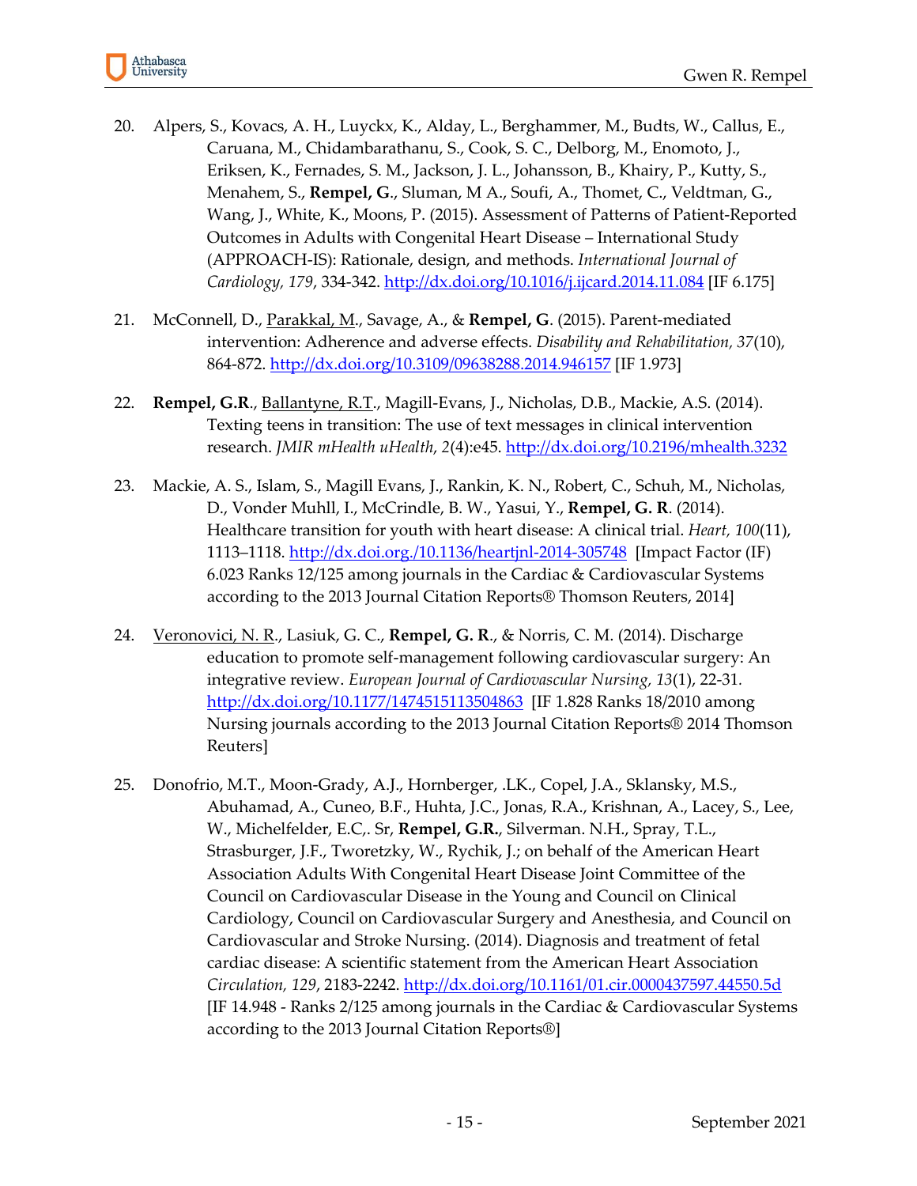20. Alpers, S., Kovacs, A. H., Luyckx, K., Alday, L., Berghammer, M., Budts, W., Callus, E., Caruana, M., Chidambarathanu, S., Cook, S. C., Delborg, M., Enomoto, J., Eriksen, K., Fernades, S. M., Jackson, J. L., Johansson, B., Khairy, P., Kutty, S., Menahem, S., **Rempel, G**., Sluman, M A., Soufi, A., Thomet, C., Veldtman, G., Wang, J., White, K., Moons, P. (2015). Assessment of Patterns of Patient-Reported Outcomes in Adults with Congenital Heart Disease – International Study (APPROACH-IS): Rationale, design, and methods. *International Journal of Cardiology, 179*, 334-342. http://dx.doi.org/10.1016/j.ijcard.2014.11.084 [IF 6.175]

21. McConnell, D., Parakkal, M., Savage, A., & **Rempel, G**. (2015). Parent-mediated intervention: Adherence and adverse effects. *Disability and Rehabilitation, 37*(10), 864-872. http://dx.doi.org/10.3109/09638288.2014.946157 [IF 1.973]

22. **Rempel, G.R**., Ballantyne, R.T., Magill-Evans, J., Nicholas, D.B., Mackie, A.S. (2014). Texting teens in transition: The use of text messages in clinical intervention research. *JMIR mHealth uHealth, 2*(4):e45. http://dx.doi.org/10.2196/mhealth.3232

23. Mackie, A. S., Islam, S., Magill Evans, J., Rankin, K. N., Robert, C., Schuh, M., Nicholas, D., Vonder Muhll, I., McCrindle, B. W., Yasui, Y., **Rempel, G. R**. (2014). Healthcare transition for youth with heart disease: A clinical trial. *Heart, 100*(11), 1113–1118. http://dx.doi.org./10.1136/heartjnl-2014-305748 [Impact Factor (IF) 6.023 Ranks 12/125 among journals in the Cardiac & Cardiovascular Systems according to the 2013 Journal Citation Reports® Thomson Reuters, 2014]

24. Veronovici, N. R., Lasiuk, G. C., **Rempel, G. R**., & Norris, C. M. (2014). Discharge education to promote self-management following cardiovascular surgery: An integrative review. *European Journal of Cardiovascular Nursing, 13*(1), 22-31. http://dx.doi.org/10.1177/1474515113504863 [IF 1.828 Ranks 18/2010 among Nursing journals according to the 2013 Journal Citation Reports® 2014 Thomson Reuters]

25. Donofrio, M.T., Moon-Grady, A.J., Hornberger, .LK., Copel, J.A., Sklansky, M.S., Abuhamad, A., Cuneo, B.F., Huhta, J.C., Jonas, R.A., Krishnan, A., Lacey, S., Lee, W., Michelfelder, E.C,. Sr, **Rempel, G.R.**, Silverman. N.H., Spray, T.L., Strasburger, J.F., Tworetzky, W., Rychik, J.; on behalf of the American Heart Association Adults With Congenital Heart Disease Joint Committee of the Council on Cardiovascular Disease in the Young and Council on Clinical Cardiology, Council on Cardiovascular Surgery and Anesthesia, and Council on Cardiovascular and Stroke Nursing. (2014). Diagnosis and treatment of fetal cardiac disease: A scientific statement from the American Heart Association *Circulation, 129*, 2183-2242. http://dx.doi.org/10.1161/01.cir.0000437597.44550.5d [IF 14.948 - Ranks 2/125 among journals in the Cardiac & Cardiovascular Systems according to the 2013 Journal Citation Reports®]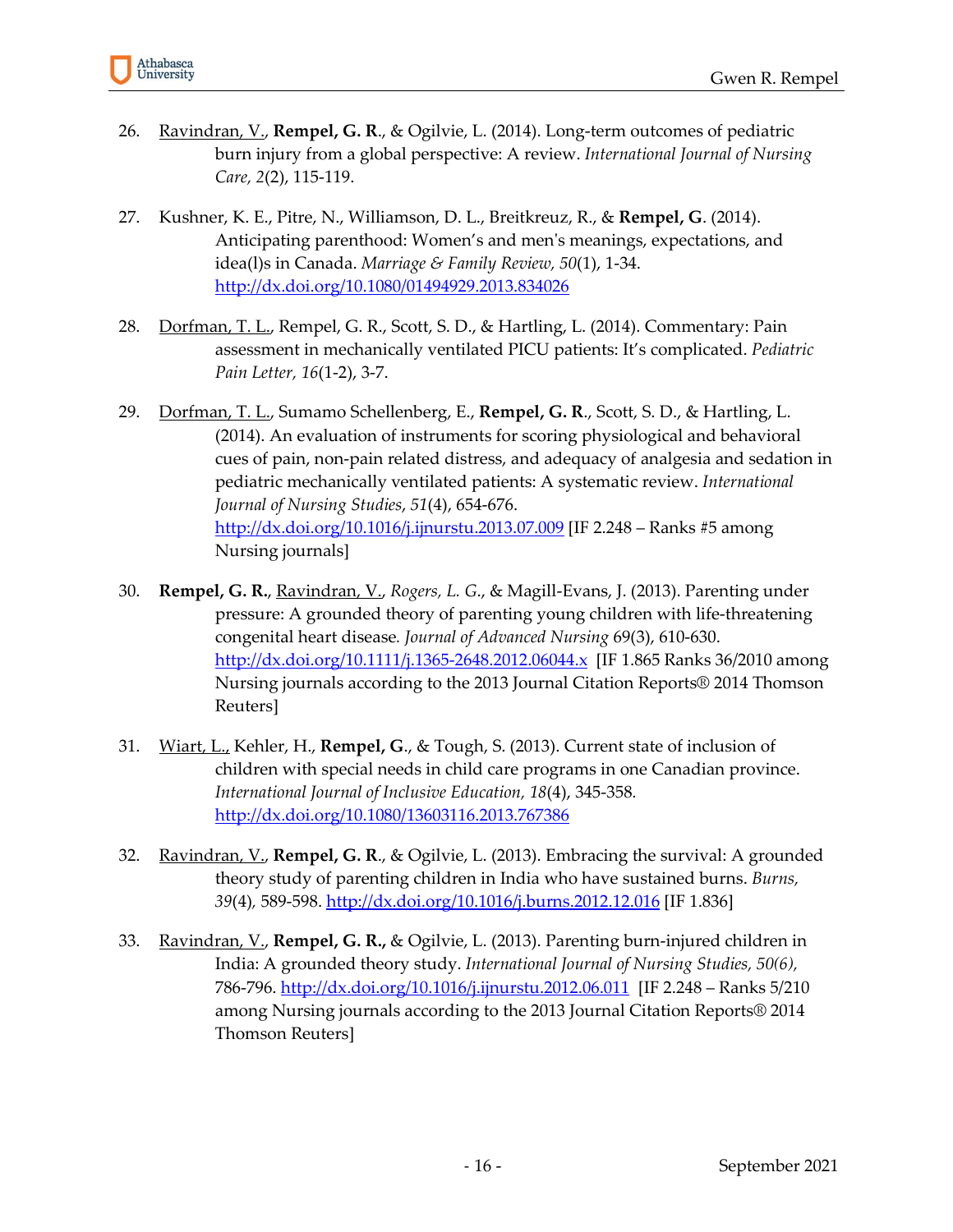26. <u>Ravindran, V.</u>, **Rempel, G. R**., & Ogilvie, L. (2014). Long-term outcomes of pediatric burn injury from a global perspective: A review. *International Journal of Nursing Care, 2*(2), 115-119.

27. Kushner, K. E., Pitre, N., Williamson, D. L., Breitkreuz, R., & **Rempel, G**. (2014). Anticipating parenthood: Women's and men's meanings, expectations, and idea(l)s in Canada. *Marriage & Family Review, 50*(1), 1-34. http://dx.doi.org/10.1080/01494929.2013.834026

28. <u>Dorfman, T. L.</u>, Rempel, G. R., Scott, S. D., & Hartling, L. (2014). Commentary: Pain assessment in mechanically ventilated PICU patients: It's complicated. *Pediatric Pain Letter, 16*(1-2), 3-7.

29. <u>Dorfman, T. L.</u>, Sumamo Schellenberg, E., **Rempel, G. R**., Scott, S. D., & Hartling, L. (2014). An evaluation of instruments for scoring physiological and behavioral cues of pain, non-pain related distress, and adequacy of analgesia and sedation in pediatric mechanically ventilated patients: A systematic review. *International Journal of Nursing Studies*, *51*(4), 654-676. http://dx.doi.org/10.1016/j.ijnurstu.2013.07.009 [IF 2.248 – Ranks #5 among Nursing journals]

30. **Rempel, G. R.**, <u>Ravindran, V.</u>, *Rogers, L. G.*, & Magill-Evans, J. (2013). Parenting under pressure: A grounded theory of parenting young children with life-threatening congenital heart disease. *Journal of Advanced Nursing* 69(3), 610-630. http://dx.doi.org/10.1111/j.1365-2648.2012.06044.x [IF 1.865 Ranks 36/2010 among Nursing journals according to the 2013 Journal Citation Reports® 2014 Thomson Reuters]

31. <u>Wiart, L.</u>, Kehler, H., **Rempel, G**., & Tough, S. (2013). Current state of inclusion of children with special needs in child care programs in one Canadian province. *International Journal of Inclusive Education, 18*(4), 345-358. http://dx.doi.org/10.1080/13603116.2013.767386

32. <u>Ravindran, V.</u>, **Rempel, G. R**., & Ogilvie, L. (2013). Embracing the survival: A grounded theory study of parenting children in India who have sustained burns. *Burns, 39*(4), 589-598. http://dx.doi.org/10.1016/j.burns.2012.12.016 [IF 1.836]

33. <u>Ravindran, V.</u>, **Rempel, G. R.,** & Ogilvie, L. (2013). Parenting burn-injured children in India: A grounded theory study. *International Journal of Nursing Studies, 50(6),* 786-796. http://dx.doi.org/10.1016/j.ijnurstu.2012.06.011 [IF 2.248 – Ranks 5/210 among Nursing journals according to the 2013 Journal Citation Reports® 2014 Thomson Reuters]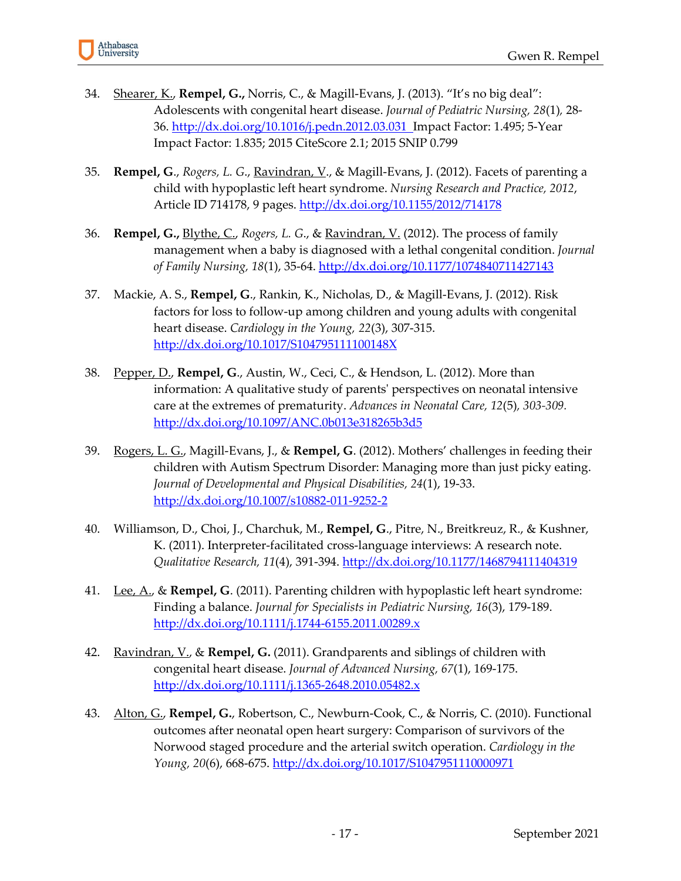34. <u>Shearer, K.</u>, **Rempel, G.**, Norris, C., & Magill-Evans, J. (2013). "It's no big deal": Adolescents with congenital heart disease. *Journal of Pediatric Nursing, 28*(1), 28-36. http://dx.doi.org/10.1016/j.pedn.2012.03.031 Impact Factor: 1.495; 5-Year Impact Factor: 1.835; 2015 CiteScore 2.1; 2015 SNIP 0.799

35. **Rempel, G.**, *Rogers, L. G.*, <u>Ravindran, V.</u>, & Magill-Evans, J. (2012). Facets of parenting a child with hypoplastic left heart syndrome. *Nursing Research and Practice, 2012*, Article ID 714178, 9 pages. http://dx.doi.org/10.1155/2012/714178

36. **Rempel, G.**, <u>Blythe, C.</u>, *Rogers, L. G.*, & <u>Ravindran, V.</u> (2012). The process of family management when a baby is diagnosed with a lethal congenital condition. *Journal of Family Nursing, 18*(1), 35-64. http://dx.doi.org/10.1177/1074840711427143

37. Mackie, A. S., **Rempel, G**., Rankin, K., Nicholas, D., & Magill-Evans, J. (2012). Risk factors for loss to follow-up among children and young adults with congenital heart disease. *Cardiology in the Young, 22*(3), 307-315. http://dx.doi.org/10.1017/S104795111100148X

38. <u>Pepper, D.</u>, **Rempel, G**., Austin, W., Ceci, C., & Hendson, L. (2012). More than information: A qualitative study of parents' perspectives on neonatal intensive care at the extremes of prematurity. *Advances in Neonatal Care, 12*(5), *303-309.* http://dx.doi.org/10.1097/ANC.0b013e318265b3d5

39. <u>Rogers, L. G.</u>, Magill-Evans, J., & **Rempel, G**. (2012). Mothers' challenges in feeding their children with Autism Spectrum Disorder: Managing more than just picky eating. *Journal of Developmental and Physical Disabilities, 24*(1), 19-33. http://dx.doi.org/10.1007/s10882-011-9252-2

40. Williamson, D., Choi, J., Charchuk, M., **Rempel, G**., Pitre, N., Breitkreuz, R., & Kushner, K. (2011). Interpreter-facilitated cross-language interviews: A research note. *Qualitative Research, 11*(4), 391-394. http://dx.doi.org/10.1177/1468794111404319

41. <u>Lee, A.</u>, & **Rempel, G**. (2011). Parenting children with hypoplastic left heart syndrome: Finding a balance. *Journal for Specialists in Pediatric Nursing, 16*(3), 179-189. http://dx.doi.org/10.1111/j.1744-6155.2011.00289.x

42. <u>Ravindran, V.</u>, & **Rempel, G.** (2011). Grandparents and siblings of children with congenital heart disease. *Journal of Advanced Nursing, 67*(1), 169-175. http://dx.doi.org/10.1111/j.1365-2648.2010.05482.x

43. <u>Alton, G.</u>, **Rempel, G.**, Robertson, C., Newburn-Cook, C., & Norris, C. (2010). Functional outcomes after neonatal open heart surgery: Comparison of survivors of the Norwood staged procedure and the arterial switch operation. *Cardiology in the Young, 20*(6), 668-675. http://dx.doi.org/10.1017/S1047951110000971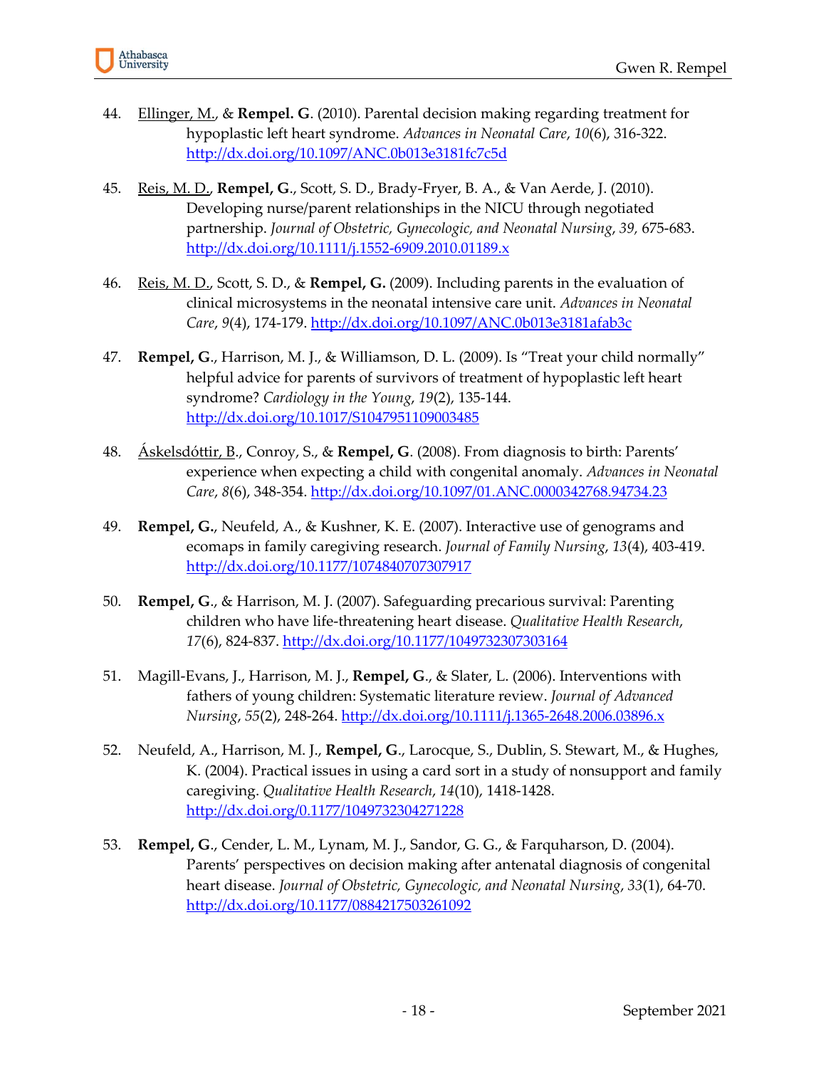44. <u>Ellinger, M.</u>, & **Rempel. G**. (2010). Parental decision making regarding treatment for hypoplastic left heart syndrome. *Advances in Neonatal Care*, *10*(6), 316-322. http://dx.doi.org/10.1097/ANC.0b013e3181fc7c5d

45. <u>Reis, M. D.</u>, **Rempel, G**., Scott, S. D., Brady-Fryer, B. A., & Van Aerde, J. (2010). Developing nurse/parent relationships in the NICU through negotiated partnership. *Journal of Obstetric, Gynecologic, and Neonatal Nursing*, *39,* 675-683. http://dx.doi.org/10.1111/j.1552-6909.2010.01189.x

46. <u>Reis, M. D.</u>, Scott, S. D., & **Rempel, G.** (2009). Including parents in the evaluation of clinical microsystems in the neonatal intensive care unit. *Advances in Neonatal Care*, *9*(4), 174-179. http://dx.doi.org/10.1097/ANC.0b013e3181afab3c

47. **Rempel, G**., Harrison, M. J., & Williamson, D. L. (2009). Is "Treat your child normally" helpful advice for parents of survivors of treatment of hypoplastic left heart syndrome? *Cardiology in the Young*, *19*(2), 135-144. http://dx.doi.org/10.1017/S1047951109003485

48. <u>Áskelsdóttir, B</u>., Conroy, S., & **Rempel, G**. (2008). From diagnosis to birth: Parents' experience when expecting a child with congenital anomaly. *Advances in Neonatal Care*, *8*(6), 348-354. http://dx.doi.org/10.1097/01.ANC.0000342768.94734.23

49. **Rempel, G.**, Neufeld, A., & Kushner, K. E. (2007). Interactive use of genograms and ecomaps in family caregiving research. *Journal of Family Nursing*, *13*(4), 403-419. http://dx.doi.org/10.1177/1074840707307917

50. **Rempel, G**., & Harrison, M. J. (2007). Safeguarding precarious survival: Parenting children who have life-threatening heart disease. *Qualitative Health Research*, *17*(6), 824-837. http://dx.doi.org/10.1177/1049732307303164

51. Magill-Evans, J., Harrison, M. J., **Rempel, G**., & Slater, L. (2006). Interventions with fathers of young children: Systematic literature review. *Journal of Advanced Nursing*, *55*(2), 248-264. http://dx.doi.org/10.1111/j.1365-2648.2006.03896.x

52. Neufeld, A., Harrison, M. J., **Rempel, G**., Larocque, S., Dublin, S. Stewart, M., & Hughes, K. (2004). Practical issues in using a card sort in a study of nonsupport and family caregiving. *Qualitative Health Research*, *14*(10), 1418-1428. http://dx.doi.org/0.1177/1049732304271228

53. **Rempel, G**., Cender, L. M., Lynam, M. J., Sandor, G. G., & Farquharson, D. (2004). Parents' perspectives on decision making after antenatal diagnosis of congenital heart disease. *Journal of Obstetric, Gynecologic, and Neonatal Nursing*, *33*(1), 64-70. http://dx.doi.org/10.1177/0884217503261092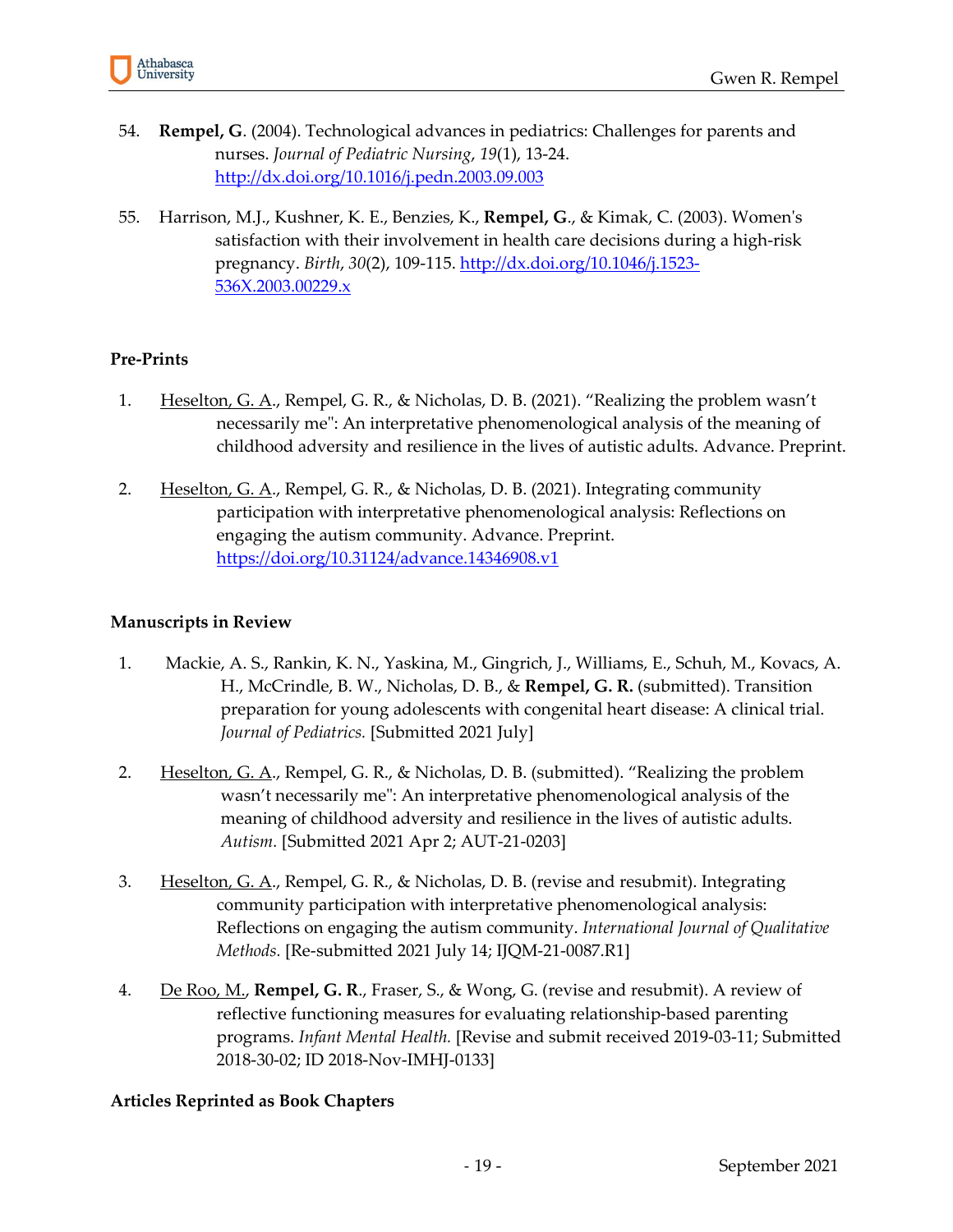54. **Rempel, G**. (2004). Technological advances in pediatrics: Challenges for parents and nurses. *Journal of Pediatric Nursing*, *19*(1), 13-24. http://dx.doi.org/10.1016/j.pedn.2003.09.003

55. Harrison, M.J., Kushner, K. E., Benzies, K., **Rempel, G**., & Kimak, C. (2003). Women's satisfaction with their involvement in health care decisions during a high-risk pregnancy. *Birth*, *30*(2), 109-115. http://dx.doi.org/10.1046/j.1523-536X.2003.00229.x

**Pre-Prints**

1. Heselton, G. A., Rempel, G. R., & Nicholas, D. B. (2021). "Realizing the problem wasn't necessarily me": An interpretative phenomenological analysis of the meaning of childhood adversity and resilience in the lives of autistic adults. Advance. Preprint.

2. Heselton, G. A., Rempel, G. R., & Nicholas, D. B. (2021). Integrating community participation with interpretative phenomenological analysis: Reflections on engaging the autism community. Advance. Preprint. https://doi.org/10.31124/advance.14346908.v1

**Manuscripts in Review**

1. Mackie, A. S., Rankin, K. N., Yaskina, M., Gingrich, J., Williams, E., Schuh, M., Kovacs, A. H., McCrindle, B. W., Nicholas, D. B., & **Rempel, G. R.** (submitted). Transition preparation for young adolescents with congenital heart disease: A clinical trial. *Journal of Pediatrics.* [Submitted 2021 July]

2. Heselton, G. A., Rempel, G. R., & Nicholas, D. B. (submitted). "Realizing the problem wasn't necessarily me": An interpretative phenomenological analysis of the meaning of childhood adversity and resilience in the lives of autistic adults. *Autism.* [Submitted 2021 Apr 2; AUT-21-0203]

3. Heselton, G. A., Rempel, G. R., & Nicholas, D. B. (revise and resubmit). Integrating community participation with interpretative phenomenological analysis: Reflections on engaging the autism community. *International Journal of Qualitative Methods.* [Re-submitted 2021 July 14; IJQM-21-0087.R1]

4. De Roo, M., **Rempel, G. R**., Fraser, S., & Wong, G. (revise and resubmit). A review of reflective functioning measures for evaluating relationship-based parenting programs. *Infant Mental Health.* [Revise and submit received 2019-03-11; Submitted 2018-30-02; ID 2018-Nov-IMHJ-0133]

**Articles Reprinted as Book Chapters**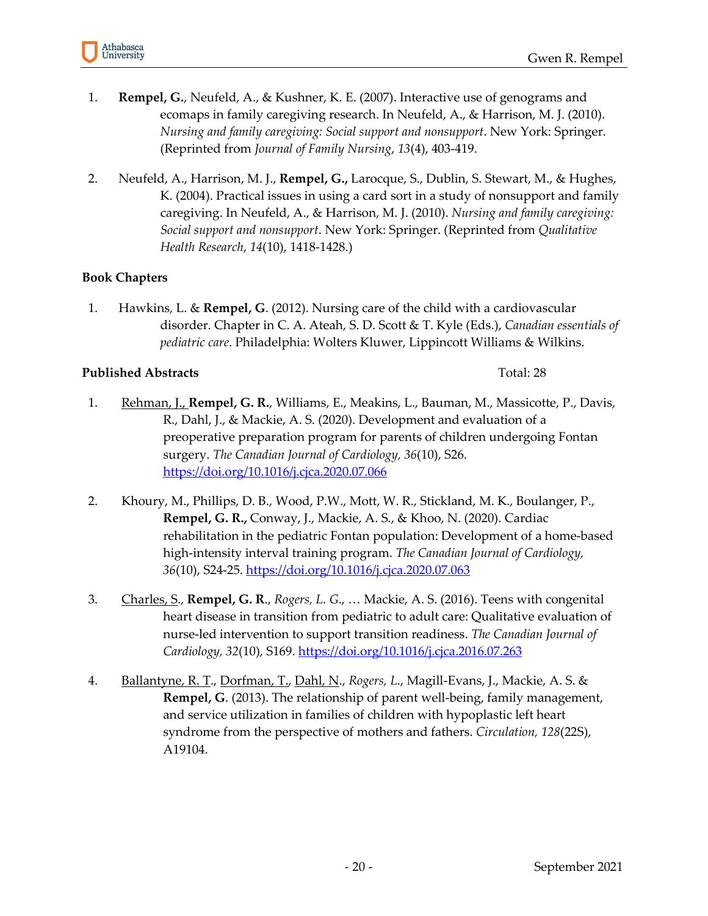1. **Rempel, G.**, Neufeld, A., & Kushner, K. E. (2007). Interactive use of genograms and ecomaps in family caregiving research. In Neufeld, A., & Harrison, M. J. (2010). *Nursing and family caregiving: Social support and nonsupport*. New York: Springer. (Reprinted from *Journal of Family Nursing*, *13*(4), 403-419.

2. Neufeld, A., Harrison, M. J., **Rempel, G.,** Larocque, S., Dublin, S. Stewart, M., & Hughes, K. (2004). Practical issues in using a card sort in a study of nonsupport and family caregiving. In Neufeld, A., & Harrison, M. J. (2010). *Nursing and family caregiving: Social support and nonsupport*. New York: Springer. (Reprinted from *Qualitative Health Research*, *14*(10), 1418-1428.)

**Book Chapters**

1. Hawkins, L. & **Rempel, G**. (2012). Nursing care of the child with a cardiovascular disorder. Chapter in C. A. Ateah, S. D. Scott & T. Kyle (Eds.), *Canadian essentials of pediatric care*. Philadelphia: Wolters Kluwer, Lippincott Williams & Wilkins.

**Published Abstracts** Total: 28

1. <u>Rehman, J.,</u> **Rempel, G. R.**, Williams, E., Meakins, L., Bauman, M., Massicotte, P., Davis, R., Dahl, J., & Mackie, A. S. (2020). Development and evaluation of a preoperative preparation program for parents of children undergoing Fontan surgery. *The Canadian Journal of Cardiology, 36*(10), S26. https://doi.org/10.1016/j.cjca.2020.07.066

2. Khoury, M., Phillips, D. B., Wood, P.W., Mott, W. R., Stickland, M. K., Boulanger, P., **Rempel, G. R.,** Conway, J., Mackie, A. S., & Khoo, N. (2020). Cardiac rehabilitation in the pediatric Fontan population: Development of a home-based high-intensity interval training program. *The Canadian Journal of Cardiology, 36*(10), S24-25. https://doi.org/10.1016/j.cjca.2020.07.063

3. <u>Charles, S</u>., **Rempel, G. R**., *Rogers, L. G*., … Mackie, A. S. (2016). Teens with congenital heart disease in transition from pediatric to adult care: Qualitative evaluation of nurse-led intervention to support transition readiness. *The Canadian Journal of Cardiology, 32*(10), S169. https://doi.org/10.1016/j.cjca.2016.07.263

4. <u>Ballantyne, R. T</u>., <u>Dorfman, T</u>., <u>Dahl, N</u>., *Rogers, L.*, Magill-Evans, J., Mackie, A. S. & **Rempel, G**. (2013). The relationship of parent well-being, family management, and service utilization in families of children with hypoplastic left heart syndrome from the perspective of mothers and fathers. *Circulation, 128*(22S), A19104.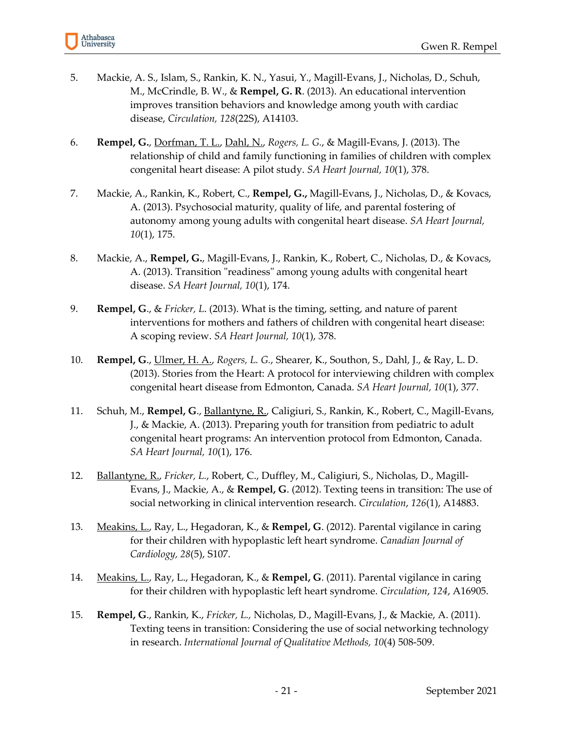5. Mackie, A. S., Islam, S., Rankin, K. N., Yasui, Y., Magill-Evans, J., Nicholas, D., Schuh, M., McCrindle, B. W., & **Rempel, G. R**. (2013). An educational intervention improves transition behaviors and knowledge among youth with cardiac disease, *Circulation, 128*(22S), A14103.

6. **Rempel, G.**, <u>Dorfman, T. L.</u>, <u>Dahl, N.</u>, *Rogers, L. G.*, & Magill-Evans, J. (2013). The relationship of child and family functioning in families of children with complex congenital heart disease: A pilot study. *SA Heart Journal, 10*(1), 378.

7. Mackie, A., Rankin, K., Robert, C., **Rempel, G.,** Magill-Evans, J., Nicholas, D., & Kovacs, A. (2013). Psychosocial maturity, quality of life, and parental fostering of autonomy among young adults with congenital heart disease. *SA Heart Journal, 10*(1), 175.

8. Mackie, A., **Rempel, G.**, Magill-Evans, J., Rankin, K., Robert, C., Nicholas, D., & Kovacs, A. (2013). Transition "readiness" among young adults with congenital heart disease. *SA Heart Journal, 10*(1), 174.

9. **Rempel, G**., & *Fricker, L*. (2013). What is the timing, setting, and nature of parent interventions for mothers and fathers of children with congenital heart disease: A scoping review. *SA Heart Journal, 10*(1), 378.

10. **Rempel, G**., <u>Ulmer, H. A.</u>, *Rogers, L. G.*, Shearer, K., Southon, S., Dahl, J., & Ray, L. D. (2013). Stories from the Heart: A protocol for interviewing children with complex congenital heart disease from Edmonton, Canada. *SA Heart Journal, 10*(1), 377.

11. Schuh, M., **Rempel, G**., <u>Ballantyne, R.</u>, Caligiuri, S., Rankin, K., Robert, C., Magill-Evans, J., & Mackie, A. (2013). Preparing youth for transition from pediatric to adult congenital heart programs: An intervention protocol from Edmonton, Canada. *SA Heart Journal, 10*(1), 176.

12. <u>Ballantyne, R.</u>, *Fricker, L*., Robert, C., Duffley, M., Caligiuri, S., Nicholas, D., Magill-Evans, J., Mackie, A., & **Rempel, G**. (2012). Texting teens in transition: The use of social networking in clinical intervention research. *Circulation*, *126*(1), A14883.

13. <u>Meakins, L.</u>, Ray, L., Hegadoran, K., & **Rempel, G**. (2012). Parental vigilance in caring for their children with hypoplastic left heart syndrome. *Canadian Journal of Cardiology, 28*(5), S107.

14. <u>Meakins, L.</u>, Ray, L., Hegadoran, K., & **Rempel, G**. (2011). Parental vigilance in caring for their children with hypoplastic left heart syndrome. *Circulation*, *124*, A16905.

15. **Rempel, G**., Rankin, K., *Fricker, L.,* Nicholas, D., Magill-Evans, J., & Mackie, A. (2011). Texting teens in transition: Considering the use of social networking technology in research. *International Journal of Qualitative Methods, 10*(4) 508-509.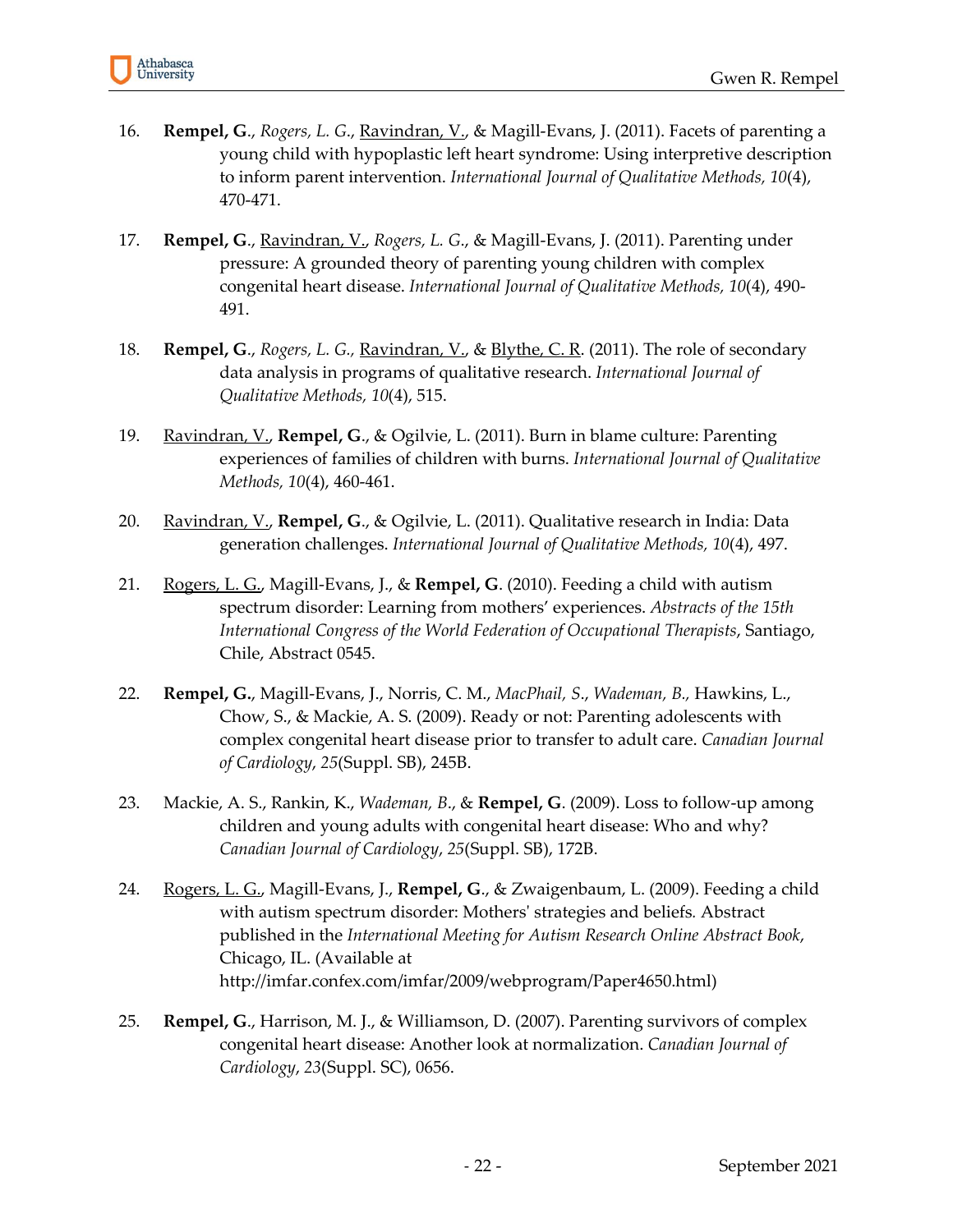16. **Rempel, G**., *Rogers, L. G*., <u>Ravindran, V.</u>, & Magill-Evans, J. (2011). Facets of parenting a young child with hypoplastic left heart syndrome: Using interpretive description to inform parent intervention. *International Journal of Qualitative Methods, 10*(4), 470-471.

17. **Rempel, G**., <u>Ravindran, V.</u>, *Rogers, L. G*., & Magill-Evans, J. (2011). Parenting under pressure: A grounded theory of parenting young children with complex congenital heart disease. *International Journal of Qualitative Methods, 10*(4), 490-491.

18. **Rempel, G**., *Rogers, L. G.,* <u>Ravindran, V.</u>, & <u>Blythe, C. R</u>. (2011). The role of secondary data analysis in programs of qualitative research. *International Journal of Qualitative Methods, 10*(4), 515.

19. <u>Ravindran, V.</u>, **Rempel, G**., & Ogilvie, L. (2011). Burn in blame culture: Parenting experiences of families of children with burns. *International Journal of Qualitative Methods, 10*(4), 460-461.

20. <u>Ravindran, V.</u>, **Rempel, G**., & Ogilvie, L. (2011). Qualitative research in India: Data generation challenges. *International Journal of Qualitative Methods, 10*(4), 497.

21. <u>Rogers, L. G.</u>, Magill-Evans, J., & **Rempel, G**. (2010). Feeding a child with autism spectrum disorder: Learning from mothers' experiences. *Abstracts of the 15th International Congress of the World Federation of Occupational Therapists*, Santiago, Chile, Abstract 0545.

22. **Rempel, G.**, Magill-Evans, J., Norris, C. M., *MacPhail, S*., *Wademan, B.,* Hawkins, L., Chow, S., & Mackie, A. S. (2009). Ready or not: Parenting adolescents with complex congenital heart disease prior to transfer to adult care. *Canadian Journal of Cardiology*, *25*(Suppl. SB), 245B.

23. Mackie, A. S., Rankin, K., *Wademan, B*., & **Rempel, G**. (2009). Loss to follow-up among children and young adults with congenital heart disease: Who and why? *Canadian Journal of Cardiology*, *25*(Suppl. SB), 172B.

24. <u>Rogers, L. G.</u>, Magill-Evans, J., **Rempel, G**., & Zwaigenbaum, L. (2009). Feeding a child with autism spectrum disorder: Mothers' strategies and beliefs. Abstract published in the *International Meeting for Autism Research Online Abstract Book*, Chicago, IL. (Available at http://imfar.confex.com/imfar/2009/webprogram/Paper4650.html)

25. **Rempel, G**., Harrison, M. J., & Williamson, D. (2007). Parenting survivors of complex congenital heart disease: Another look at normalization. *Canadian Journal of Cardiology*, *23*(Suppl. SC), 0656.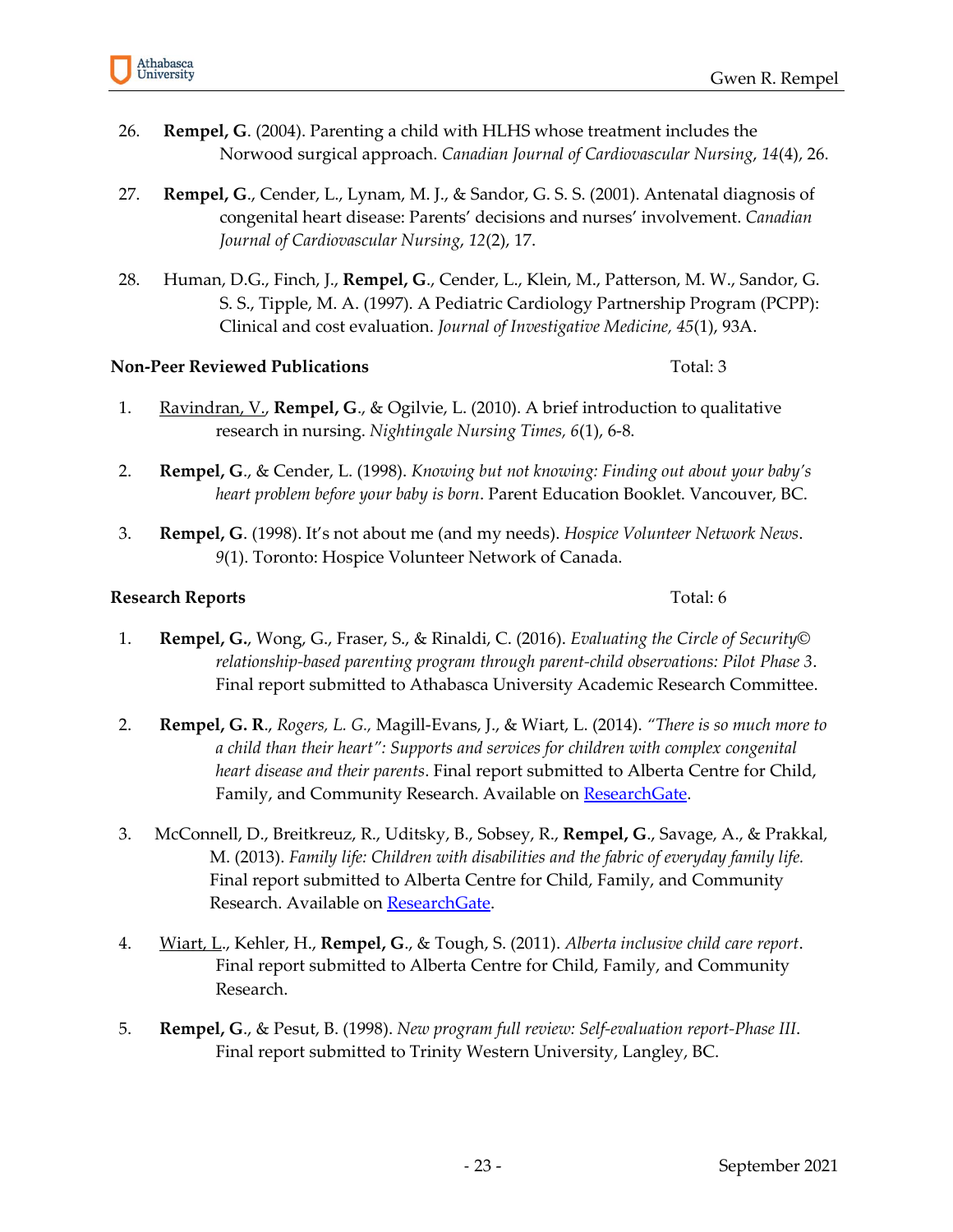26. **Rempel, G**. (2004). Parenting a child with HLHS whose treatment includes the Norwood surgical approach. *Canadian Journal of Cardiovascular Nursing*, *14*(4), 26.

27. **Rempel, G**., Cender, L., Lynam, M. J., & Sandor, G. S. S. (2001). Antenatal diagnosis of congenital heart disease: Parents' decisions and nurses' involvement. *Canadian Journal of Cardiovascular Nursing*, *12*(2), 17.

28. Human, D.G., Finch, J., **Rempel, G**., Cender, L., Klein, M., Patterson, M. W., Sandor, G. S. S., Tipple, M. A. (1997). A Pediatric Cardiology Partnership Program (PCPP): Clinical and cost evaluation. *Journal of Investigative Medicine, 45*(1), 93A.

**Non-Peer Reviewed Publications** Total: 3

1. <u>Ravindran, V.</u>, **Rempel, G**., & Ogilvie, L. (2010). A brief introduction to qualitative research in nursing. *Nightingale Nursing Times, 6*(1), 6-8.

2. **Rempel, G**., & Cender, L. (1998). *Knowing but not knowing: Finding out about your baby's heart problem before your baby is born*. Parent Education Booklet. Vancouver, BC.

3. **Rempel, G**. (1998). It's not about me (and my needs). *Hospice Volunteer Network News*. *9*(1). Toronto: Hospice Volunteer Network of Canada.

**Research Reports** Total: 6

1. **Rempel, G.**, Wong, G., Fraser, S., & Rinaldi, C. (2016). *Evaluating the Circle of Security© relationship-based parenting program through parent-child observations: Pilot Phase 3*. Final report submitted to Athabasca University Academic Research Committee.

2. **Rempel, G. R**., *Rogers, L. G.,* Magill-Evans, J., & Wiart, L. (2014). *"There is so much more to a child than their heart": Supports and services for children with complex congenital heart disease and their parents*. Final report submitted to Alberta Centre for Child, Family, and Community Research. Available on [ResearchGate](ResearchGate).

3. McConnell, D., Breitkreuz, R., Uditsky, B., Sobsey, R., **Rempel, G**., Savage, A., & Prakkal, M. (2013). *Family life: Children with disabilities and the fabric of everyday family life.* Final report submitted to Alberta Centre for Child, Family, and Community Research. Available on [ResearchGate](ResearchGate).

4. <u>Wiart, L</u>., Kehler, H., **Rempel, G**., & Tough, S. (2011). *Alberta inclusive child care report*. Final report submitted to Alberta Centre for Child, Family, and Community Research.

5. **Rempel, G**., & Pesut, B. (1998). *New program full review: Self-evaluation report-Phase III*. Final report submitted to Trinity Western University, Langley, BC.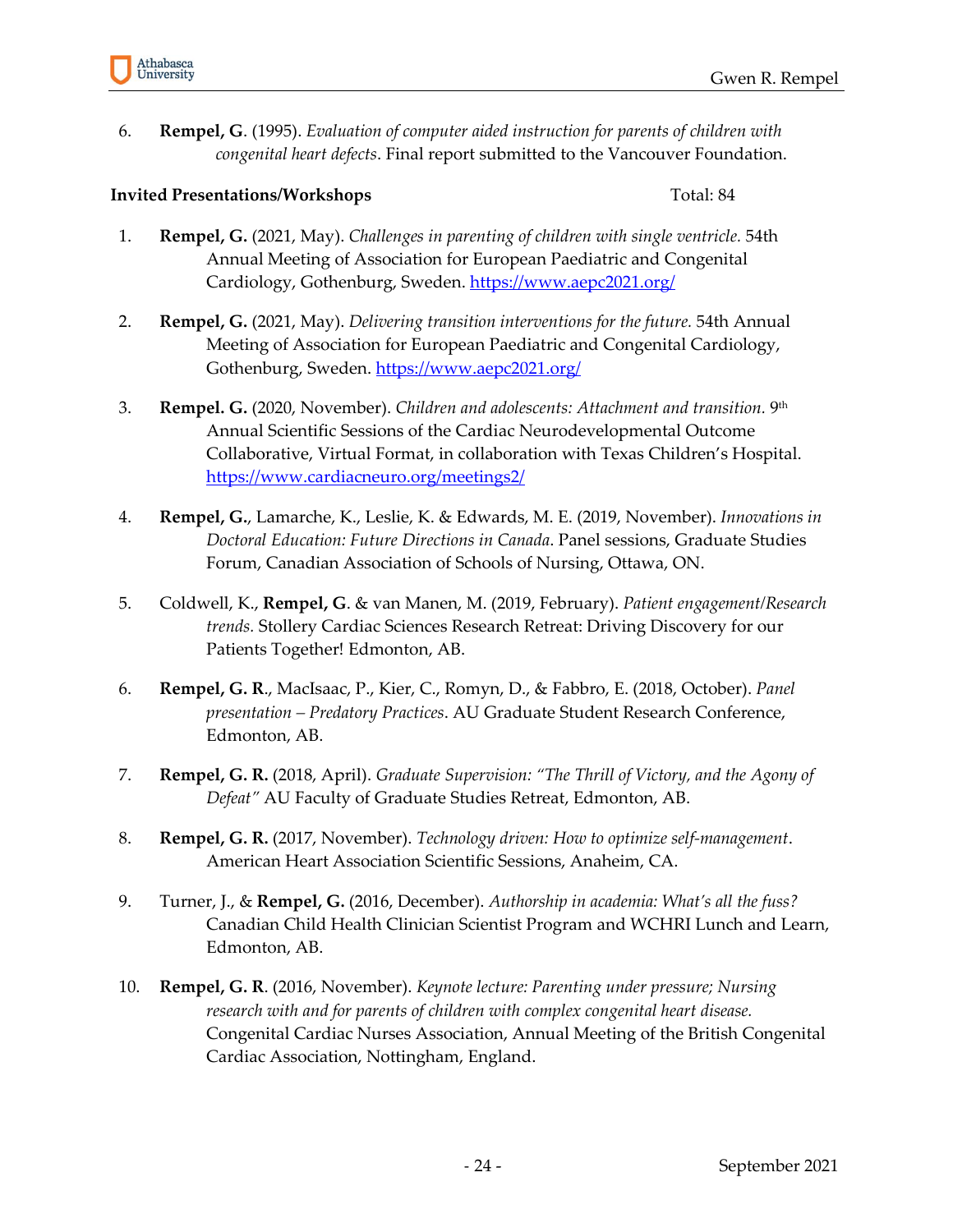6. **Rempel, G**. (1995). *Evaluation of computer aided instruction for parents of children with congenital heart defects*. Final report submitted to the Vancouver Foundation.

**Invited Presentations/Workshops** Total: 84

1. **Rempel, G.** (2021, May). *Challenges in parenting of children with single ventricle.* 54th Annual Meeting of Association for European Paediatric and Congenital Cardiology, Gothenburg, Sweden. https://www.aepc2021.org/

2. **Rempel, G.** (2021, May). *Delivering transition interventions for the future.* 54th Annual Meeting of Association for European Paediatric and Congenital Cardiology, Gothenburg, Sweden. https://www.aepc2021.org/

3. **Rempel. G.** (2020, November). *Children and adolescents: Attachment and transition.* 9th Annual Scientific Sessions of the Cardiac Neurodevelopmental Outcome Collaborative, Virtual Format, in collaboration with Texas Children's Hospital. https://www.cardiacneuro.org/meetings2/

4. **Rempel, G.**, Lamarche, K., Leslie, K. & Edwards, M. E. (2019, November). *Innovations in Doctoral Education: Future Directions in Canada*. Panel sessions, Graduate Studies Forum, Canadian Association of Schools of Nursing, Ottawa, ON.

5. Coldwell, K., **Rempel, G**. & van Manen, M. (2019, February). *Patient engagement/Research trends.* Stollery Cardiac Sciences Research Retreat: Driving Discovery for our Patients Together! Edmonton, AB.

6. **Rempel, G. R**., MacIsaac, P., Kier, C., Romyn, D., & Fabbro, E. (2018, October). *Panel presentation – Predatory Practices*. AU Graduate Student Research Conference, Edmonton, AB.

7. **Rempel, G. R.** (2018, April). *Graduate Supervision: "The Thrill of Victory, and the Agony of Defeat"* AU Faculty of Graduate Studies Retreat, Edmonton, AB.

8. **Rempel, G. R.** (2017, November). *Technology driven: How to optimize self-management*. American Heart Association Scientific Sessions, Anaheim, CA.

9. Turner, J., & **Rempel, G.** (2016, December). *Authorship in academia: What's all the fuss?* Canadian Child Health Clinician Scientist Program and WCHRI Lunch and Learn, Edmonton, AB.

10. **Rempel, G. R**. (2016, November). *Keynote lecture: Parenting under pressure; Nursing research with and for parents of children with complex congenital heart disease.* Congenital Cardiac Nurses Association, Annual Meeting of the British Congenital Cardiac Association, Nottingham, England.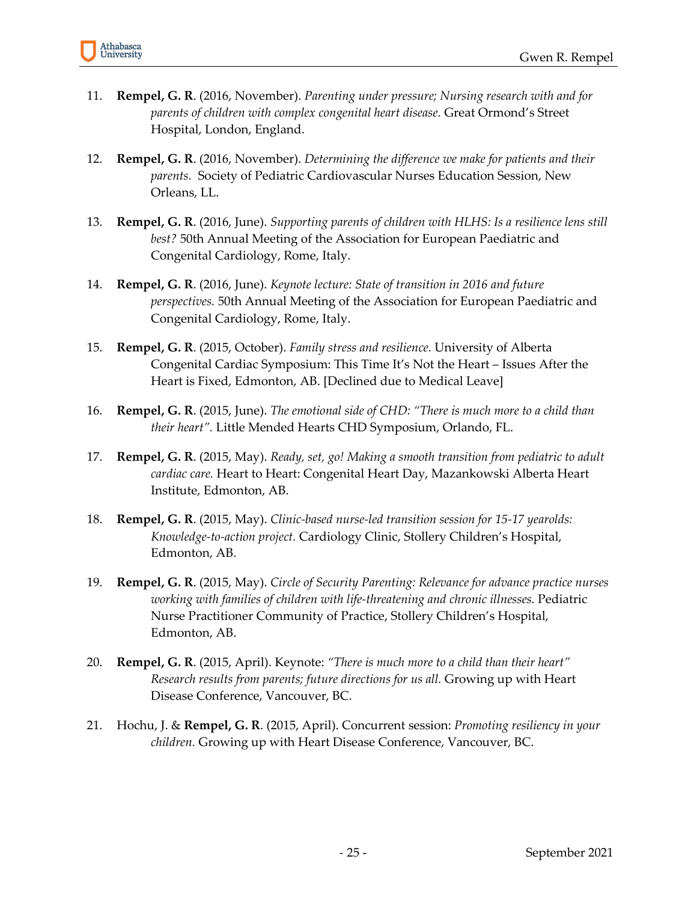11. **Rempel, G. R**. (2016, November). *Parenting under pressure; Nursing research with and for parents of children with complex congenital heart disease.* Great Ormond's Street Hospital, London, England.

12. **Rempel, G. R**. (2016, November). *Determining the difference we make for patients and their parents.* Society of Pediatric Cardiovascular Nurses Education Session, New Orleans, LL.

13. **Rempel, G. R**. (2016, June). *Supporting parents of children with HLHS: Is a resilience lens still best?* 50th Annual Meeting of the Association for European Paediatric and Congenital Cardiology, Rome, Italy.

14. **Rempel, G. R**. (2016, June). *Keynote lecture: State of transition in 2016 and future perspectives.* 50th Annual Meeting of the Association for European Paediatric and Congenital Cardiology, Rome, Italy.

15. **Rempel, G. R**. (2015, October). *Family stress and resilience.* University of Alberta Congenital Cardiac Symposium: This Time It's Not the Heart – Issues After the Heart is Fixed, Edmonton, AB. [Declined due to Medical Leave]

16. **Rempel, G. R**. (2015, June). *The emotional side of CHD: "There is much more to a child than their heart".* Little Mended Hearts CHD Symposium, Orlando, FL.

17. **Rempel, G. R**. (2015, May). *Ready, set, go! Making a smooth transition from pediatric to adult cardiac care.* Heart to Heart: Congenital Heart Day, Mazankowski Alberta Heart Institute, Edmonton, AB.

18. **Rempel, G. R**. (2015, May). *Clinic-based nurse-led transition session for 15-17 yearolds: Knowledge-to-action project.* Cardiology Clinic, Stollery Children's Hospital, Edmonton, AB.

19. **Rempel, G. R**. (2015, May). *Circle of Security Parenting: Relevance for advance practice nurses working with families of children with life-threatening and chronic illnesses.* Pediatric Nurse Practitioner Community of Practice, Stollery Children's Hospital, Edmonton, AB.

20. **Rempel, G. R**. (2015, April). Keynote: *"There is much more to a child than their heart" Research results from parents; future directions for us all.* Growing up with Heart Disease Conference, Vancouver, BC.

21. Hochu, J. & **Rempel, G. R**. (2015, April). Concurrent session: *Promoting resiliency in your children.* Growing up with Heart Disease Conference, Vancouver, BC.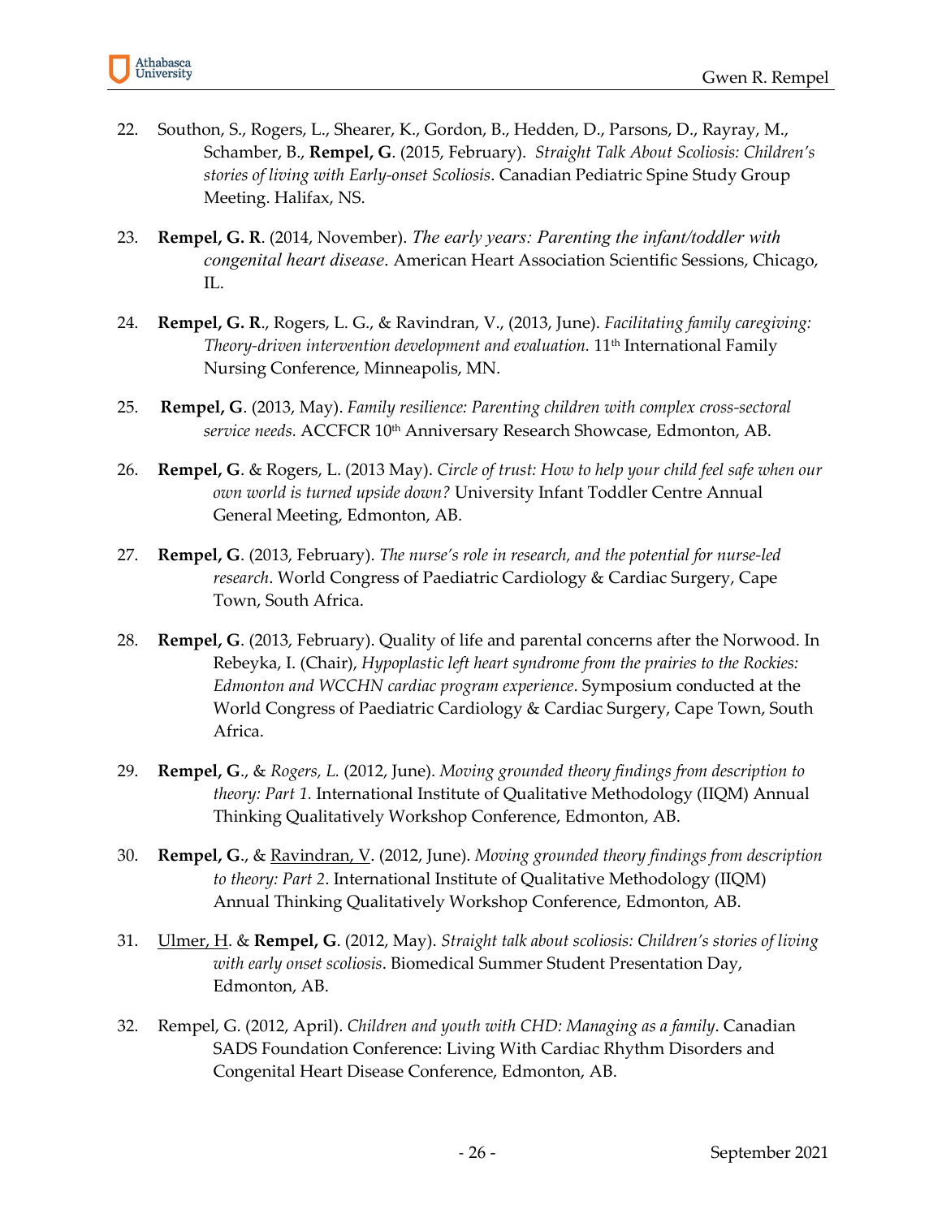22. Southon, S., Rogers, L., Shearer, K., Gordon, B., Hedden, D., Parsons, D., Rayray, M., Schamber, B., **Rempel, G**. (2015, February). *Straight Talk About Scoliosis: Children's stories of living with Early-onset Scoliosis*. Canadian Pediatric Spine Study Group Meeting. Halifax, NS.

23. **Rempel, G. R**. (2014, November). *The early years: Parenting the infant/toddler with congenital heart disease*. American Heart Association Scientific Sessions, Chicago, IL.

24. **Rempel, G. R**., Rogers, L. G., & Ravindran, V., (2013, June). *Facilitating family caregiving: Theory-driven intervention development and evaluation.* 11th International Family Nursing Conference, Minneapolis, MN.

25. **Rempel, G**. (2013, May). *Family resilience: Parenting children with complex cross-sectoral service needs.* ACCFCR 10th Anniversary Research Showcase, Edmonton, AB.

26. **Rempel, G**. & Rogers, L. (2013 May). *Circle of trust: How to help your child feel safe when our own world is turned upside down?* University Infant Toddler Centre Annual General Meeting, Edmonton, AB.

27. **Rempel, G**. (2013, February). *The nurse's role in research, and the potential for nurse-led research*. World Congress of Paediatric Cardiology & Cardiac Surgery, Cape Town, South Africa.

28. **Rempel, G**. (2013, February). Quality of life and parental concerns after the Norwood. In Rebeyka, I. (Chair), *Hypoplastic left heart syndrome from the prairies to the Rockies: Edmonton and WCCHN cardiac program experience*. Symposium conducted at the World Congress of Paediatric Cardiology & Cardiac Surgery, Cape Town, South Africa.

29. **Rempel, G**., & *Rogers, L.* (2012, June). *Moving grounded theory findings from description to theory: Part 1.* International Institute of Qualitative Methodology (IIQM) Annual Thinking Qualitatively Workshop Conference, Edmonton, AB.

30. **Rempel, G**., & <u>Ravindran, V</u>. (2012, June). *Moving grounded theory findings from description to theory: Part 2*. International Institute of Qualitative Methodology (IIQM) Annual Thinking Qualitatively Workshop Conference, Edmonton, AB.

31. <u>Ulmer, H</u>. & **Rempel, G**. (2012, May). *Straight talk about scoliosis: Children's stories of living with early onset scoliosis*. Biomedical Summer Student Presentation Day, Edmonton, AB.

32. Rempel, G. (2012, April). *Children and youth with CHD: Managing as a family*. Canadian SADS Foundation Conference: Living With Cardiac Rhythm Disorders and Congenital Heart Disease Conference, Edmonton, AB.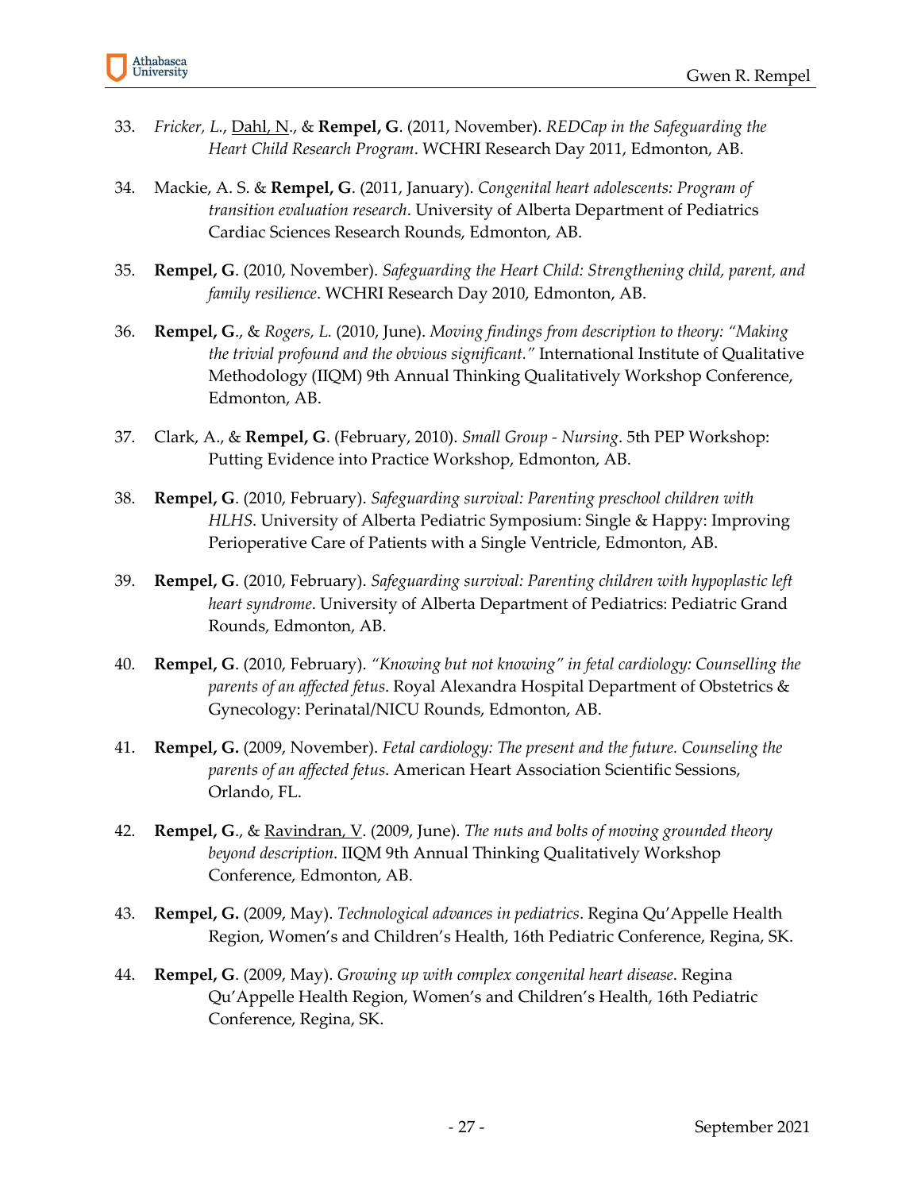33. *Fricker, L.*, <u>Dahl, N</u>., & **Rempel, G**. (2011, November). *REDCap in the Safeguarding the Heart Child Research Program*. WCHRI Research Day 2011, Edmonton, AB.

34. Mackie, A. S. & **Rempel, G**. (2011, January). *Congenital heart adolescents: Program of transition evaluation research*. University of Alberta Department of Pediatrics Cardiac Sciences Research Rounds, Edmonton, AB.

35. **Rempel, G**. (2010, November). *Safeguarding the Heart Child: Strengthening child, parent, and family resilience*. WCHRI Research Day 2010, Edmonton, AB.

36. **Rempel, G**., & *Rogers, L.* (2010, June). *Moving findings from description to theory: "Making the trivial profound and the obvious significant."* International Institute of Qualitative Methodology (IIQM) 9th Annual Thinking Qualitatively Workshop Conference, Edmonton, AB.

37. Clark, A., & **Rempel, G**. (February, 2010). *Small Group - Nursing*. 5th PEP Workshop: Putting Evidence into Practice Workshop, Edmonton, AB.

38. **Rempel, G**. (2010, February). *Safeguarding survival: Parenting preschool children with HLHS*. University of Alberta Pediatric Symposium: Single & Happy: Improving Perioperative Care of Patients with a Single Ventricle, Edmonton, AB.

39. **Rempel, G**. (2010, February). *Safeguarding survival: Parenting children with hypoplastic left heart syndrome*. University of Alberta Department of Pediatrics: Pediatric Grand Rounds, Edmonton, AB.

40. **Rempel, G**. (2010, February). *"Knowing but not knowing" in fetal cardiology: Counselling the parents of an affected fetus*. Royal Alexandra Hospital Department of Obstetrics & Gynecology: Perinatal/NICU Rounds, Edmonton, AB.

41. **Rempel, G.** (2009, November). *Fetal cardiology: The present and the future. Counseling the parents of an affected fetus*. American Heart Association Scientific Sessions, Orlando, FL.

42. **Rempel, G**., & <u>Ravindran, V</u>. (2009, June). *The nuts and bolts of moving grounded theory beyond description*. IIQM 9th Annual Thinking Qualitatively Workshop Conference, Edmonton, AB.

43. **Rempel, G.** (2009, May). *Technological advances in pediatrics*. Regina Qu'Appelle Health Region, Women's and Children's Health, 16th Pediatric Conference, Regina, SK.

44. **Rempel, G**. (2009, May). *Growing up with complex congenital heart disease*. Regina Qu'Appelle Health Region, Women's and Children's Health, 16th Pediatric Conference, Regina, SK.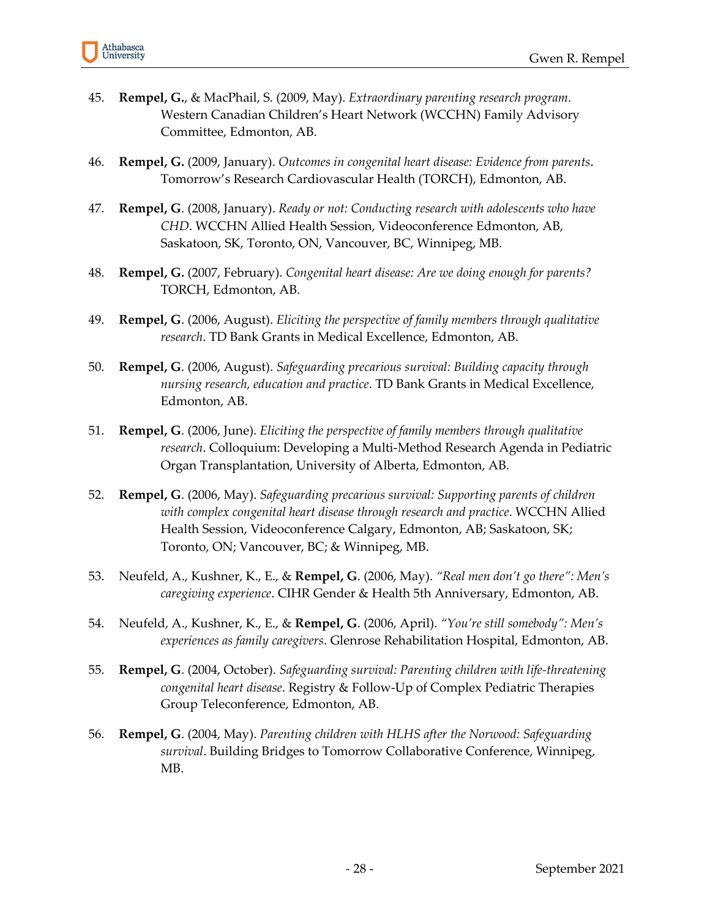45. **Rempel, G.**, & MacPhail, S. (2009, May). *Extraordinary parenting research program*. Western Canadian Children's Heart Network (WCCHN) Family Advisory Committee, Edmonton, AB.

46. **Rempel, G.** (2009, January). *Outcomes in congenital heart disease: Evidence from parents*. Tomorrow's Research Cardiovascular Health (TORCH), Edmonton, AB.

47. **Rempel, G**. (2008, January). *Ready or not: Conducting research with adolescents who have CHD*. WCCHN Allied Health Session, Videoconference Edmonton, AB, Saskatoon, SK, Toronto, ON, Vancouver, BC, Winnipeg, MB.

48. **Rempel, G.** (2007, February). *Congenital heart disease: Are we doing enough for parents?* TORCH, Edmonton, AB.

49. **Rempel, G**. (2006, August). *Eliciting the perspective of family members through qualitative research*. TD Bank Grants in Medical Excellence, Edmonton, AB.

50. **Rempel, G**. (2006, August). *Safeguarding precarious survival: Building capacity through nursing research, education and practice*. TD Bank Grants in Medical Excellence, Edmonton, AB.

51. **Rempel, G**. (2006, June). *Eliciting the perspective of family members through qualitative research*. Colloquium: Developing a Multi-Method Research Agenda in Pediatric Organ Transplantation, University of Alberta, Edmonton, AB.

52. **Rempel, G**. (2006, May). *Safeguarding precarious survival: Supporting parents of children with complex congenital heart disease through research and practice*. WCCHN Allied Health Session, Videoconference Calgary, Edmonton, AB; Saskatoon, SK; Toronto, ON; Vancouver, BC; & Winnipeg, MB.

53. Neufeld, A., Kushner, K., E., & **Rempel, G**. (2006, May). *"Real men don't go there": Men's caregiving experience*. CIHR Gender & Health 5th Anniversary, Edmonton, AB.

54. Neufeld, A., Kushner, K., E., & **Rempel, G**. (2006, April). *"You're still somebody": Men's experiences as family caregivers*. Glenrose Rehabilitation Hospital, Edmonton, AB.

55. **Rempel, G**. (2004, October). *Safeguarding survival: Parenting children with life-threatening congenital heart disease*. Registry & Follow-Up of Complex Pediatric Therapies Group Teleconference, Edmonton, AB.

56. **Rempel, G**. (2004, May). *Parenting children with HLHS after the Norwood: Safeguarding survival*. Building Bridges to Tomorrow Collaborative Conference, Winnipeg, MB.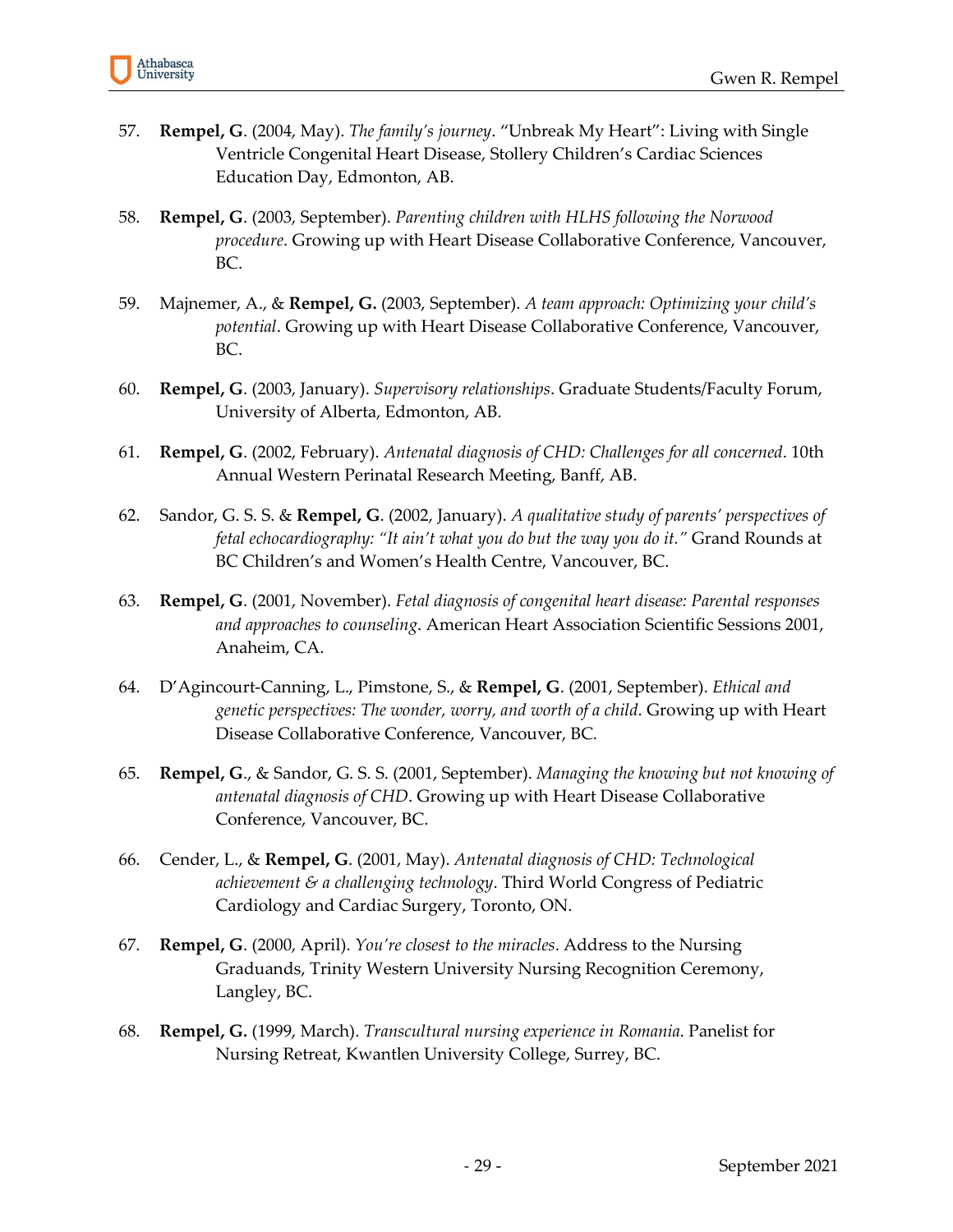57. **Rempel, G**. (2004, May). *The family's journey*. "Unbreak My Heart": Living with Single Ventricle Congenital Heart Disease, Stollery Children's Cardiac Sciences Education Day, Edmonton, AB.

58. **Rempel, G**. (2003, September). *Parenting children with HLHS following the Norwood procedure*. Growing up with Heart Disease Collaborative Conference, Vancouver, BC.

59. Majnemer, A., & **Rempel, G.** (2003, September). *A team approach: Optimizing your child's potential*. Growing up with Heart Disease Collaborative Conference, Vancouver, BC.

60. **Rempel, G**. (2003, January). *Supervisory relationships*. Graduate Students/Faculty Forum, University of Alberta, Edmonton, AB.

61. **Rempel, G**. (2002, February). *Antenatal diagnosis of CHD: Challenges for all concerned*. 10th Annual Western Perinatal Research Meeting, Banff, AB.

62. Sandor, G. S. S. & **Rempel, G**. (2002, January). *A qualitative study of parents' perspectives of fetal echocardiography: "It ain't what you do but the way you do it."* Grand Rounds at BC Children's and Women's Health Centre, Vancouver, BC.

63. **Rempel, G**. (2001, November). *Fetal diagnosis of congenital heart disease: Parental responses and approaches to counseling*. American Heart Association Scientific Sessions 2001, Anaheim, CA.

64. D'Agincourt-Canning, L., Pimstone, S., & **Rempel, G**. (2001, September). *Ethical and genetic perspectives: The wonder, worry, and worth of a child*. Growing up with Heart Disease Collaborative Conference, Vancouver, BC.

65. **Rempel, G**., & Sandor, G. S. S. (2001, September). *Managing the knowing but not knowing of antenatal diagnosis of CHD*. Growing up with Heart Disease Collaborative Conference, Vancouver, BC.

66. Cender, L., & **Rempel, G**. (2001, May). *Antenatal diagnosis of CHD: Technological achievement & a challenging technology*. Third World Congress of Pediatric Cardiology and Cardiac Surgery, Toronto, ON.

67. **Rempel, G**. (2000, April). *You're closest to the miracles*. Address to the Nursing Graduands, Trinity Western University Nursing Recognition Ceremony, Langley, BC.

68. **Rempel, G.** (1999, March). *Transcultural nursing experience in Romania*. Panelist for Nursing Retreat, Kwantlen University College, Surrey, BC.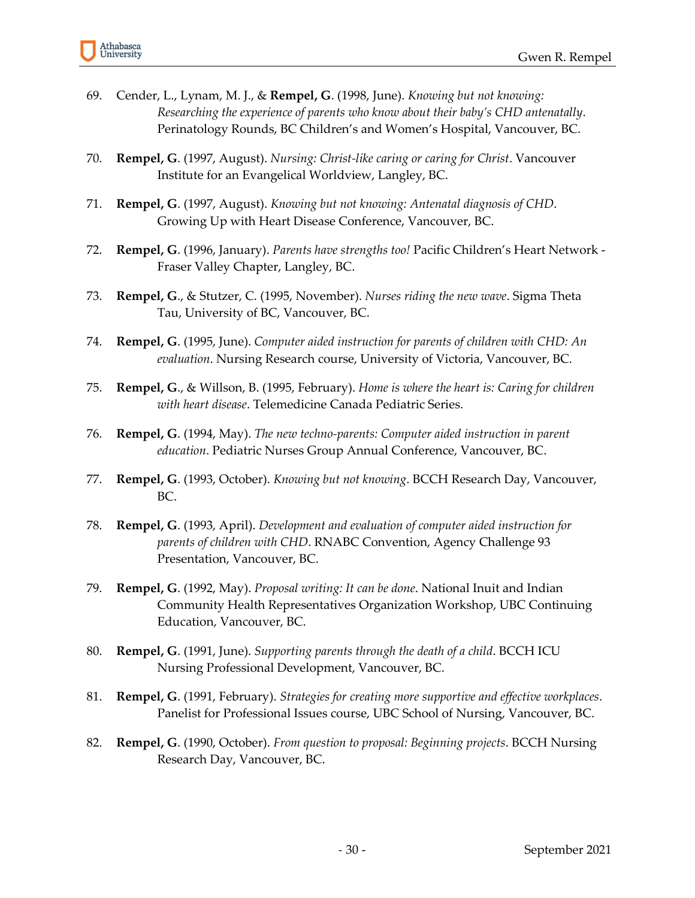69. Cender, L., Lynam, M. J., & **Rempel, G**. (1998, June). *Knowing but not knowing: Researching the experience of parents who know about their baby's CHD antenatally*. Perinatology Rounds, BC Children's and Women's Hospital, Vancouver, BC.

70. **Rempel, G**. (1997, August). *Nursing: Christ-like caring or caring for Christ*. Vancouver Institute for an Evangelical Worldview, Langley, BC.

71. **Rempel, G**. (1997, August). *Knowing but not knowing: Antenatal diagnosis of CHD*. Growing Up with Heart Disease Conference, Vancouver, BC.

72. **Rempel, G**. (1996, January). *Parents have strengths too!* Pacific Children's Heart Network - Fraser Valley Chapter, Langley, BC.

73. **Rempel, G**., & Stutzer, C. (1995, November). *Nurses riding the new wave*. Sigma Theta Tau, University of BC, Vancouver, BC.

74. **Rempel, G**. (1995, June). *Computer aided instruction for parents of children with CHD: An evaluation*. Nursing Research course, University of Victoria, Vancouver, BC.

75. **Rempel, G**., & Willson, B. (1995, February). *Home is where the heart is: Caring for children with heart disease*. Telemedicine Canada Pediatric Series.

76. **Rempel, G**. (1994, May). *The new techno-parents: Computer aided instruction in parent education*. Pediatric Nurses Group Annual Conference, Vancouver, BC.

77. **Rempel, G**. (1993, October). *Knowing but not knowing*. BCCH Research Day, Vancouver, BC.

78. **Rempel, G**. (1993, April). *Development and evaluation of computer aided instruction for parents of children with CHD*. RNABC Convention, Agency Challenge 93 Presentation, Vancouver, BC.

79. **Rempel, G**. (1992, May). *Proposal writing: It can be done*. National Inuit and Indian Community Health Representatives Organization Workshop, UBC Continuing Education, Vancouver, BC.

80. **Rempel, G**. (1991, June). *Supporting parents through the death of a child*. BCCH ICU Nursing Professional Development, Vancouver, BC.

81. **Rempel, G**. (1991, February). *Strategies for creating more supportive and effective workplaces*. Panelist for Professional Issues course, UBC School of Nursing, Vancouver, BC.

82. **Rempel, G**. (1990, October). *From question to proposal: Beginning projects*. BCCH Nursing Research Day, Vancouver, BC.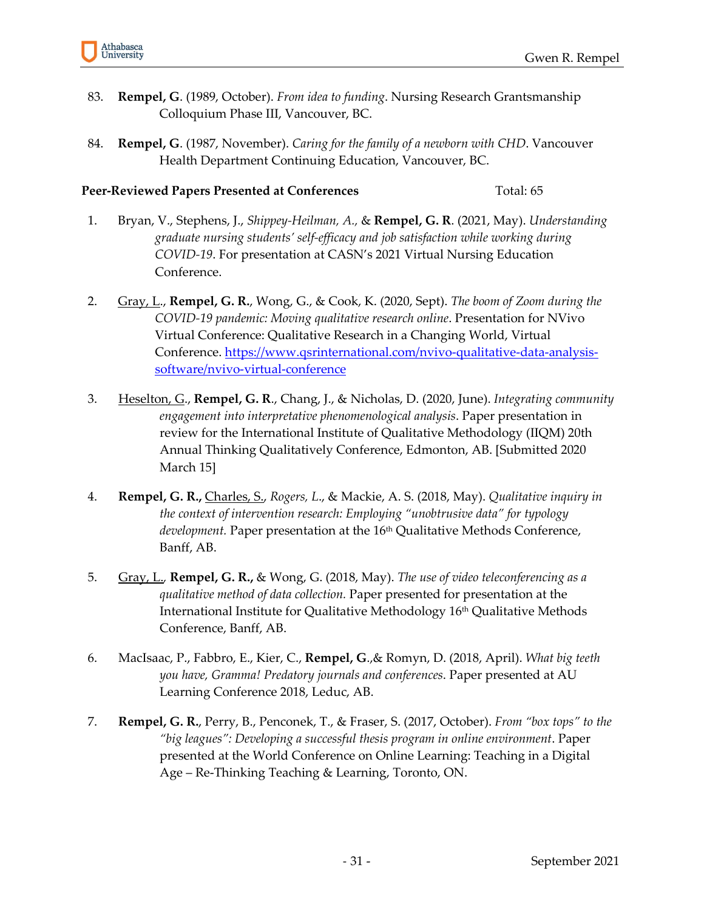83. **Rempel, G**. (1989, October). *From idea to funding*. Nursing Research Grantsmanship Colloquium Phase III, Vancouver, BC.

84. **Rempel, G**. (1987, November). *Caring for the family of a newborn with CHD*. Vancouver Health Department Continuing Education, Vancouver, BC.

**Peer-Reviewed Papers Presented at Conferences** Total: 65

1. Bryan, V., Stephens, J., *Shippey-Heilman, A.,* & **Rempel, G. R**. (2021, May). *Understanding graduate nursing students' self-efficacy and job satisfaction while working during COVID-19*. For presentation at CASN's 2021 Virtual Nursing Education Conference.

2. Gray, L., **Rempel, G. R.**, Wong, G., & Cook, K. (2020, Sept). *The boom of Zoom during the COVID-19 pandemic: Moving qualitative research online*. Presentation for NVivo Virtual Conference: Qualitative Research in a Changing World, Virtual Conference. https://www.qsrinternational.com/nvivo-qualitative-data-analysis-software/nvivo-virtual-conference

3. Heselton, G., **Rempel, G. R**., Chang, J., & Nicholas, D. (2020, June). *Integrating community engagement into interpretative phenomenological analysis*. Paper presentation in review for the International Institute of Qualitative Methodology (IIQM) 20th Annual Thinking Qualitatively Conference, Edmonton, AB. [Submitted 2020 March 15]

4. **Rempel, G. R.,** Charles, S., *Rogers, L.*, & Mackie, A. S. (2018, May). *Qualitative inquiry in the context of intervention research: Employing "unobtrusive data" for typology development.* Paper presentation at the 16th Qualitative Methods Conference, Banff, AB.

5. Gray, L., **Rempel, G. R.,** & Wong, G. (2018, May). *The use of video teleconferencing as a qualitative method of data collection.* Paper presented for presentation at the International Institute for Qualitative Methodology 16th Qualitative Methods Conference, Banff, AB.

6. MacIsaac, P., Fabbro, E., Kier, C., **Rempel, G**.,& Romyn, D. (2018, April). *What big teeth you have, Gramma! Predatory journals and conferences*. Paper presented at AU Learning Conference 2018, Leduc, AB.

7. **Rempel, G. R.**, Perry, B., Penconek, T., & Fraser, S. (2017, October). *From "box tops" to the "big leagues": Developing a successful thesis program in online environment*. Paper presented at the World Conference on Online Learning: Teaching in a Digital Age – Re-Thinking Teaching & Learning, Toronto, ON.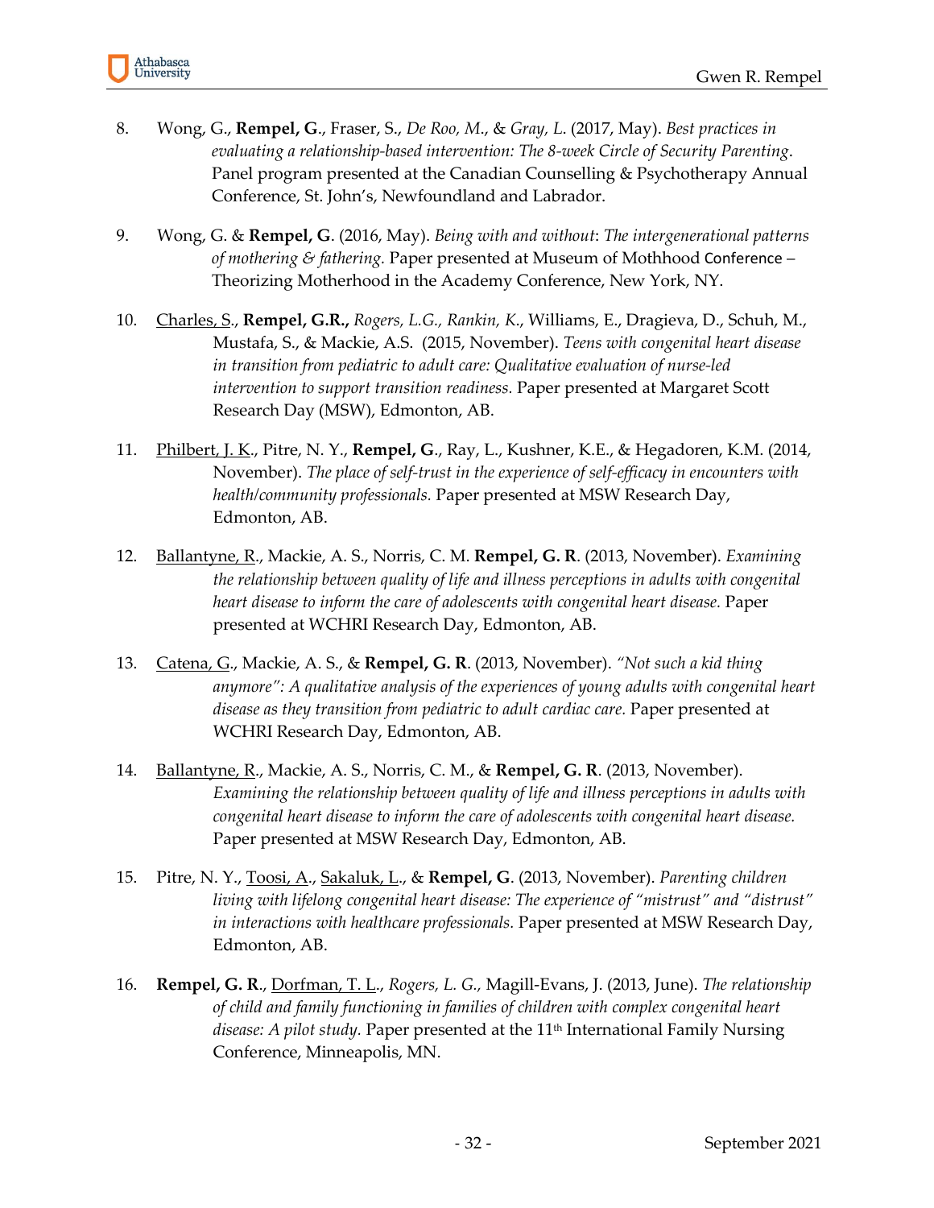8. Wong, G., **Rempel, G**., Fraser, S., *De Roo, M*., & *Gray, L*. (2017, May). *Best practices in evaluating a relationship-based intervention: The 8-week Circle of Security Parenting*. Panel program presented at the Canadian Counselling & Psychotherapy Annual Conference, St. John's, Newfoundland and Labrador.

9. Wong, G. & **Rempel, G**. (2016, May). *Being with and without*: *The intergenerational patterns of mothering & fathering.* Paper presented at Museum of Mothhood Conference – Theorizing Motherhood in the Academy Conference, New York, NY.

10. <u>Charles, S</u>., **Rempel, G.R.,** *Rogers, L.G., Rankin, K*., Williams, E., Dragieva, D., Schuh, M., Mustafa, S., & Mackie, A.S. (2015, November). *Teens with congenital heart disease in transition from pediatric to adult care: Qualitative evaluation of nurse-led intervention to support transition readiness.* Paper presented at Margaret Scott Research Day (MSW), Edmonton, AB.

11. <u>Philbert, J. K</u>., Pitre, N. Y., **Rempel, G**., Ray, L., Kushner, K.E., & Hegadoren, K.M. (2014, November). *The place of self-trust in the experience of self-efficacy in encounters with health/community professionals.* Paper presented at MSW Research Day, Edmonton, AB.

12. <u>Ballantyne, R</u>., Mackie, A. S., Norris, C. M. **Rempel, G. R**. (2013, November). *Examining the relationship between quality of life and illness perceptions in adults with congenital heart disease to inform the care of adolescents with congenital heart disease.* Paper presented at WCHRI Research Day, Edmonton, AB.

13. <u>Catena, G</u>., Mackie, A. S., & **Rempel, G. R**. (2013, November). *"Not such a kid thing anymore": A qualitative analysis of the experiences of young adults with congenital heart disease as they transition from pediatric to adult cardiac care.* Paper presented at WCHRI Research Day, Edmonton, AB.

14. <u>Ballantyne, R</u>., Mackie, A. S., Norris, C. M., & **Rempel, G. R**. (2013, November). *Examining the relationship between quality of life and illness perceptions in adults with congenital heart disease to inform the care of adolescents with congenital heart disease.* Paper presented at MSW Research Day, Edmonton, AB.

15. Pitre, N. Y., <u>Toosi, A</u>., <u>Sakaluk, L</u>., & **Rempel, G**. (2013, November). *Parenting children living with lifelong congenital heart disease: The experience of "mistrust" and "distrust" in interactions with healthcare professionals.* Paper presented at MSW Research Day, Edmonton, AB.

16. **Rempel, G. R**., <u>Dorfman, T. L</u>., *Rogers, L. G.,* Magill-Evans, J. (2013, June). *The relationship of child and family functioning in families of children with complex congenital heart disease: A pilot study.* Paper presented at the 11th International Family Nursing Conference, Minneapolis, MN.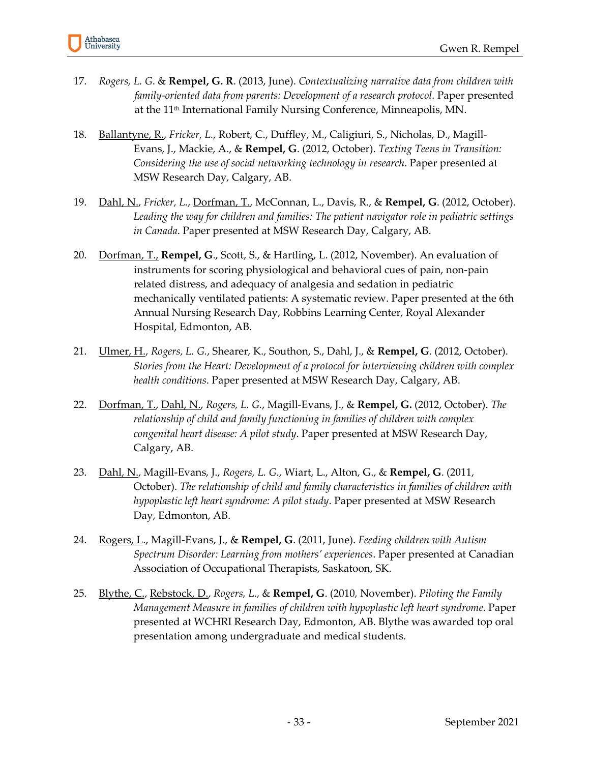17. *Rogers, L. G.* & **Rempel, G. R**. (2013, June). *Contextualizing narrative data from children with family-oriented data from parents: Development of a research protocol.* Paper presented at the 11th International Family Nursing Conference, Minneapolis, MN.

18. <u>Ballantyne, R.</u>, *Fricker, L.*, Robert, C., Duffley, M., Caligiuri, S., Nicholas, D., Magill-Evans, J., Mackie, A., & **Rempel, G**. (2012, October). *Texting Teens in Transition: Considering the use of social networking technology in research*. Paper presented at MSW Research Day, Calgary, AB.

19. <u>Dahl, N.</u>, *Fricker, L.*, <u>Dorfman, T.</u>, McConnan, L., Davis, R., & **Rempel, G**. (2012, October). *Leading the way for children and families: The patient navigator role in pediatric settings in Canada*. Paper presented at MSW Research Day, Calgary, AB.

20. <u>Dorfman, T.</u>, **Rempel, G**., Scott, S., & Hartling, L. (2012, November). An evaluation of instruments for scoring physiological and behavioral cues of pain, non-pain related distress, and adequacy of analgesia and sedation in pediatric mechanically ventilated patients: A systematic review. Paper presented at the 6th Annual Nursing Research Day, Robbins Learning Center, Royal Alexander Hospital, Edmonton, AB.

21. <u>Ulmer, H.</u>, *Rogers, L. G.*, Shearer, K., Southon, S., Dahl, J., & **Rempel, G**. (2012, October). *Stories from the Heart: Development of a protocol for interviewing children with complex health conditions*. Paper presented at MSW Research Day, Calgary, AB.

22. <u>Dorfman, T.</u>, <u>Dahl, N.</u>, *Rogers, L. G.*, Magill-Evans, J., & **Rempel, G.** (2012, October). *The relationship of child and family functioning in families of children with complex congenital heart disease: A pilot study*. Paper presented at MSW Research Day, Calgary, AB.

23. <u>Dahl, N.</u>, Magill-Evans, J., *Rogers, L. G.*, Wiart, L., Alton, G., & **Rempel, G**. (2011, October). *The relationship of child and family characteristics in families of children with hypoplastic left heart syndrome: A pilot study*. Paper presented at MSW Research Day, Edmonton, AB.

24. <u>Rogers, L</u>., Magill-Evans, J., & **Rempel, G**. (2011, June). *Feeding children with Autism Spectrum Disorder: Learning from mothers' experiences*. Paper presented at Canadian Association of Occupational Therapists, Saskatoon, SK.

25. <u>Blythe, C.</u>, <u>Rebstock, D.</u>, *Rogers, L.*, & **Rempel, G**. (2010, November). *Piloting the Family Management Measure in families of children with hypoplastic left heart syndrome*. Paper presented at WCHRI Research Day, Edmonton, AB. Blythe was awarded top oral presentation among undergraduate and medical students.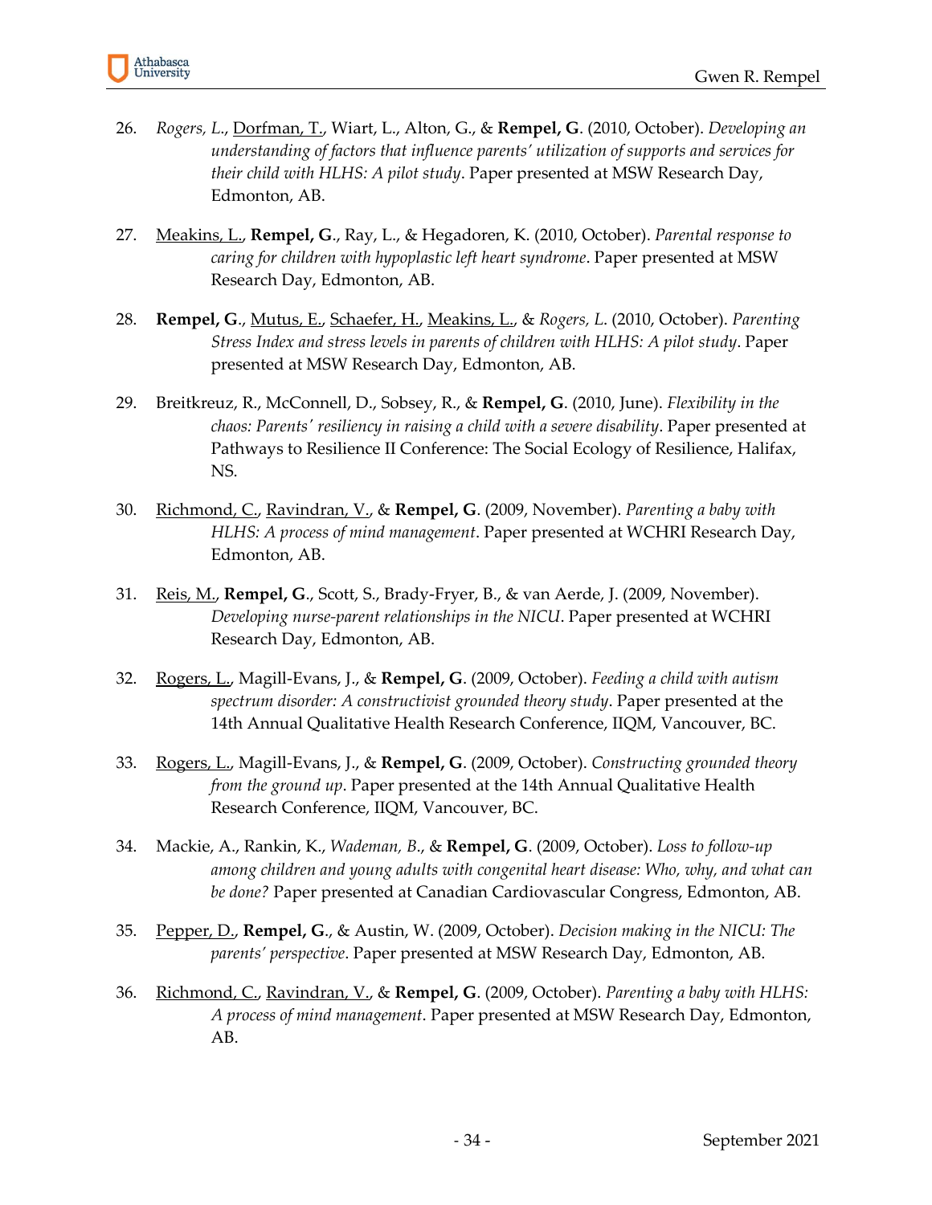26. *Rogers, L.*, <u>Dorfman, T.</u>, Wiart, L., Alton, G., & **Rempel, G**. (2010, October). *Developing an understanding of factors that influence parents' utilization of supports and services for their child with HLHS: A pilot study*. Paper presented at MSW Research Day, Edmonton, AB.

27. <u>Meakins, L.</u>, **Rempel, G**., Ray, L., & Hegadoren, K. (2010, October). *Parental response to caring for children with hypoplastic left heart syndrome*. Paper presented at MSW Research Day, Edmonton, AB.

28. **Rempel, G**., <u>Mutus, E.</u>, <u>Schaefer, H.</u>, <u>Meakins, L.</u>, & *Rogers, L*. (2010, October). *Parenting Stress Index and stress levels in parents of children with HLHS: A pilot study*. Paper presented at MSW Research Day, Edmonton, AB.

29. Breitkreuz, R., McConnell, D., Sobsey, R., & **Rempel, G**. (2010, June). *Flexibility in the chaos: Parents' resiliency in raising a child with a severe disability*. Paper presented at Pathways to Resilience II Conference: The Social Ecology of Resilience, Halifax, NS.

30. <u>Richmond, C.</u>, <u>Ravindran, V.</u>, & **Rempel, G**. (2009, November). *Parenting a baby with HLHS: A process of mind management*. Paper presented at WCHRI Research Day, Edmonton, AB.

31. <u>Reis, M.</u>, **Rempel, G**., Scott, S., Brady-Fryer, B., & van Aerde, J. (2009, November). *Developing nurse-parent relationships in the NICU*. Paper presented at WCHRI Research Day, Edmonton, AB.

32. <u>Rogers, L.</u>, Magill-Evans, J., & **Rempel, G**. (2009, October). *Feeding a child with autism spectrum disorder: A constructivist grounded theory study*. Paper presented at the 14th Annual Qualitative Health Research Conference, IIQM, Vancouver, BC.

33. <u>Rogers, L.</u>, Magill-Evans, J., & **Rempel, G**. (2009, October). *Constructing grounded theory from the ground up*. Paper presented at the 14th Annual Qualitative Health Research Conference, IIQM, Vancouver, BC.

34. Mackie, A., Rankin, K., *Wademan, B*., & **Rempel, G**. (2009, October). *Loss to follow-up among children and young adults with congenital heart disease: Who, why, and what can be done?* Paper presented at Canadian Cardiovascular Congress, Edmonton, AB.

35. <u>Pepper, D.</u>, **Rempel, G**., & Austin, W. (2009, October). *Decision making in the NICU: The parents' perspective*. Paper presented at MSW Research Day, Edmonton, AB.

36. <u>Richmond, C.</u>, <u>Ravindran, V.</u>, & **Rempel, G**. (2009, October). *Parenting a baby with HLHS: A process of mind management*. Paper presented at MSW Research Day, Edmonton, AB.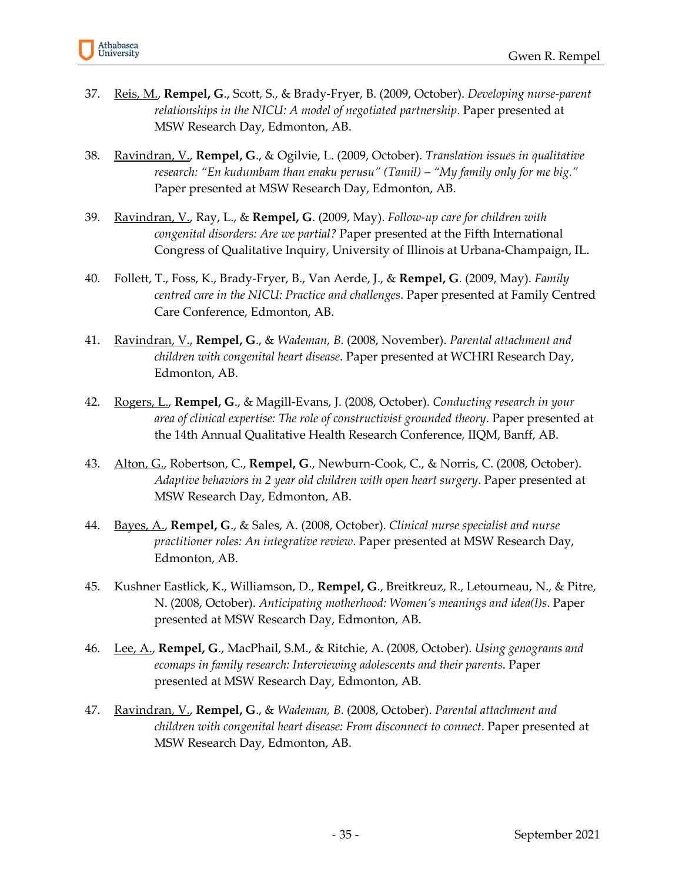37. <u>Reis, M.</u>, **Rempel, G**., Scott, S., & Brady-Fryer, B. (2009, October). *Developing nurse-parent relationships in the NICU: A model of negotiated partnership*. Paper presented at MSW Research Day, Edmonton, AB.

38. <u>Ravindran, V.</u>, **Rempel, G**., & Ogilvie, L. (2009, October). *Translation issues in qualitative research: "En kudumbam than enaku perusu" (Tamil) – "My family only for me big."* Paper presented at MSW Research Day, Edmonton, AB.

39. <u>Ravindran, V.</u>, Ray, L., & **Rempel, G**. (2009, May). *Follow-up care for children with congenital disorders: Are we partial?* Paper presented at the Fifth International Congress of Qualitative Inquiry, University of Illinois at Urbana-Champaign, IL.

40. Follett, T., Foss, K., Brady-Fryer, B., Van Aerde, J., & **Rempel, G**. (2009, May). *Family centred care in the NICU: Practice and challenges*. Paper presented at Family Centred Care Conference, Edmonton, AB.

41. <u>Ravindran, V.</u>, **Rempel, G**., & *Wademan, B.* (2008, November). *Parental attachment and children with congenital heart disease*. Paper presented at WCHRI Research Day, Edmonton, AB.

42. <u>Rogers, L.</u>, **Rempel, G**., & Magill-Evans, J. (2008, October). *Conducting research in your area of clinical expertise: The role of constructivist grounded theory*. Paper presented at the 14th Annual Qualitative Health Research Conference, IIQM, Banff, AB.

43. <u>Alton, G.</u>, Robertson, C., **Rempel, G**., Newburn-Cook, C., & Norris, C. (2008, October). *Adaptive behaviors in 2 year old children with open heart surgery*. Paper presented at MSW Research Day, Edmonton, AB.

44. <u>Bayes, A.</u>, **Rempel, G**., & Sales, A. (2008, October). *Clinical nurse specialist and nurse practitioner roles: An integrative review*. Paper presented at MSW Research Day, Edmonton, AB.

45. Kushner Eastlick, K., Williamson, D., **Rempel, G**., Breitkreuz, R., Letourneau, N., & Pitre, N. (2008, October). *Anticipating motherhood: Women's meanings and idea(l)s*. Paper presented at MSW Research Day, Edmonton, AB.

46. <u>Lee, A.</u>, **Rempel, G**., MacPhail, S.M., & Ritchie, A. (2008, October). *Using genograms and ecomaps in family research: Interviewing adolescents and their parents*. Paper presented at MSW Research Day, Edmonton, AB.

47. <u>Ravindran, V.</u>, **Rempel, G**., & *Wademan, B.* (2008, October). *Parental attachment and children with congenital heart disease: From disconnect to connect*. Paper presented at MSW Research Day, Edmonton, AB.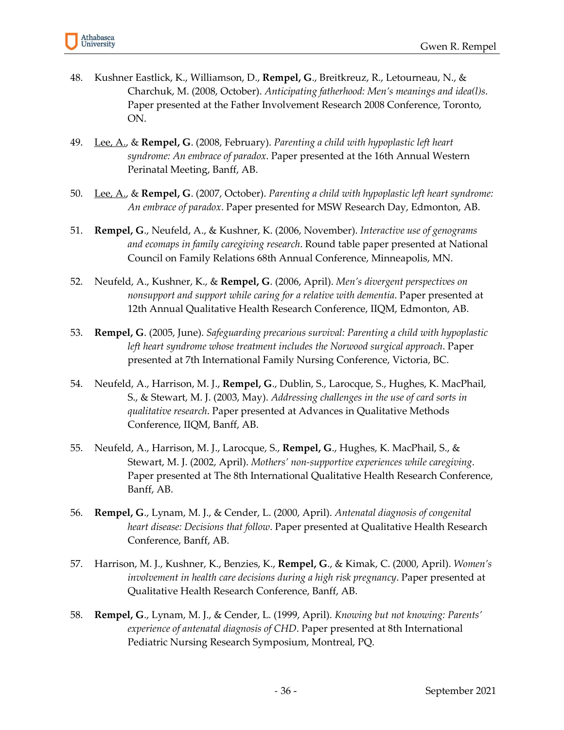48. Kushner Eastlick, K., Williamson, D., **Rempel, G**., Breitkreuz, R., Letourneau, N., & Charchuk, M. (2008, October). *Anticipating fatherhood: Men's meanings and idea(l)s*. Paper presented at the Father Involvement Research 2008 Conference, Toronto, ON.

49. <u>Lee, A.</u>, & **Rempel, G**. (2008, February). *Parenting a child with hypoplastic left heart syndrome: An embrace of paradox*. Paper presented at the 16th Annual Western Perinatal Meeting, Banff, AB.

50. <u>Lee, A.</u>, & **Rempel, G**. (2007, October). *Parenting a child with hypoplastic left heart syndrome: An embrace of paradox*. Paper presented for MSW Research Day, Edmonton, AB.

51. **Rempel, G**., Neufeld, A., & Kushner, K. (2006, November). *Interactive use of genograms and ecomaps in family caregiving research*. Round table paper presented at National Council on Family Relations 68th Annual Conference, Minneapolis, MN.

52. Neufeld, A., Kushner, K., & **Rempel, G**. (2006, April). *Men's divergent perspectives on nonsupport and support while caring for a relative with dementia*. Paper presented at 12th Annual Qualitative Health Research Conference, IIQM, Edmonton, AB.

53. **Rempel, G**. (2005, June). *Safeguarding precarious survival: Parenting a child with hypoplastic left heart syndrome whose treatment includes the Norwood surgical approach*. Paper presented at 7th International Family Nursing Conference, Victoria, BC.

54. Neufeld, A., Harrison, M. J., **Rempel, G**., Dublin, S., Larocque, S., Hughes, K. MacPhail, S., & Stewart, M. J. (2003, May). *Addressing challenges in the use of card sorts in qualitative research*. Paper presented at Advances in Qualitative Methods Conference, IIQM, Banff, AB.

55. Neufeld, A., Harrison, M. J., Larocque, S., **Rempel, G**., Hughes, K. MacPhail, S., & Stewart, M. J. (2002, April). *Mothers' non-supportive experiences while caregiving*. Paper presented at The 8th International Qualitative Health Research Conference, Banff, AB.

56. **Rempel, G**., Lynam, M. J., & Cender, L. (2000, April). *Antenatal diagnosis of congenital heart disease: Decisions that follow*. Paper presented at Qualitative Health Research Conference, Banff, AB.

57. Harrison, M. J., Kushner, K., Benzies, K., **Rempel, G**., & Kimak, C. (2000, April). *Women's involvement in health care decisions during a high risk pregnancy*. Paper presented at Qualitative Health Research Conference, Banff, AB.

58. **Rempel, G**., Lynam, M. J., & Cender, L. (1999, April). *Knowing but not knowing: Parents' experience of antenatal diagnosis of CHD*. Paper presented at 8th International Pediatric Nursing Research Symposium, Montreal, PQ.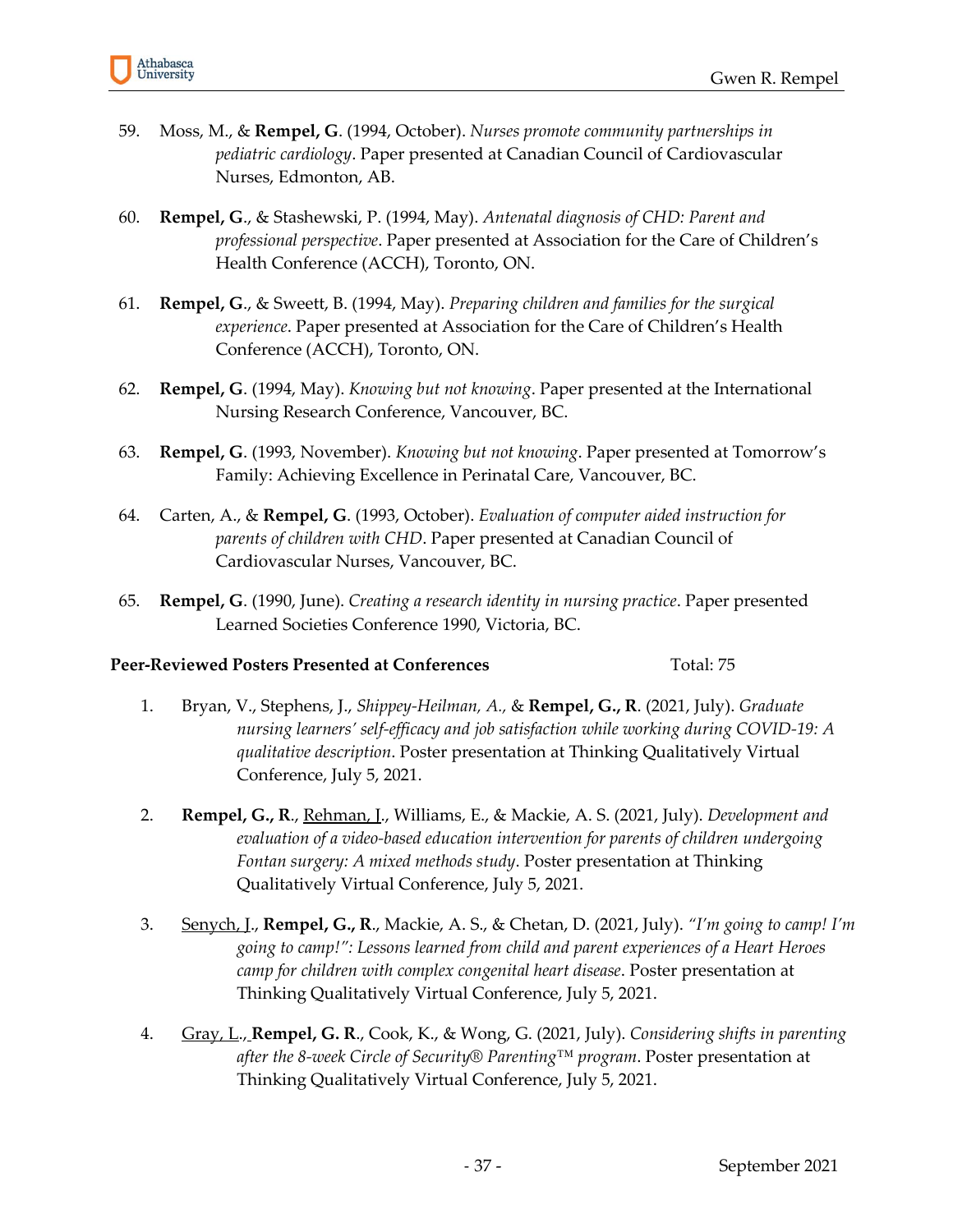59. Moss, M., & **Rempel, G**. (1994, October). *Nurses promote community partnerships in pediatric cardiology*. Paper presented at Canadian Council of Cardiovascular Nurses, Edmonton, AB.

60. **Rempel, G**., & Stashewski, P. (1994, May). *Antenatal diagnosis of CHD: Parent and professional perspective*. Paper presented at Association for the Care of Children's Health Conference (ACCH), Toronto, ON.

61. **Rempel, G**., & Sweett, B. (1994, May). *Preparing children and families for the surgical experience*. Paper presented at Association for the Care of Children's Health Conference (ACCH), Toronto, ON.

62. **Rempel, G**. (1994, May). *Knowing but not knowing*. Paper presented at the International Nursing Research Conference, Vancouver, BC.

63. **Rempel, G**. (1993, November). *Knowing but not knowing*. Paper presented at Tomorrow's Family: Achieving Excellence in Perinatal Care, Vancouver, BC.

64. Carten, A., & **Rempel, G**. (1993, October). *Evaluation of computer aided instruction for parents of children with CHD*. Paper presented at Canadian Council of Cardiovascular Nurses, Vancouver, BC.

65. **Rempel, G**. (1990, June). *Creating a research identity in nursing practice*. Paper presented Learned Societies Conference 1990, Victoria, BC.

**Peer-Reviewed Posters Presented at Conferences** Total: 75

1. Bryan, V., Stephens, J., *Shippey-Heilman, A.,* & **Rempel, G., R**. (2021, July). *Graduate nursing learners' self-efficacy and job satisfaction while working during COVID-19: A qualitative description*. Poster presentation at Thinking Qualitatively Virtual Conference, July 5, 2021.

2. **Rempel, G., R**., <u>Rehman, J</u>., Williams, E., & Mackie, A. S. (2021, July). *Development and evaluation of a video-based education intervention for parents of children undergoing Fontan surgery: A mixed methods study*. Poster presentation at Thinking Qualitatively Virtual Conference, July 5, 2021.

3. <u>Senych, J</u>., **Rempel, G., R**., Mackie, A. S., & Chetan, D. (2021, July). *"I'm going to camp! I'm going to camp!": Lessons learned from child and parent experiences of a Heart Heroes camp for children with complex congenital heart disease*. Poster presentation at Thinking Qualitatively Virtual Conference, July 5, 2021.

4. <u>Gray, L</u>., **Rempel, G. R**., Cook, K., & Wong, G. (2021, July). *Considering shifts in parenting after the 8-week Circle of Security® Parenting™ program*. Poster presentation at Thinking Qualitatively Virtual Conference, July 5, 2021.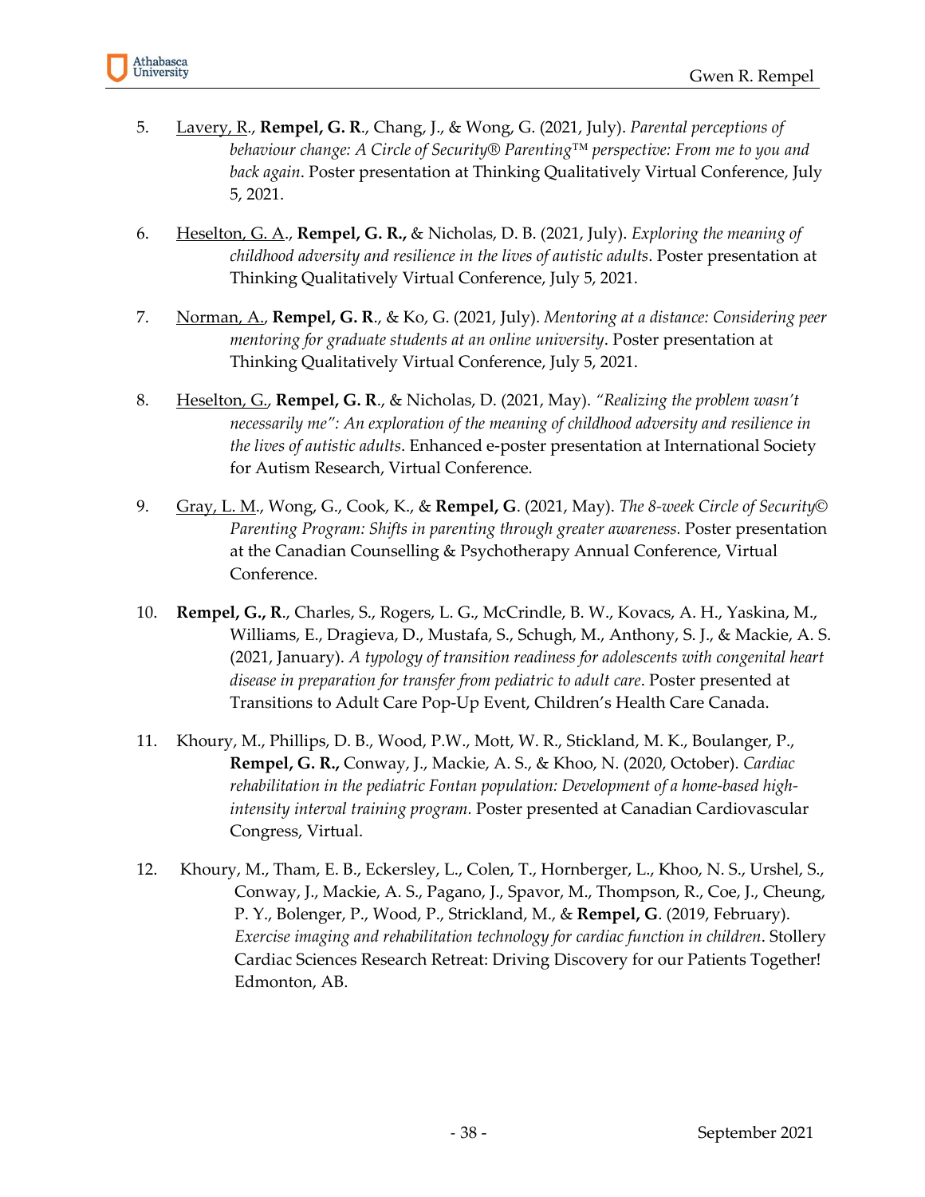5. <u>Lavery, R</u>., **Rempel, G. R**., Chang, J., & Wong, G. (2021, July). *Parental perceptions of behaviour change: A Circle of Security® Parenting™ perspective: From me to you and back again*. Poster presentation at Thinking Qualitatively Virtual Conference, July 5, 2021.

6. <u>Heselton, G. A</u>., **Rempel, G. R.,** & Nicholas, D. B. (2021, July). *Exploring the meaning of childhood adversity and resilience in the lives of autistic adults*. Poster presentation at Thinking Qualitatively Virtual Conference, July 5, 2021.

7. <u>Norman, A.</u>, **Rempel, G. R**., & Ko, G. (2021, July). *Mentoring at a distance: Considering peer mentoring for graduate students at an online university*. Poster presentation at Thinking Qualitatively Virtual Conference, July 5, 2021.

8. <u>Heselton, G.</u>, **Rempel, G. R**., & Nicholas, D. (2021, May). *"Realizing the problem wasn't necessarily me": An exploration of the meaning of childhood adversity and resilience in the lives of autistic adults*. Enhanced e-poster presentation at International Society for Autism Research, Virtual Conference.

9. <u>Gray, L. M</u>., Wong, G., Cook, K., & **Rempel, G**. (2021, May). *The 8-week Circle of Security© Parenting Program: Shifts in parenting through greater awareness.* Poster presentation at the Canadian Counselling & Psychotherapy Annual Conference, Virtual Conference.

10. **Rempel, G., R**., Charles, S., Rogers, L. G., McCrindle, B. W., Kovacs, A. H., Yaskina, M., Williams, E., Dragieva, D., Mustafa, S., Schugh, M., Anthony, S. J., & Mackie, A. S. (2021, January). *A typology of transition readiness for adolescents with congenital heart disease in preparation for transfer from pediatric to adult care*. Poster presented at Transitions to Adult Care Pop-Up Event, Children's Health Care Canada.

11. Khoury, M., Phillips, D. B., Wood, P.W., Mott, W. R., Stickland, M. K., Boulanger, P., **Rempel, G. R.,** Conway, J., Mackie, A. S., & Khoo, N. (2020, October). *Cardiac rehabilitation in the pediatric Fontan population: Development of a home-based high-intensity interval training program.* Poster presented at Canadian Cardiovascular Congress, Virtual.

12. Khoury, M., Tham, E. B., Eckersley, L., Colen, T., Hornberger, L., Khoo, N. S., Urshel, S., Conway, J., Mackie, A. S., Pagano, J., Spavor, M., Thompson, R., Coe, J., Cheung, P. Y., Bolenger, P., Wood, P., Strickland, M., & **Rempel, G**. (2019, February). *Exercise imaging and rehabilitation technology for cardiac function in children*. Stollery Cardiac Sciences Research Retreat: Driving Discovery for our Patients Together! Edmonton, AB.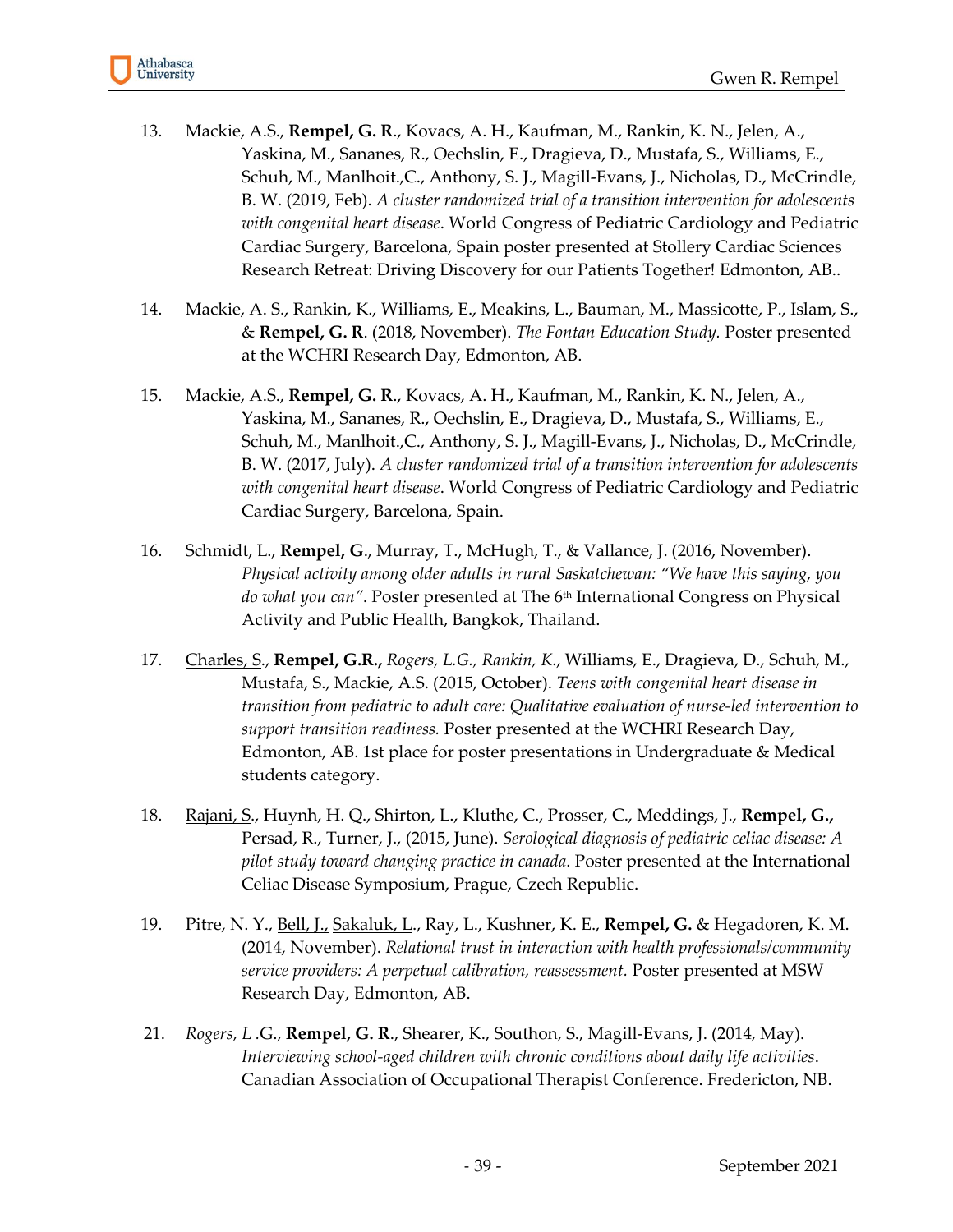13. Mackie, A.S., **Rempel, G. R**., Kovacs, A. H., Kaufman, M., Rankin, K. N., Jelen, A., Yaskina, M., Sananes, R., Oechslin, E., Dragieva, D., Mustafa, S., Williams, E., Schuh, M., Manlhoit.,C., Anthony, S. J., Magill-Evans, J., Nicholas, D., McCrindle, B. W. (2019, Feb). *A cluster randomized trial of a transition intervention for adolescents with congenital heart disease*. World Congress of Pediatric Cardiology and Pediatric Cardiac Surgery, Barcelona, Spain poster presented at Stollery Cardiac Sciences Research Retreat: Driving Discovery for our Patients Together! Edmonton, AB..

14. Mackie, A. S., Rankin, K., Williams, E., Meakins, L., Bauman, M., Massicotte, P., Islam, S., & **Rempel, G. R**. (2018, November). *The Fontan Education Study.* Poster presented at the WCHRI Research Day, Edmonton, AB.

15. Mackie, A.S., **Rempel, G. R**., Kovacs, A. H., Kaufman, M., Rankin, K. N., Jelen, A., Yaskina, M., Sananes, R., Oechslin, E., Dragieva, D., Mustafa, S., Williams, E., Schuh, M., Manlhoit.,C., Anthony, S. J., Magill-Evans, J., Nicholas, D., McCrindle, B. W. (2017, July). *A cluster randomized trial of a transition intervention for adolescents with congenital heart disease*. World Congress of Pediatric Cardiology and Pediatric Cardiac Surgery, Barcelona, Spain.

16. <u>Schmidt, L.</u>, **Rempel, G**., Murray, T., McHugh, T., & Vallance, J. (2016, November). *Physical activity among older adults in rural Saskatchewan: "We have this saying, you do what you can".* Poster presented at The 6th International Congress on Physical Activity and Public Health, Bangkok, Thailand.

17. <u>Charles, S</u>., **Rempel, G.R.,** *Rogers, L.G., Rankin, K*., Williams, E., Dragieva, D., Schuh, M., Mustafa, S., Mackie, A.S. (2015, October). *Teens with congenital heart disease in transition from pediatric to adult care: Qualitative evaluation of nurse-led intervention to support transition readiness.* Poster presented at the WCHRI Research Day, Edmonton, AB. 1st place for poster presentations in Undergraduate & Medical students category.

18. <u>Rajani, S</u>., Huynh, H. Q., Shirton, L., Kluthe, C., Prosser, C., Meddings, J., **Rempel, G.,** Persad, R., Turner, J., (2015, June). *Serological diagnosis of pediatric celiac disease: A pilot study toward changing practice in canada*. Poster presented at the International Celiac Disease Symposium, Prague, Czech Republic.

19. Pitre, N. Y., <u>Bell, J.,</u> <u>Sakaluk, L</u>., Ray, L., Kushner, K. E., **Rempel, G.** & Hegadoren, K. M. (2014, November). *Relational trust in interaction with health professionals/community service providers: A perpetual calibration, reassessment.* Poster presented at MSW Research Day, Edmonton, AB.

21. *Rogers, L .*G., **Rempel, G. R**., Shearer, K., Southon, S., Magill-Evans, J. (2014, May). *Interviewing school-aged children with chronic conditions about daily life activities*. Canadian Association of Occupational Therapist Conference. Fredericton, NB.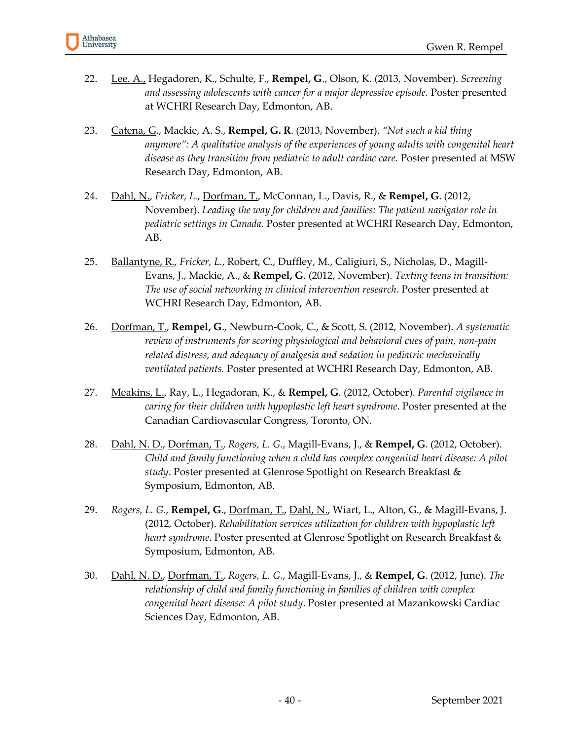22. <u>Lee. A.,</u> Hegadoren, K., Schulte, F., **Rempel, G**., Olson, K. (2013, November). *Screening and assessing adolescents with cancer for a major depressive episode.* Poster presented at WCHRI Research Day, Edmonton, AB.

23. <u>Catena, G</u>., Mackie, A. S., **Rempel, G. R**. (2013, November). *"Not such a kid thing anymore": A qualitative analysis of the experiences of young adults with congenital heart disease as they transition from pediatric to adult cardiac care.* Poster presented at MSW Research Day, Edmonton, AB.

24. <u>Dahl, N.</u>, *Fricker, L.*, <u>Dorfman, T.</u>, McConnan, L., Davis, R., & **Rempel, G**. (2012, November). *Leading the way for children and families: The patient navigator role in pediatric settings in Canada*. Poster presented at WCHRI Research Day, Edmonton, AB.

25. <u>Ballantyne, R.</u>, *Fricker, L.*, Robert, C., Duffley, M., Caligiuri, S., Nicholas, D., Magill-Evans, J., Mackie, A., & **Rempel, G**. (2012, November). *Texting teens in transition: The use of social networking in clinical intervention research*. Poster presented at WCHRI Research Day, Edmonton, AB.

26. <u>Dorfman, T.</u>, **Rempel, G**., Newburn-Cook, C., & Scott, S. (2012, November). *A systematic review of instruments for scoring physiological and behavioral cues of pain, non-pain related distress, and adequacy of analgesia and sedation in pediatric mechanically ventilated patients.* Poster presented at WCHRI Research Day, Edmonton, AB.

27. <u>Meakins, L.</u>, Ray, L., Hegadoran, K., & **Rempel, G**. (2012, October). *Parental vigilance in caring for their children with hypoplastic left heart syndrome*. Poster presented at the Canadian Cardiovascular Congress, Toronto, ON.

28. <u>Dahl, N. D.</u>, <u>Dorfman, T.</u>, *Rogers, L. G.*, Magill-Evans, J., & **Rempel, G**. (2012, October). *Child and family functioning when a child has complex congenital heart disease: A pilot study*. Poster presented at Glenrose Spotlight on Research Breakfast & Symposium, Edmonton, AB.

29. *Rogers, L. G.*, **Rempel, G**., <u>Dorfman, T.</u>, <u>Dahl, N.</u>, Wiart, L., Alton, G., & Magill-Evans, J. (2012, October). *Rehabilitation services utilization for children with hypoplastic left heart syndrome*. Poster presented at Glenrose Spotlight on Research Breakfast & Symposium, Edmonton, AB.

30. <u>Dahl, N. D.</u>, <u>Dorfman, T.</u>, *Rogers, L. G.*, Magill-Evans, J., & **Rempel, G**. (2012, June). *The relationship of child and family functioning in families of children with complex congenital heart disease: A pilot study*. Poster presented at Mazankowski Cardiac Sciences Day, Edmonton, AB.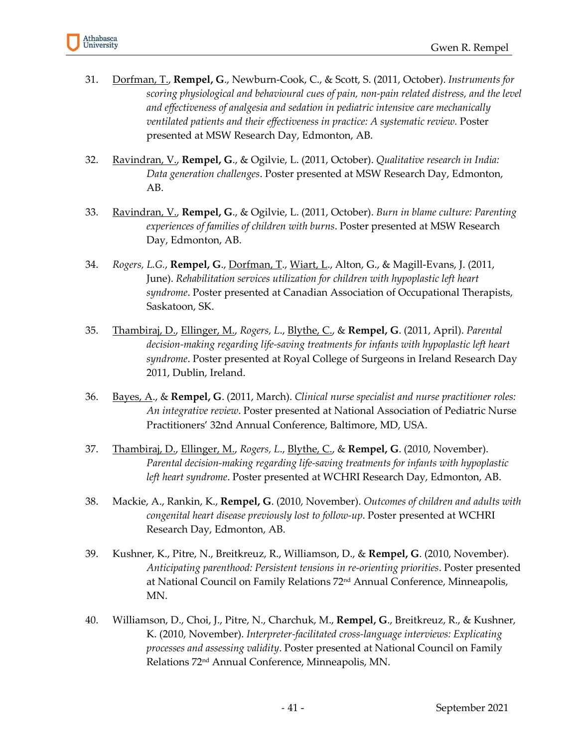31. <u>Dorfman, T.</u>, **Rempel, G**., Newburn-Cook, C., & Scott, S. (2011, October). *Instruments for scoring physiological and behavioural cues of pain, non-pain related distress, and the level and effectiveness of analgesia and sedation in pediatric intensive care mechanically ventilated patients and their effectiveness in practice: A systematic review.* Poster presented at MSW Research Day, Edmonton, AB.

32. <u>Ravindran, V.</u>, **Rempel, G**., & Ogilvie, L. (2011, October). *Qualitative research in India: Data generation challenges*. Poster presented at MSW Research Day, Edmonton, AB.

33. <u>Ravindran, V.</u>, **Rempel, G**., & Ogilvie, L. (2011, October). *Burn in blame culture: Parenting experiences of families of children with burns*. Poster presented at MSW Research Day, Edmonton, AB.

34. *Rogers, L.G.*, **Rempel, G**., <u>Dorfman, T</u>., <u>Wiart, L</u>., Alton, G., & Magill-Evans, J. (2011, June). *Rehabilitation services utilization for children with hypoplastic left heart syndrome*. Poster presented at Canadian Association of Occupational Therapists, Saskatoon, SK.

35. <u>Thambiraj, D.</u>, <u>Ellinger, M.</u>, *Rogers, L*., <u>Blythe, C.</u>, & **Rempel, G**. (2011, April). *Parental decision-making regarding life-saving treatments for infants with hypoplastic left heart syndrome*. Poster presented at Royal College of Surgeons in Ireland Research Day 2011, Dublin, Ireland.

36. <u>Bayes, A</u>., & **Rempel, G**. (2011, March). *Clinical nurse specialist and nurse practitioner roles: An integrative review*. Poster presented at National Association of Pediatric Nurse Practitioners' 32nd Annual Conference, Baltimore, MD, USA.

37. <u>Thambiraj, D.</u>, <u>Ellinger, M.</u>, *Rogers, L*., <u>Blythe, C.</u>, & **Rempel, G**. (2010, November). *Parental decision-making regarding life-saving treatments for infants with hypoplastic left heart syndrome*. Poster presented at WCHRI Research Day, Edmonton, AB.

38. Mackie, A., Rankin, K., **Rempel, G**. (2010, November). *Outcomes of children and adults with congenital heart disease previously lost to follow-up*. Poster presented at WCHRI Research Day, Edmonton, AB.

39. Kushner, K., Pitre, N., Breitkreuz, R., Williamson, D., & **Rempel, G**. (2010, November). *Anticipating parenthood: Persistent tensions in re-orienting priorities*. Poster presented at National Council on Family Relations 72nd Annual Conference, Minneapolis, MN.

40. Williamson, D., Choi, J., Pitre, N., Charchuk, M., **Rempel, G**., Breitkreuz, R., & Kushner, K. (2010, November). *Interpreter-facilitated cross-language interviews: Explicating processes and assessing validity*. Poster presented at National Council on Family Relations 72nd Annual Conference, Minneapolis, MN.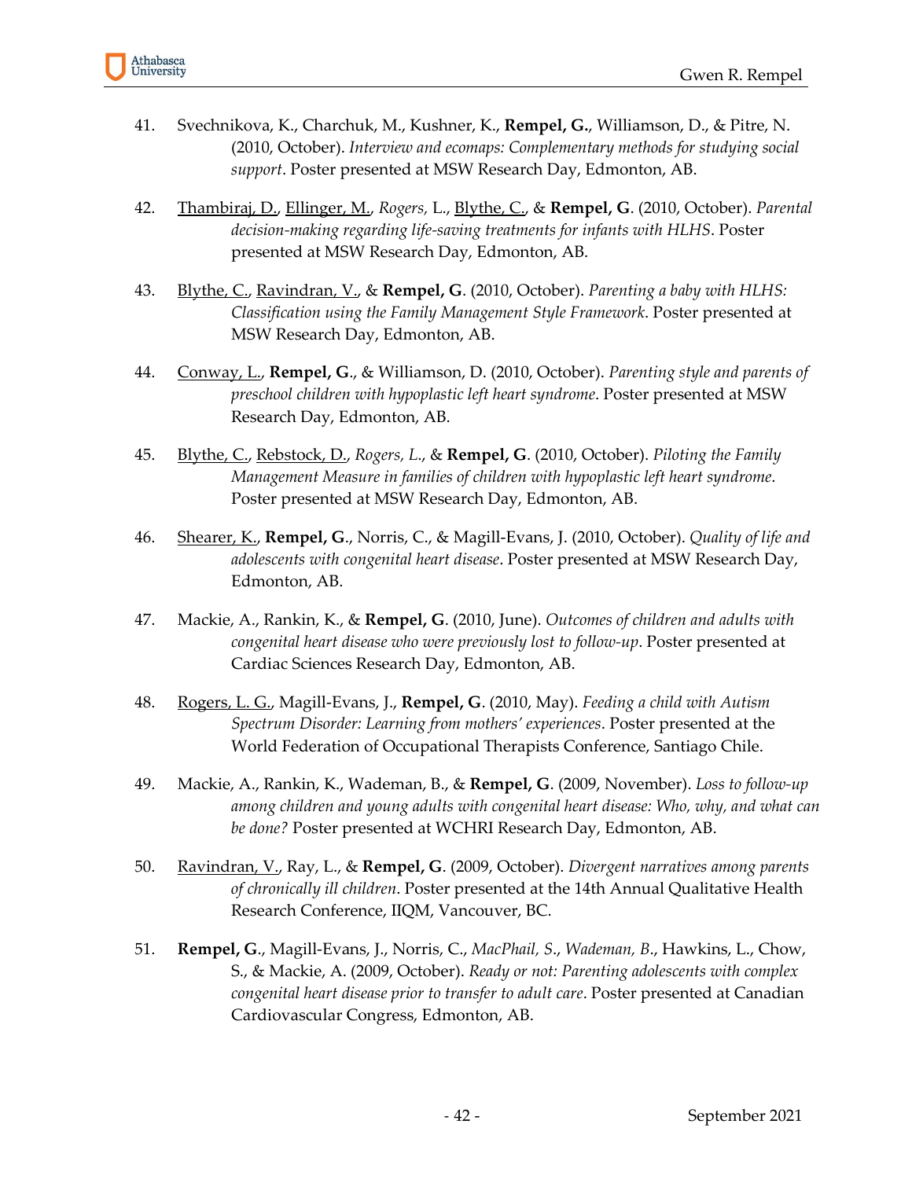41. Svechnikova, K., Charchuk, M., Kushner, K., **Rempel, G.**, Williamson, D., & Pitre, N. (2010, October). *Interview and ecomaps: Complementary methods for studying social support*. Poster presented at MSW Research Day, Edmonton, AB.

42. <u>Thambiraj, D.</u>, <u>Ellinger, M.</u>, *Rogers,* L., <u>Blythe, C.</u>, & **Rempel, G**. (2010, October). *Parental decision-making regarding life-saving treatments for infants with HLHS*. Poster presented at MSW Research Day, Edmonton, AB.

43. <u>Blythe, C.</u>, <u>Ravindran, V.</u>, & **Rempel, G**. (2010, October). *Parenting a baby with HLHS: Classification using the Family Management Style Framework*. Poster presented at MSW Research Day, Edmonton, AB.

44. <u>Conway, L.</u>, **Rempel, G**., & Williamson, D. (2010, October). *Parenting style and parents of preschool children with hypoplastic left heart syndrome*. Poster presented at MSW Research Day, Edmonton, AB.

45. <u>Blythe, C.</u>, <u>Rebstock, D.</u>, *Rogers, L*., & **Rempel, G**. (2010, October). *Piloting the Family Management Measure in families of children with hypoplastic left heart syndrome*. Poster presented at MSW Research Day, Edmonton, AB.

46. <u>Shearer, K.</u>, **Rempel, G**., Norris, C., & Magill-Evans, J. (2010, October). *Quality of life and adolescents with congenital heart disease*. Poster presented at MSW Research Day, Edmonton, AB.

47. Mackie, A., Rankin, K., & **Rempel, G**. (2010, June). *Outcomes of children and adults with congenital heart disease who were previously lost to follow-up*. Poster presented at Cardiac Sciences Research Day, Edmonton, AB.

48. <u>Rogers, L. G.</u>, Magill-Evans, J., **Rempel, G**. (2010, May). *Feeding a child with Autism Spectrum Disorder: Learning from mothers' experiences*. Poster presented at the World Federation of Occupational Therapists Conference, Santiago Chile.

49. Mackie, A., Rankin, K., Wademan, B., & **Rempel, G**. (2009, November). *Loss to follow-up among children and young adults with congenital heart disease: Who, why, and what can be done?* Poster presented at WCHRI Research Day, Edmonton, AB.

50. <u>Ravindran, V.</u>, Ray, L., & **Rempel, G**. (2009, October). *Divergent narratives among parents of chronically ill children*. Poster presented at the 14th Annual Qualitative Health Research Conference, IIQM, Vancouver, BC.

51. **Rempel, G**., Magill-Evans, J., Norris, C., *MacPhail, S*., *Wademan, B*., Hawkins, L., Chow, S., & Mackie, A. (2009, October). *Ready or not: Parenting adolescents with complex congenital heart disease prior to transfer to adult care*. Poster presented at Canadian Cardiovascular Congress, Edmonton, AB.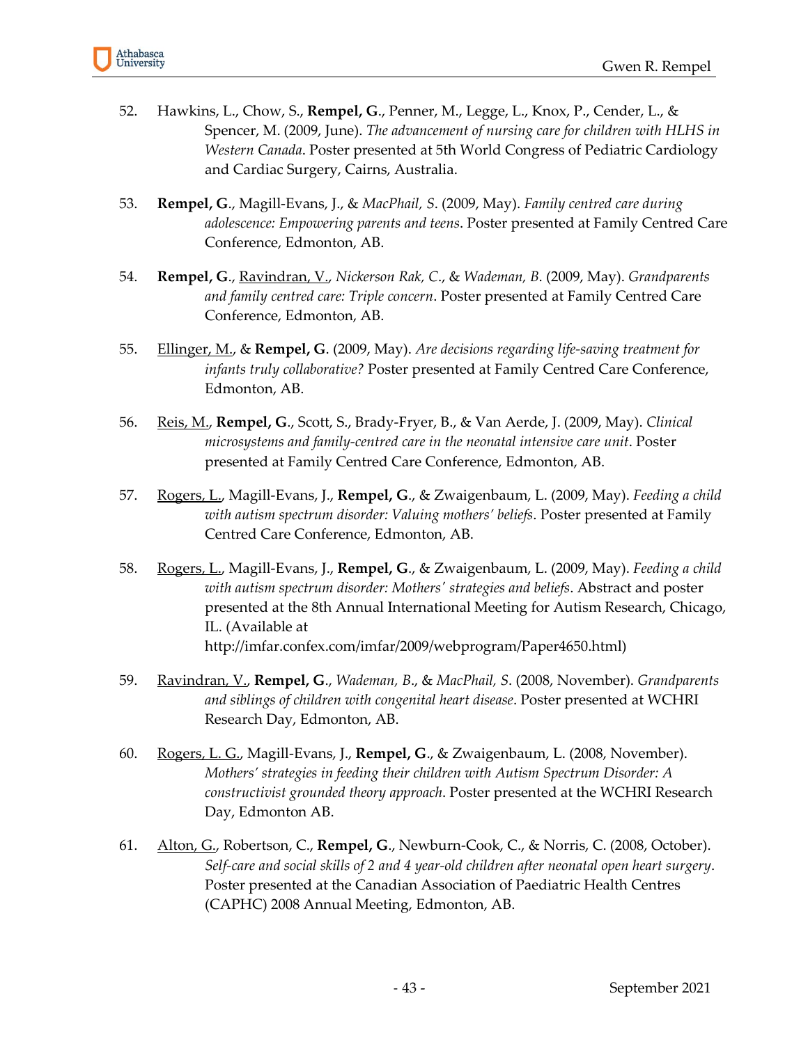52. Hawkins, L., Chow, S., **Rempel, G**., Penner, M., Legge, L., Knox, P., Cender, L., & Spencer, M. (2009, June). *The advancement of nursing care for children with HLHS in Western Canada*. Poster presented at 5th World Congress of Pediatric Cardiology and Cardiac Surgery, Cairns, Australia.

53. **Rempel, G**., Magill-Evans, J., & *MacPhail, S*. (2009, May). *Family centred care during adolescence: Empowering parents and teens*. Poster presented at Family Centred Care Conference, Edmonton, AB.

54. **Rempel, G**., <u>Ravindran, V.</u>, *Nickerson Rak, C*., & *Wademan, B*. (2009, May). *Grandparents and family centred care: Triple concern*. Poster presented at Family Centred Care Conference, Edmonton, AB.

55. <u>Ellinger, M.</u>, & **Rempel, G**. (2009, May). *Are decisions regarding life-saving treatment for infants truly collaborative?* Poster presented at Family Centred Care Conference, Edmonton, AB.

56. <u>Reis, M.</u>, **Rempel, G**., Scott, S., Brady-Fryer, B., & Van Aerde, J. (2009, May). *Clinical microsystems and family-centred care in the neonatal intensive care unit*. Poster presented at Family Centred Care Conference, Edmonton, AB.

57. <u>Rogers, L.</u>, Magill-Evans, J., **Rempel, G**., & Zwaigenbaum, L. (2009, May). *Feeding a child with autism spectrum disorder: Valuing mothers' beliefs*. Poster presented at Family Centred Care Conference, Edmonton, AB.

58. <u>Rogers, L.</u>, Magill-Evans, J., **Rempel, G**., & Zwaigenbaum, L. (2009, May). *Feeding a child with autism spectrum disorder: Mothers' strategies and beliefs*. Abstract and poster presented at the 8th Annual International Meeting for Autism Research, Chicago, IL. (Available at http://imfar.confex.com/imfar/2009/webprogram/Paper4650.html)

59. <u>Ravindran, V.</u>, **Rempel, G**., *Wademan, B*., & *MacPhail, S*. (2008, November). *Grandparents and siblings of children with congenital heart disease*. Poster presented at WCHRI Research Day, Edmonton, AB.

60. <u>Rogers, L. G.</u>, Magill-Evans, J., **Rempel, G**., & Zwaigenbaum, L. (2008, November). *Mothers' strategies in feeding their children with Autism Spectrum Disorder: A constructivist grounded theory approach*. Poster presented at the WCHRI Research Day, Edmonton AB.

61. <u>Alton, G.</u>, Robertson, C., **Rempel, G**., Newburn-Cook, C., & Norris, C. (2008, October). *Self-care and social skills of 2 and 4 year-old children after neonatal open heart surgery*. Poster presented at the Canadian Association of Paediatric Health Centres (CAPHC) 2008 Annual Meeting, Edmonton, AB.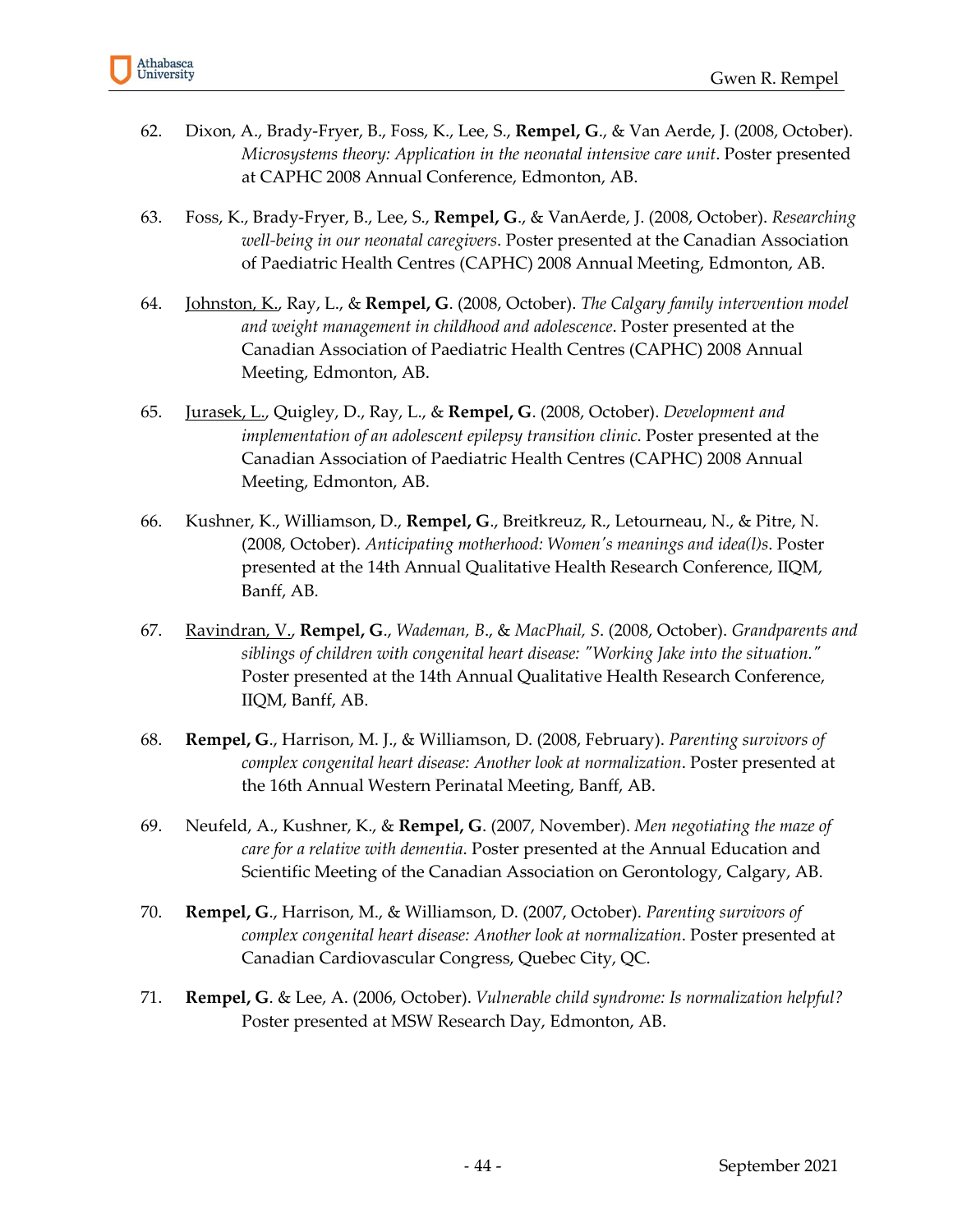62. Dixon, A., Brady-Fryer, B., Foss, K., Lee, S., **Rempel, G**., & Van Aerde, J. (2008, October). *Microsystems theory: Application in the neonatal intensive care unit*. Poster presented at CAPHC 2008 Annual Conference, Edmonton, AB.

63. Foss, K., Brady-Fryer, B., Lee, S., **Rempel, G**., & VanAerde, J. (2008, October). *Researching well-being in our neonatal caregivers*. Poster presented at the Canadian Association of Paediatric Health Centres (CAPHC) 2008 Annual Meeting, Edmonton, AB.

64. <u>Johnston, K.</u>, Ray, L., & **Rempel, G**. (2008, October). *The Calgary family intervention model and weight management in childhood and adolescence*. Poster presented at the Canadian Association of Paediatric Health Centres (CAPHC) 2008 Annual Meeting, Edmonton, AB.

65. <u>Jurasek, L.</u>, Quigley, D., Ray, L., & **Rempel, G**. (2008, October). *Development and implementation of an adolescent epilepsy transition clinic*. Poster presented at the Canadian Association of Paediatric Health Centres (CAPHC) 2008 Annual Meeting, Edmonton, AB.

66. Kushner, K., Williamson, D., **Rempel, G**., Breitkreuz, R., Letourneau, N., & Pitre, N. (2008, October). *Anticipating motherhood: Women's meanings and idea(l)s*. Poster presented at the 14th Annual Qualitative Health Research Conference, IIQM, Banff, AB.

67. <u>Ravindran, V.</u>, **Rempel, G**., *Wademan, B*., & *MacPhail, S*. (2008, October). *Grandparents and siblings of children with congenital heart disease: "Working Jake into the situation."* Poster presented at the 14th Annual Qualitative Health Research Conference, IIQM, Banff, AB.

68. **Rempel, G**., Harrison, M. J., & Williamson, D. (2008, February). *Parenting survivors of complex congenital heart disease: Another look at normalization*. Poster presented at the 16th Annual Western Perinatal Meeting, Banff, AB.

69. Neufeld, A., Kushner, K., & **Rempel, G**. (2007, November). *Men negotiating the maze of care for a relative with dementia*. Poster presented at the Annual Education and Scientific Meeting of the Canadian Association on Gerontology, Calgary, AB.

70. **Rempel, G**., Harrison, M., & Williamson, D. (2007, October). *Parenting survivors of complex congenital heart disease: Another look at normalization*. Poster presented at Canadian Cardiovascular Congress, Quebec City, QC.

71. **Rempel, G**. & Lee, A. (2006, October). *Vulnerable child syndrome: Is normalization helpful?* Poster presented at MSW Research Day, Edmonton, AB.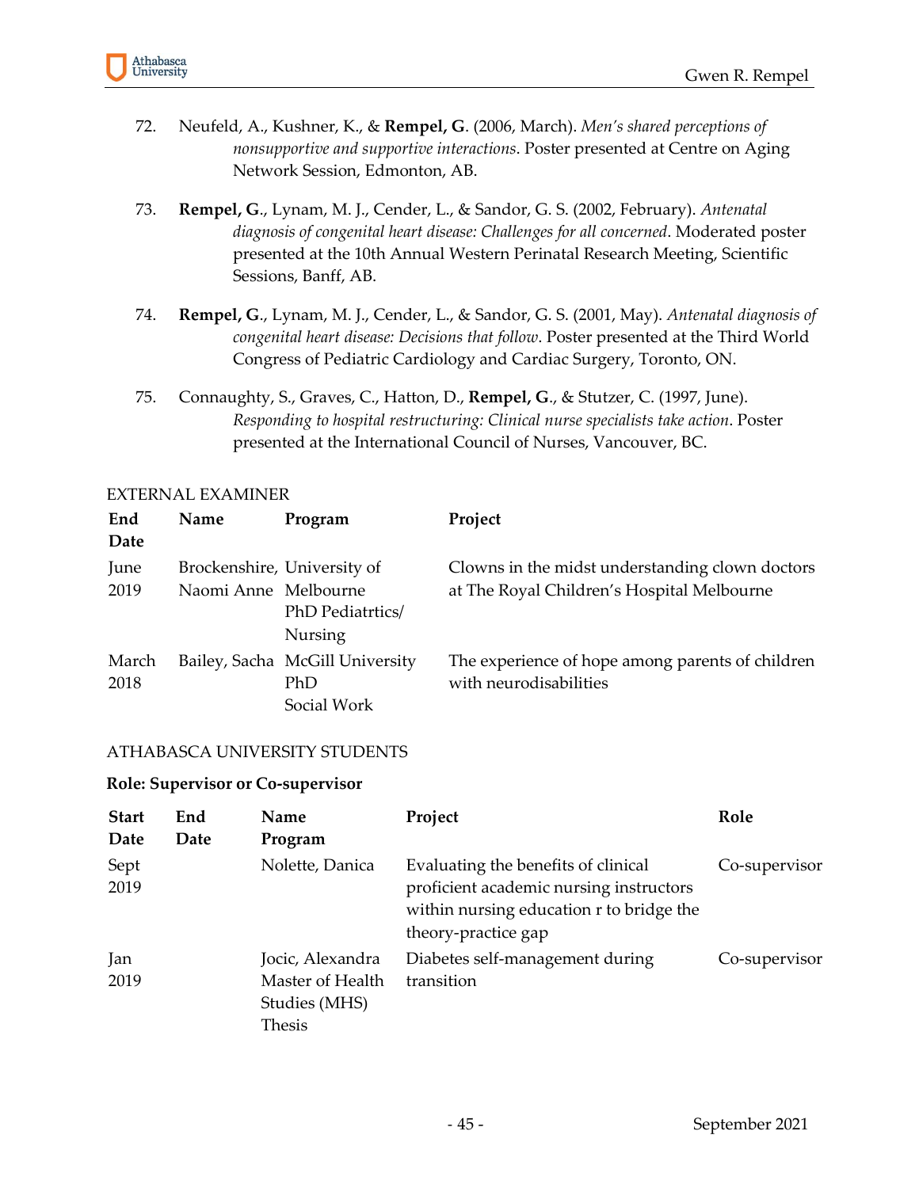72. Neufeld, A., Kushner, K., & **Rempel, G**. (2006, March). *Men's shared perceptions of nonsupportive and supportive interactions*. Poster presented at Centre on Aging Network Session, Edmonton, AB.

73. **Rempel, G**., Lynam, M. J., Cender, L., & Sandor, G. S. (2002, February). *Antenatal diagnosis of congenital heart disease: Challenges for all concerned*. Moderated poster presented at the 10th Annual Western Perinatal Research Meeting, Scientific Sessions, Banff, AB.

74. **Rempel, G**., Lynam, M. J., Cender, L., & Sandor, G. S. (2001, May). *Antenatal diagnosis of congenital heart disease: Decisions that follow*. Poster presented at the Third World Congress of Pediatric Cardiology and Cardiac Surgery, Toronto, ON.

75. Connaughty, S., Graves, C., Hatton, D., **Rempel, G**., & Stutzer, C. (1997, June). *Responding to hospital restructuring: Clinical nurse specialists take action*. Poster presented at the International Council of Nurses, Vancouver, BC.

EXTERNAL EXAMINER

| End Date | Name | Program | Project |
|---|---|---|---|
| June 2019 | Brockenshire, Naomi Anne | University of Melbourne PhD Pediatrtics/ Nursing | Clowns in the midst understanding clown doctors at The Royal Children's Hospital Melbourne |
| March 2018 | Bailey, Sacha | McGill University PhD Social Work | The experience of hope among parents of children with neurodisabilities |

ATHABASCA UNIVERSITY STUDENTS

**Role: Supervisor or Co-supervisor**

| Start Date | End Date | Name Program | Project | Role |
|---|---|---|---|---|
| Sept 2019 | | Nolette, Danica | Evaluating the benefits of clinical proficient academic nursing instructors within nursing education r to bridge the theory-practice gap | Co-supervisor |
| Jan 2019 | | Jocic, Alexandra Master of Health Studies (MHS) Thesis | Diabetes self-management during transition | Co-supervisor |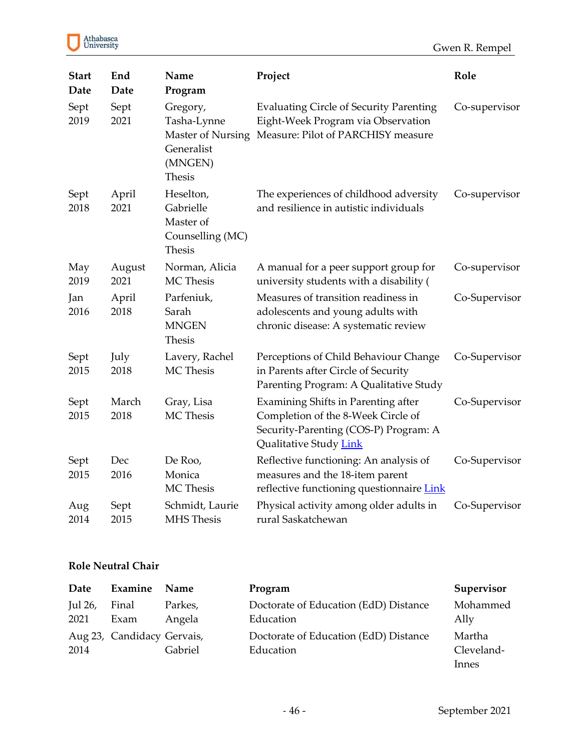| Start Date | End Date | Name Program | Project | Role |
|---|---|---|---|---|
| Sept 2019 | Sept 2021 | Gregory, Tasha-Lynne Master of Nursing Generalist (MNGEN) Thesis | Evaluating Circle of Security Parenting Eight-Week Program via Observation Measure: Pilot of PARCHISY measure | Co-supervisor |
| Sept 2018 | April 2021 | Heselton, Gabrielle Master of Counselling (MC) Thesis | The experiences of childhood adversity and resilience in autistic individuals | Co-supervisor |
| May 2019 | August 2021 | Norman, Alicia MC Thesis | A manual for a peer support group for university students with a disability ( | Co-supervisor |
| Jan 2016 | April 2018 | Parfeniuk, Sarah MNGEN Thesis | Measures of transition readiness in adolescents and young adults with chronic disease: A systematic review | Co-Supervisor |
| Sept 2015 | July 2018 | Lavery, Rachel MC Thesis | Perceptions of Child Behaviour Change in Parents after Circle of Security Parenting Program: A Qualitative Study | Co-Supervisor |
| Sept 2015 | March 2018 | Gray, Lisa MC Thesis | Examining Shifts in Parenting after Completion of the 8-Week Circle of Security-Parenting (COS-P) Program: A Qualitative Study Link | Co-Supervisor |
| Sept 2015 | Dec 2016 | De Roo, Monica MC Thesis | Reflective functioning: An analysis of measures and the 18-item parent reflective functioning questionnaire Link | Co-Supervisor |
| Aug 2014 | Sept 2015 | Schmidt, Laurie MHS Thesis | Physical activity among older adults in rural Saskatchewan | Co-Supervisor |

**Role Neutral Chair**

| Date | Examine | Name | Program | Supervisor |
|---|---|---|---|---|
| Jul 26, 2021 | Final Exam | Parkes, Angela | Doctorate of Education (EdD) Distance Education | Mohammed Ally |
| Aug 23, 2014 | Candidacy | Gervais, Gabriel | Doctorate of Education (EdD) Distance Education | Martha Cleveland-Innes |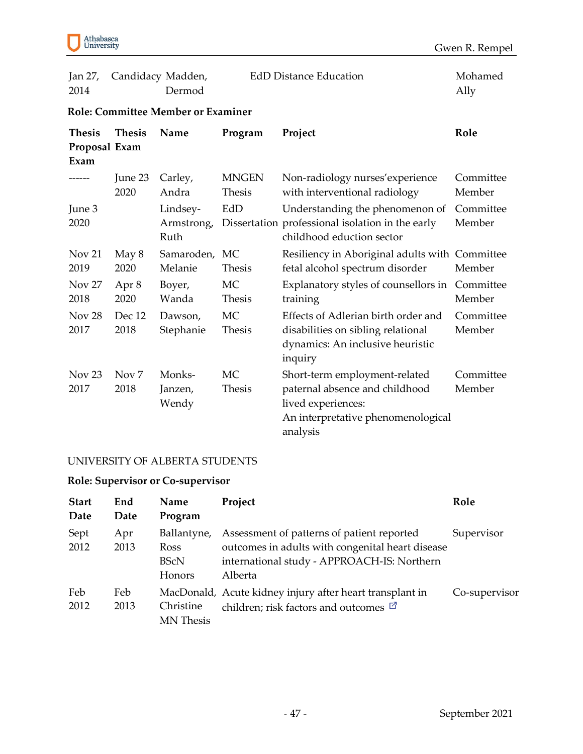| | | | | |
|---|---|---|---|---|
| Jan 27, 2014 | Candidacy | Madden, Dermod | EdD Distance Education | Mohamed Ally |

**Role: Committee Member or Examiner**

| Thesis Proposal Exam | Thesis Exam | Name | Program | Project | Role |
|---|---|---|---|---|---|
| ------ | June 23 2020 | Carley, Andra | MNGEN Thesis | Non-radiology nurses'experience with interventional radiology | Committee Member |
| June 3 2020 | | Lindsey-Armstrong, Ruth | EdD Dissertation | Understanding the phenomenon of professional isolation in the early childhood eduction sector | Committee Member |
| Nov 21 2019 | May 8 2020 | Samaroden, Melanie | MC Thesis | Resiliency in Aboriginal adults with fetal alcohol spectrum disorder | Committee Member |
| Nov 27 2018 | Apr 8 2020 | Boyer, Wanda | MC Thesis | Explanatory styles of counsellors in training | Committee Member |
| Nov 28 2017 | Dec 12 2018 | Dawson, Stephanie | MC Thesis | Effects of Adlerian birth order and disabilities on sibling relational dynamics: An inclusive heuristic inquiry | Committee Member |
| Nov 23 2017 | Nov 7 2018 | Monks-Janzen, Wendy | MC Thesis | Short-term employment-related paternal absence and childhood lived experiences: An interpretative phenomenological analysis | Committee Member |

UNIVERSITY OF ALBERTA STUDENTS

**Role: Supervisor or Co-supervisor**

| Start Date | End Date | Name Program | Project | Role |
|---|---|---|---|---|
| Sept 2012 | Apr 2013 | Ballantyne, Ross BScN Honors | Assessment of patterns of patient reported outcomes in adults with congenital heart disease international study - APPROACH-IS: Northern Alberta | Supervisor |
| Feb 2012 | Feb 2013 | MacDonald, Christine MN Thesis | Acute kidney injury after heart transplant in children; risk factors and outcomes | Co-supervisor |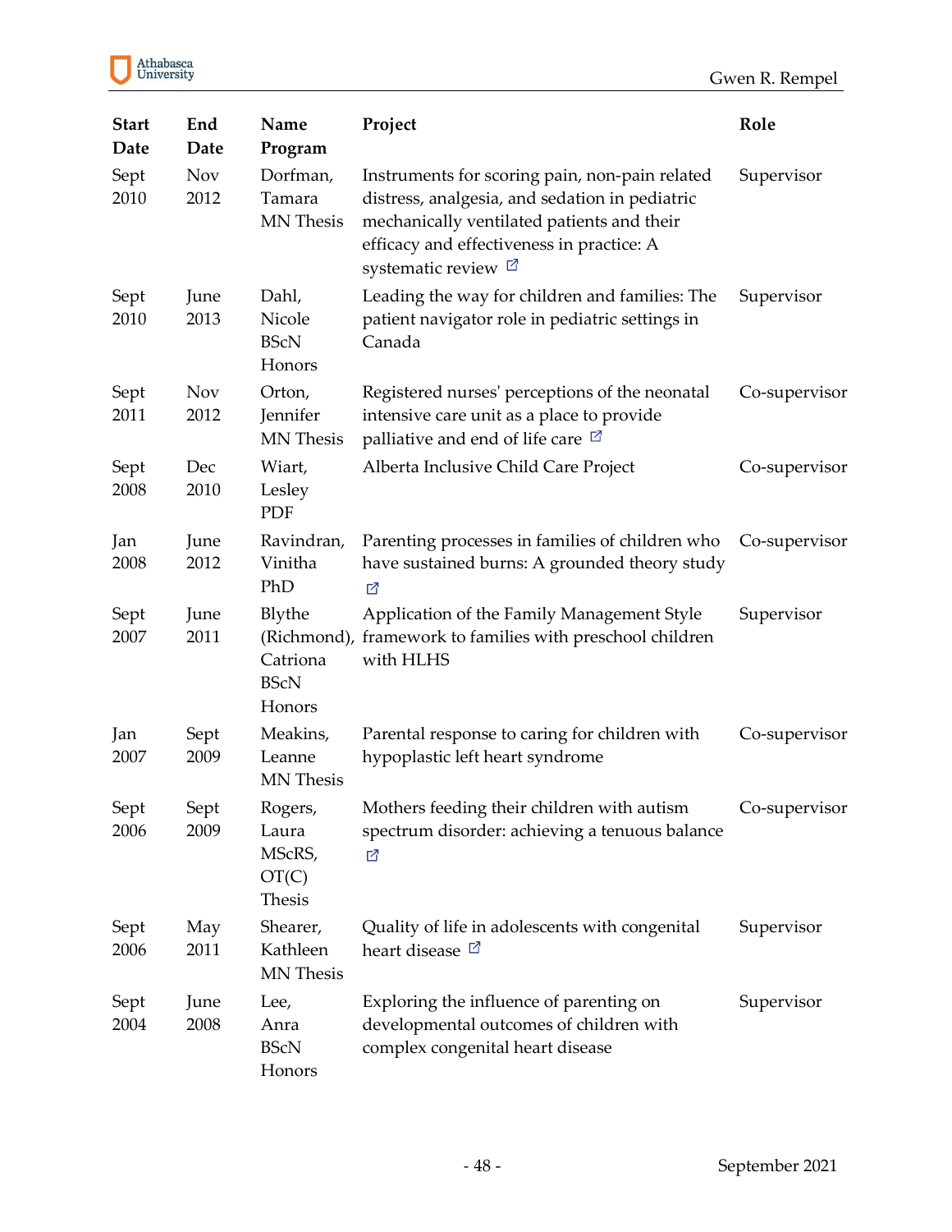| Start Date | End Date | Name Program | Project | Role |
|---|---|---|---|---|
| Sept 2010 | Nov 2012 | Dorfman, Tamara MN Thesis | Instruments for scoring pain, non-pain related distress, analgesia, and sedation in pediatric mechanically ventilated patients and their efficacy and effectiveness in practice: A systematic review | Supervisor |
| Sept 2010 | June 2013 | Dahl, Nicole BScN Honors | Leading the way for children and families: The patient navigator role in pediatric settings in Canada | Supervisor |
| Sept 2011 | Nov 2012 | Orton, Jennifer MN Thesis | Registered nurses' perceptions of the neonatal intensive care unit as a place to provide palliative and end of life care | Co-supervisor |
| Sept 2008 | Dec 2010 | Wiart, Lesley PDF | Alberta Inclusive Child Care Project | Co-supervisor |
| Jan 2008 | June 2012 | Ravindran, Vinitha PhD | Parenting processes in families of children who have sustained burns: A grounded theory study | Co-supervisor |
| Sept 2007 | June 2011 | Blythe (Richmond), Catriona BScN Honors | Application of the Family Management Style framework to families with preschool children with HLHS | Supervisor |
| Jan 2007 | Sept 2009 | Meakins, Leanne MN Thesis | Parental response to caring for children with hypoplastic left heart syndrome | Co-supervisor |
| Sept 2006 | Sept 2009 | Rogers, Laura MScRS, OT(C) Thesis | Mothers feeding their children with autism spectrum disorder: achieving a tenuous balance | Co-supervisor |
| Sept 2006 | May 2011 | Shearer, Kathleen MN Thesis | Quality of life in adolescents with congenital heart disease | Supervisor |
| Sept 2004 | June 2008 | Lee, Anra BScN Honors | Exploring the influence of parenting on developmental outcomes of children with complex congenital heart disease | Supervisor |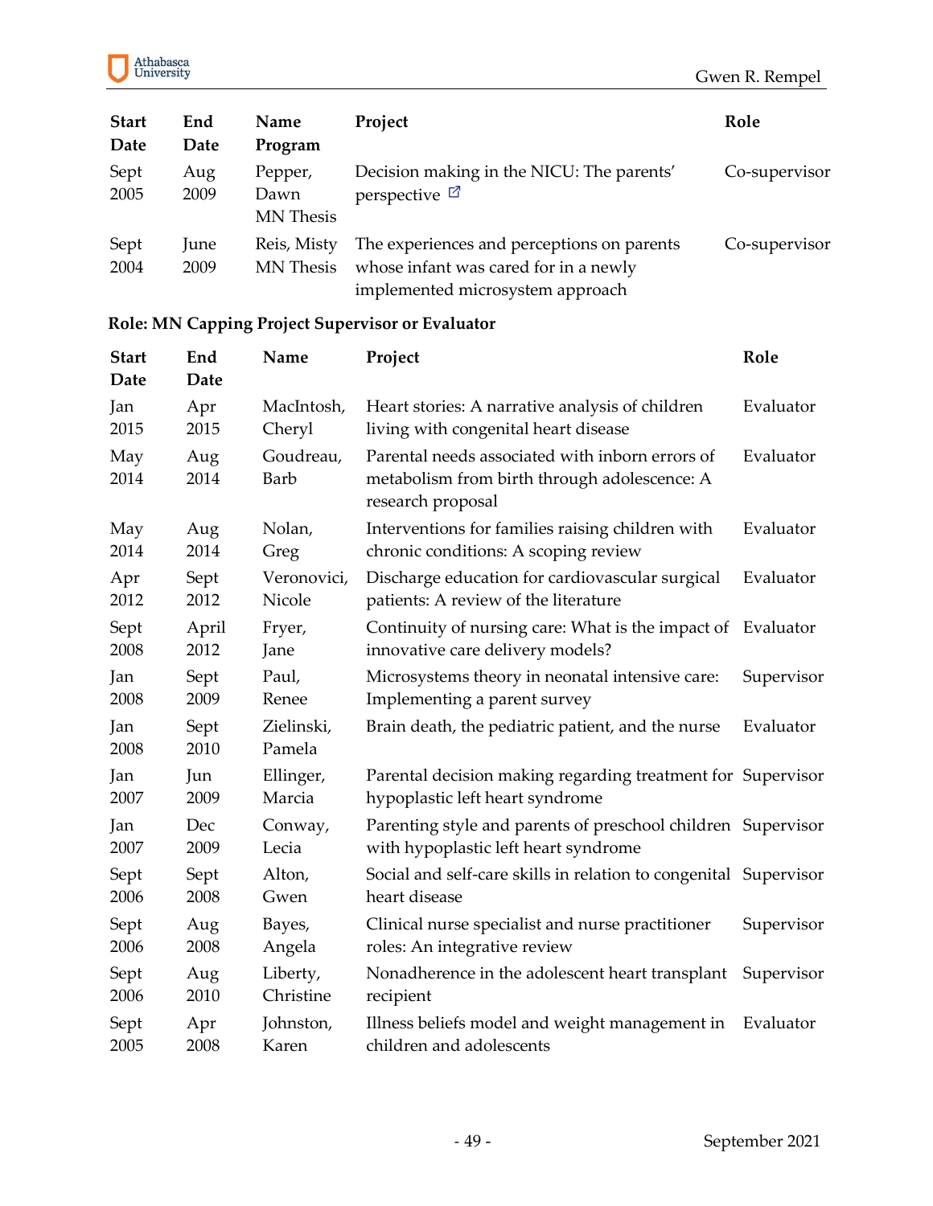| Start Date | End Date | Name Program | Project | Role |
|---|---|---|---|---|
| Sept 2005 | Aug 2009 | Pepper, Dawn MN Thesis | Decision making in the NICU: The parents' perspective | Co-supervisor |
| Sept 2004 | June 2009 | Reis, Misty MN Thesis | The experiences and perceptions on parents whose infant was cared for in a newly implemented microsystem approach | Co-supervisor |

**Role: MN Capping Project Supervisor or Evaluator**

| Start Date | End Date | Name | Project | Role |
|---|---|---|---|---|
| Jan 2015 | Apr 2015 | MacIntosh, Cheryl | Heart stories: A narrative analysis of children living with congenital heart disease | Evaluator |
| May 2014 | Aug 2014 | Goudreau, Barb | Parental needs associated with inborn errors of metabolism from birth through adolescence: A research proposal | Evaluator |
| May 2014 | Aug 2014 | Nolan, Greg | Interventions for families raising children with chronic conditions: A scoping review | Evaluator |
| Apr 2012 | Sept 2012 | Veronovici, Nicole | Discharge education for cardiovascular surgical patients: A review of the literature | Evaluator |
| Sept 2008 | April 2012 | Fryer, Jane | Continuity of nursing care: What is the impact of innovative care delivery models? | Evaluator |
| Jan 2008 | Sept 2009 | Paul, Renee | Microsystems theory in neonatal intensive care: Implementing a parent survey | Supervisor |
| Jan 2008 | Sept 2010 | Zielinski, Pamela | Brain death, the pediatric patient, and the nurse | Evaluator |
| Jan 2007 | Jun 2009 | Ellinger, Marcia | Parental decision making regarding treatment for hypoplastic left heart syndrome | Supervisor |
| Jan 2007 | Dec 2009 | Conway, Lecia | Parenting style and parents of preschool children with hypoplastic left heart syndrome | Supervisor |
| Sept 2006 | Sept 2008 | Alton, Gwen | Social and self-care skills in relation to congenital heart disease | Supervisor |
| Sept 2006 | Aug 2008 | Bayes, Angela | Clinical nurse specialist and nurse practitioner roles: An integrative review | Supervisor |
| Sept 2006 | Aug 2010 | Liberty, Christine | Nonadherence in the adolescent heart transplant recipient | Supervisor |
| Sept 2005 | Apr 2008 | Johnston, Karen | Illness beliefs model and weight management in children and adolescents | Evaluator |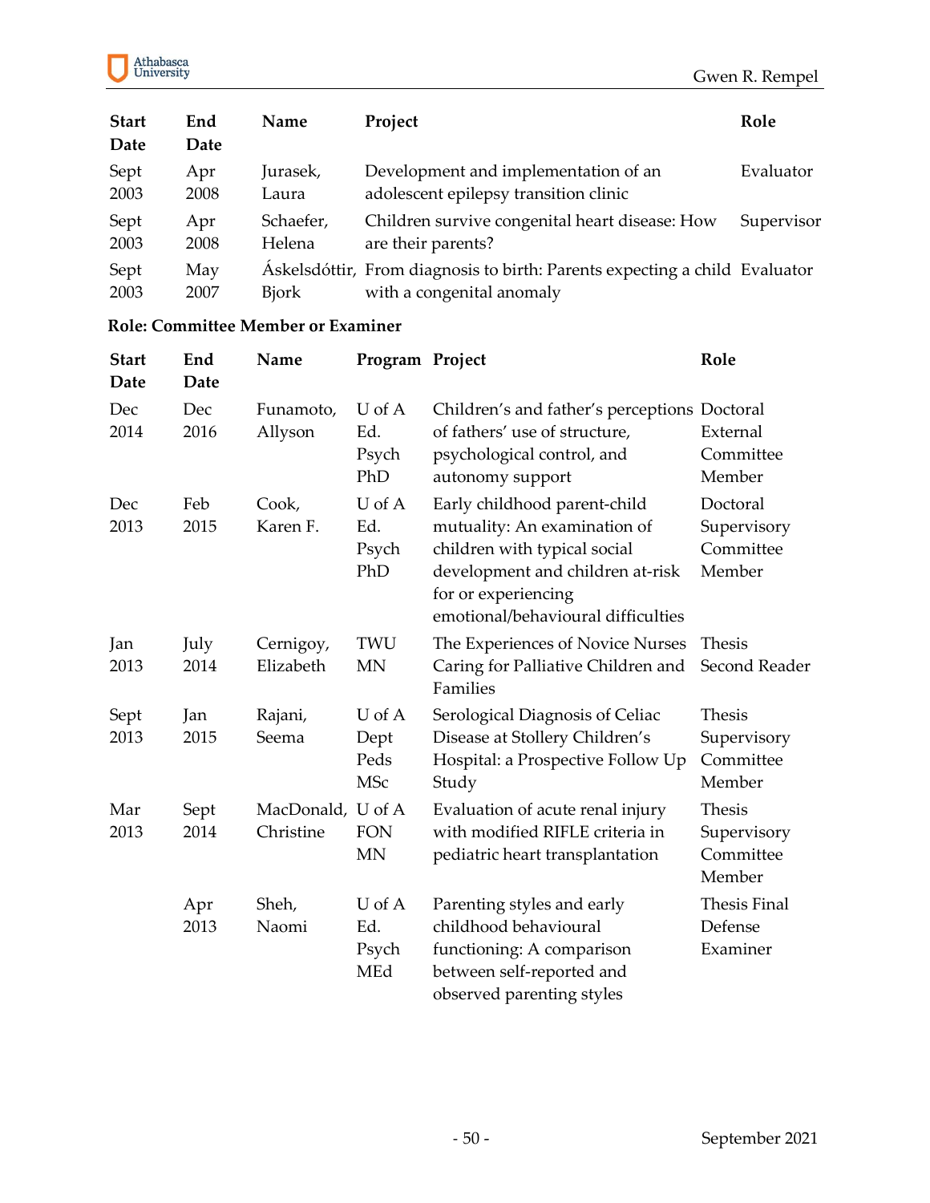| Start Date | End Date | Name | Project | Role |
|---|---|---|---|---|
| Sept 2003 | Apr 2008 | Jurasek, Laura | Development and implementation of an adolescent epilepsy transition clinic | Evaluator |
| Sept 2003 | Apr 2008 | Schaefer, Helena | Children survive congenital heart disease: How are their parents? | Supervisor |
| Sept 2003 | May 2007 | Áskelsdóttir, Bjork | From diagnosis to birth: Parents expecting a child with a congenital anomaly | Evaluator |

**Role: Committee Member or Examiner**

| Start Date | End Date | Name | Program | Project | Role |
|---|---|---|---|---|---|
| Dec 2014 | Dec 2016 | Funamoto, Allyson | U of A Ed. Psych PhD | Children's and father's perceptions of fathers' use of structure, psychological control, and autonomy support | Doctoral External Committee Member |
| Dec 2013 | Feb 2015 | Cook, Karen F. | U of A Ed. Psych PhD | Early childhood parent-child mutuality: An examination of children with typical social development and children at-risk for or experiencing emotional/behavioural difficulties | Doctoral Supervisory Committee Member |
| Jan 2013 | July 2014 | Cernigoy, Elizabeth | TWU MN | The Experiences of Novice Nurses Caring for Palliative Children and Families | Thesis Second Reader |
| Sept 2013 | Jan 2015 | Rajani, Seema | U of A Dept Peds MSc | Serological Diagnosis of Celiac Disease at Stollery Children's Hospital: a Prospective Follow Up Study | Thesis Supervisory Committee Member |
| Mar 2013 | Sept 2014 | MacDonald, Christine | U of A FON MN | Evaluation of acute renal injury with modified RIFLE criteria in pediatric heart transplantation | Thesis Supervisory Committee Member |
| | Apr 2013 | Sheh, Naomi | U of A Ed. Psych MEd | Parenting styles and early childhood behavioural functioning: A comparison between self-reported and observed parenting styles | Thesis Final Defense Examiner |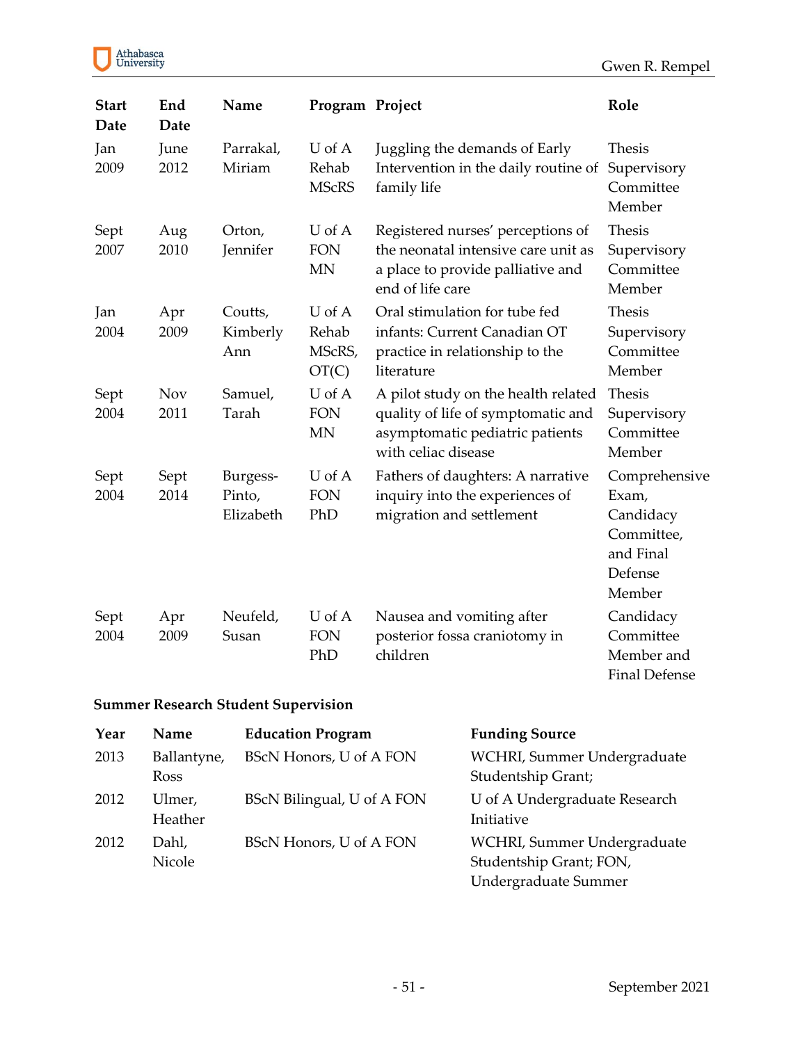| Start Date | End Date | Name | Program | Project | Role |
|---|---|---|---|---|---|
| Jan 2009 | June 2012 | Parrakal, Miriam | U of A Rehab MScRS | Juggling the demands of Early Intervention in the daily routine of family life | Thesis Supervisory Committee Member |
| Sept 2007 | Aug 2010 | Orton, Jennifer | U of A FON MN | Registered nurses' perceptions of the neonatal intensive care unit as a place to provide palliative and end of life care | Thesis Supervisory Committee Member |
| Jan 2004 | Apr 2009 | Coutts, Kimberly Ann | U of A Rehab MScRS, OT(C) | Oral stimulation for tube fed infants: Current Canadian OT practice in relationship to the literature | Thesis Supervisory Committee Member |
| Sept 2004 | Nov 2011 | Samuel, Tarah | U of A FON MN | A pilot study on the health related quality of life of symptomatic and asymptomatic pediatric patients with celiac disease | Thesis Supervisory Committee Member |
| Sept 2004 | Sept 2014 | Burgess-Pinto, Elizabeth | U of A FON PhD | Fathers of daughters: A narrative inquiry into the experiences of migration and settlement | Comprehensive Exam, Candidacy Committee, and Final Defense Member |
| Sept 2004 | Apr 2009 | Neufeld, Susan | U of A FON PhD | Nausea and vomiting after posterior fossa craniotomy in children | Candidacy Committee Member and Final Defense |

**Summer Research Student Supervision**

| Year | Name | Education Program | Funding Source |
|---|---|---|---|
| 2013 | Ballantyne, Ross | BScN Honors, U of A FON | WCHRI, Summer Undergraduate Studentship Grant; |
| 2012 | Ulmer, Heather | BScN Bilingual, U of A FON | U of A Undergraduate Research Initiative |
| 2012 | Dahl, Nicole | BScN Honors, U of A FON | WCHRI, Summer Undergraduate Studentship Grant; FON, Undergraduate Summer |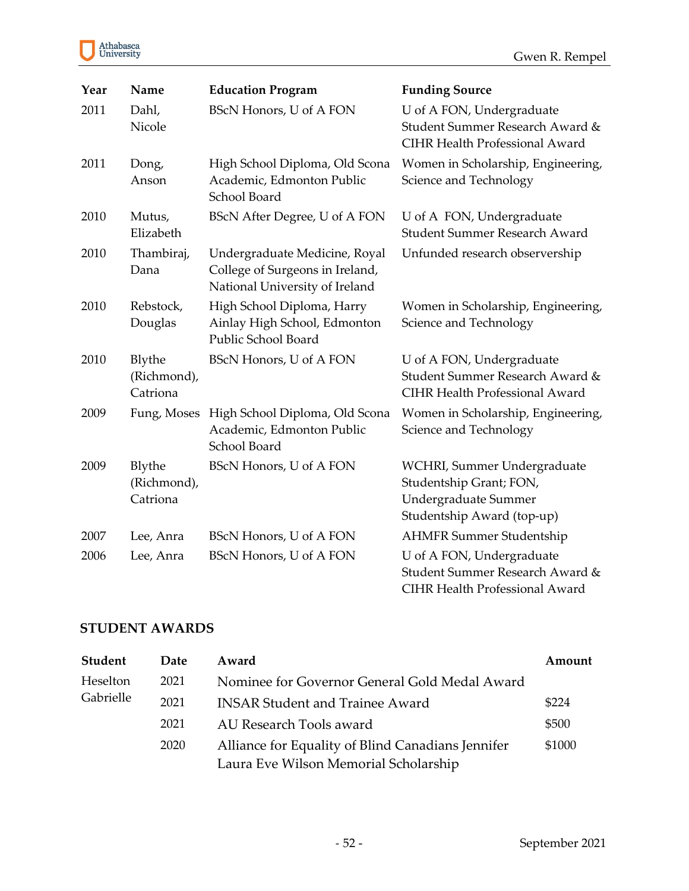| Year | Name | Education Program | Funding Source |
|---|---|---|---|
| 2011 | Dahl, Nicole | BScN Honors, U of A FON | U of A FON, Undergraduate Student Summer Research Award & CIHR Health Professional Award |
| 2011 | Dong, Anson | High School Diploma, Old Scona Academic, Edmonton Public School Board | Women in Scholarship, Engineering, Science and Technology |
| 2010 | Mutus, Elizabeth | BScN After Degree, U of A FON | U of A FON, Undergraduate Student Summer Research Award |
| 2010 | Thambiraj, Dana | Undergraduate Medicine, Royal College of Surgeons in Ireland, National University of Ireland | Unfunded research observership |
| 2010 | Rebstock, Douglas | High School Diploma, Harry Ainlay High School, Edmonton Public School Board | Women in Scholarship, Engineering, Science and Technology |
| 2010 | Blythe (Richmond), Catriona | BScN Honors, U of A FON | U of A FON, Undergraduate Student Summer Research Award & CIHR Health Professional Award |
| 2009 | Fung, Moses | High School Diploma, Old Scona Academic, Edmonton Public School Board | Women in Scholarship, Engineering, Science and Technology |
| 2009 | Blythe (Richmond), Catriona | BScN Honors, U of A FON | WCHRI, Summer Undergraduate Studentship Grant; FON, Undergraduate Summer Studentship Award (top-up) |
| 2007 | Lee, Anra | BScN Honors, U of A FON | AHMFR Summer Studentship |
| 2006 | Lee, Anra | BScN Honors, U of A FON | U of A FON, Undergraduate Student Summer Research Award & CIHR Health Professional Award |

## STUDENT AWARDS

| Student | Date | Award | Amount |
|---|---|---|---|
| Heselton Gabrielle | 2021 | Nominee for Governor General Gold Medal Award | |
| | 2021 | INSAR Student and Trainee Award | $224 |
| | 2021 | AU Research Tools award | $500 |
| | 2020 | Alliance for Equality of Blind Canadians Jennifer Laura Eve Wilson Memorial Scholarship | $1000 |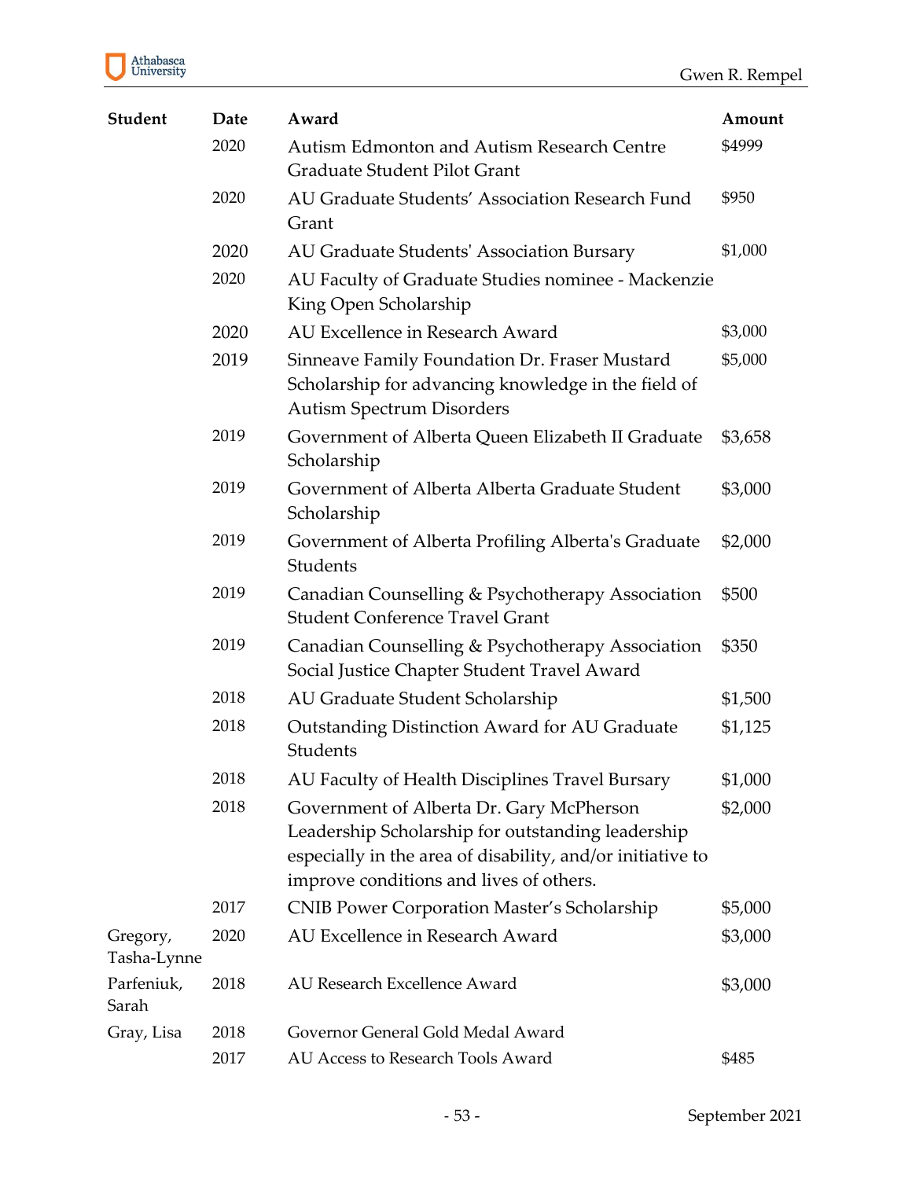| Student | Date | Award | Amount |
|---|---|---|---|
| | 2020 | Autism Edmonton and Autism Research Centre Graduate Student Pilot Grant | $4999 |
| | 2020 | AU Graduate Students' Association Research Fund Grant | $950 |
| | 2020 | AU Graduate Students' Association Bursary | $1,000 |
| | 2020 | AU Faculty of Graduate Studies nominee - Mackenzie King Open Scholarship | |
| | 2020 | AU Excellence in Research Award | $3,000 |
| | 2019 | Sinneave Family Foundation Dr. Fraser Mustard Scholarship for advancing knowledge in the field of Autism Spectrum Disorders | $5,000 |
| | 2019 | Government of Alberta Queen Elizabeth II Graduate Scholarship | $3,658 |
| | 2019 | Government of Alberta Alberta Graduate Student Scholarship | $3,000 |
| | 2019 | Government of Alberta Profiling Alberta's Graduate Students | $2,000 |
| | 2019 | Canadian Counselling & Psychotherapy Association Student Conference Travel Grant | $500 |
| | 2019 | Canadian Counselling & Psychotherapy Association Social Justice Chapter Student Travel Award | $350 |
| | 2018 | AU Graduate Student Scholarship | $1,500 |
| | 2018 | Outstanding Distinction Award for AU Graduate Students | $1,125 |
| | 2018 | AU Faculty of Health Disciplines Travel Bursary | $1,000 |
| | 2018 | Government of Alberta Dr. Gary McPherson Leadership Scholarship for outstanding leadership especially in the area of disability, and/or initiative to improve conditions and lives of others. | $2,000 |
| | 2017 | CNIB Power Corporation Master's Scholarship | $5,000 |
| Gregory, Tasha-Lynne | 2020 | AU Excellence in Research Award | $3,000 |
| Parfeniuk, Sarah | 2018 | AU Research Excellence Award | $3,000 |
| Gray, Lisa | 2018 | Governor General Gold Medal Award | |
| | 2017 | AU Access to Research Tools Award | $485 |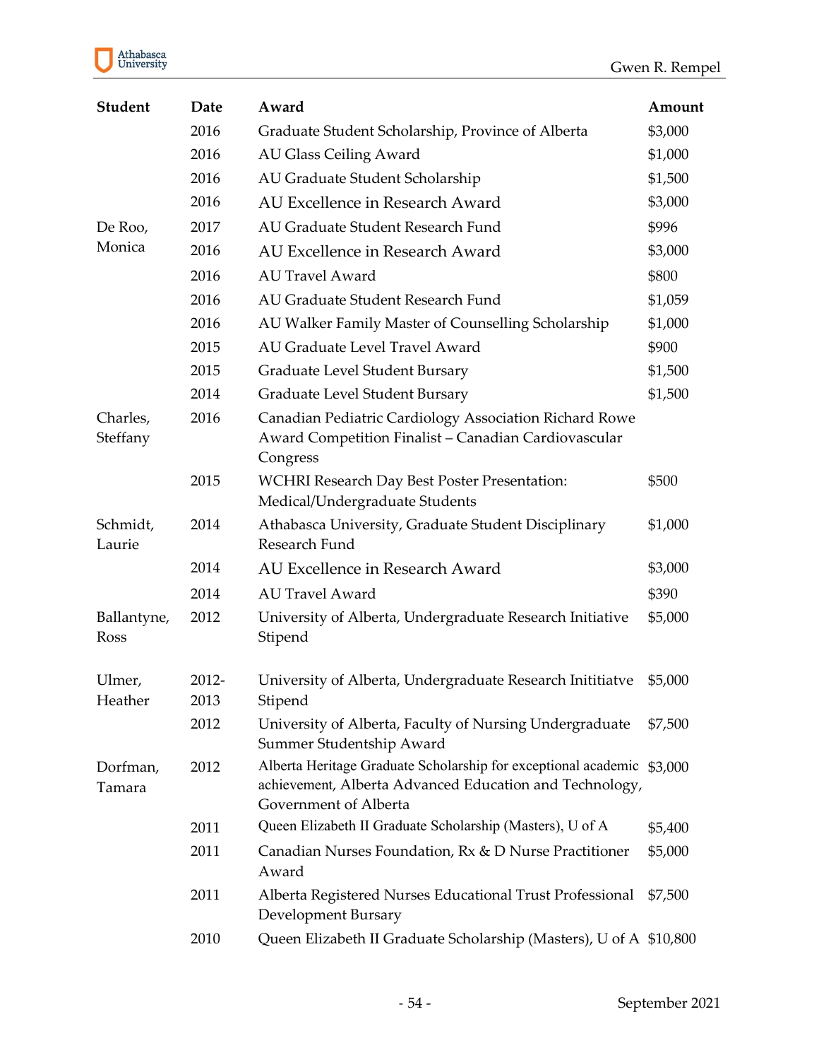| Student | Date | Award | Amount |
|---|---|---|---|
| | 2016 | Graduate Student Scholarship, Province of Alberta | $3,000 |
| | 2016 | AU Glass Ceiling Award | $1,000 |
| | 2016 | AU Graduate Student Scholarship | $1,500 |
| | 2016 | AU Excellence in Research Award | $3,000 |
| De Roo, Monica | 2017 | AU Graduate Student Research Fund | $996 |
| | 2016 | AU Excellence in Research Award | $3,000 |
| | 2016 | AU Travel Award | $800 |
| | 2016 | AU Graduate Student Research Fund | $1,059 |
| | 2016 | AU Walker Family Master of Counselling Scholarship | $1,000 |
| | 2015 | AU Graduate Level Travel Award | $900 |
| | 2015 | Graduate Level Student Bursary | $1,500 |
| | 2014 | Graduate Level Student Bursary | $1,500 |
| Charles, Steffany | 2016 | Canadian Pediatric Cardiology Association Richard Rowe Award Competition Finalist – Canadian Cardiovascular Congress | |
| | 2015 | WCHRI Research Day Best Poster Presentation: Medical/Undergraduate Students | $500 |
| Schmidt, Laurie | 2014 | Athabasca University, Graduate Student Disciplinary Research Fund | $1,000 |
| | 2014 | AU Excellence in Research Award | $3,000 |
| | 2014 | AU Travel Award | $390 |
| Ballantyne, Ross | 2012 | University of Alberta, Undergraduate Research Initiative Stipend | $5,000 |
| Ulmer, Heather | 2012-2013 | University of Alberta, Undergraduate Research Inititiatve Stipend | $5,000 |
| | 2012 | University of Alberta, Faculty of Nursing Undergraduate Summer Studentship Award | $7,500 |
| Dorfman, Tamara | 2012 | Alberta Heritage Graduate Scholarship for exceptional academic achievement, Alberta Advanced Education and Technology, Government of Alberta | $3,000 |
| | 2011 | Queen Elizabeth II Graduate Scholarship (Masters), U of A | $5,400 |
| | 2011 | Canadian Nurses Foundation, Rx & D Nurse Practitioner Award | $5,000 |
| | 2011 | Alberta Registered Nurses Educational Trust Professional Development Bursary | $7,500 |
| | 2010 | Queen Elizabeth II Graduate Scholarship (Masters), U of A | $10,800 |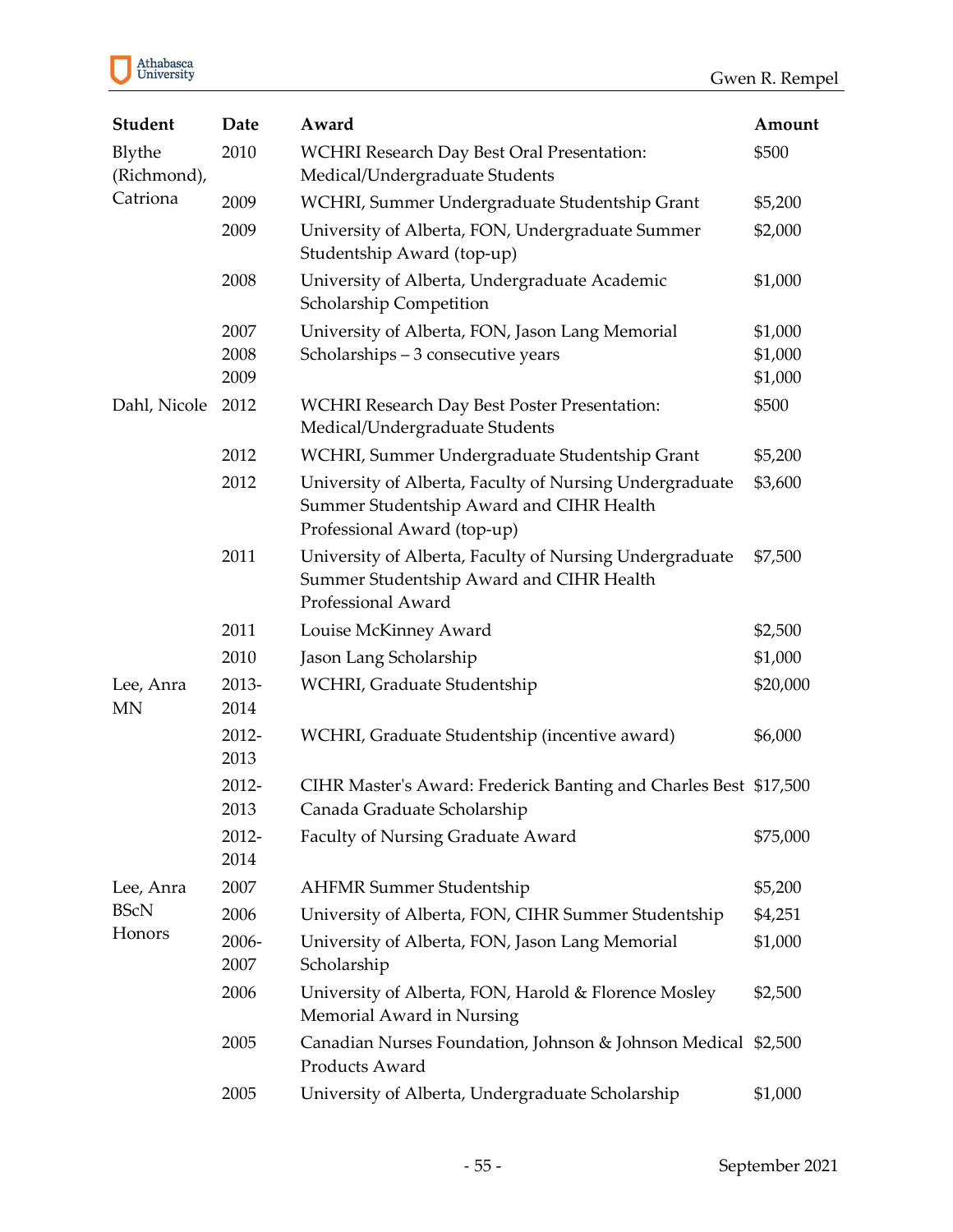| Student | Date | Award | Amount |
|---|---|---|---|
| Blythe (Richmond), Catriona | 2010 | WCHRI Research Day Best Oral Presentation: Medical/Undergraduate Students | $500 |
| | 2009 | WCHRI, Summer Undergraduate Studentship Grant | $5,200 |
| | 2009 | University of Alberta, FON, Undergraduate Summer Studentship Award (top-up) | $2,000 |
| | 2008 | University of Alberta, Undergraduate Academic Scholarship Competition | $1,000 |
| | 2007<br>2008<br>2009 | University of Alberta, FON, Jason Lang Memorial Scholarships – 3 consecutive years | $1,000<br>$1,000<br>$1,000 |
| Dahl, Nicole | 2012 | WCHRI Research Day Best Poster Presentation: Medical/Undergraduate Students | $500 |
| | 2012 | WCHRI, Summer Undergraduate Studentship Grant | $5,200 |
| | 2012 | University of Alberta, Faculty of Nursing Undergraduate Summer Studentship Award and CIHR Health Professional Award (top-up) | $3,600 |
| | 2011 | University of Alberta, Faculty of Nursing Undergraduate Summer Studentship Award and CIHR Health Professional Award | $7,500 |
| | 2011 | Louise McKinney Award | $2,500 |
| | 2010 | Jason Lang Scholarship | $1,000 |
| Lee, Anra MN | 2013-2014 | WCHRI, Graduate Studentship | $20,000 |
| | 2012-2013 | WCHRI, Graduate Studentship (incentive award) | $6,000 |
| | 2012-2013 | CIHR Master's Award: Frederick Banting and Charles Best Canada Graduate Scholarship | $17,500 |
| | 2012-2014 | Faculty of Nursing Graduate Award | $75,000 |
| Lee, Anra BScN Honors | 2007 | AHFMR Summer Studentship | $5,200 |
| | 2006 | University of Alberta, FON, CIHR Summer Studentship | $4,251 |
| | 2006-2007 | University of Alberta, FON, Jason Lang Memorial Scholarship | $1,000 |
| | 2006 | University of Alberta, FON, Harold & Florence Mosley Memorial Award in Nursing | $2,500 |
| | 2005 | Canadian Nurses Foundation, Johnson & Johnson Medical Products Award | $2,500 |
| | 2005 | University of Alberta, Undergraduate Scholarship | $1,000 |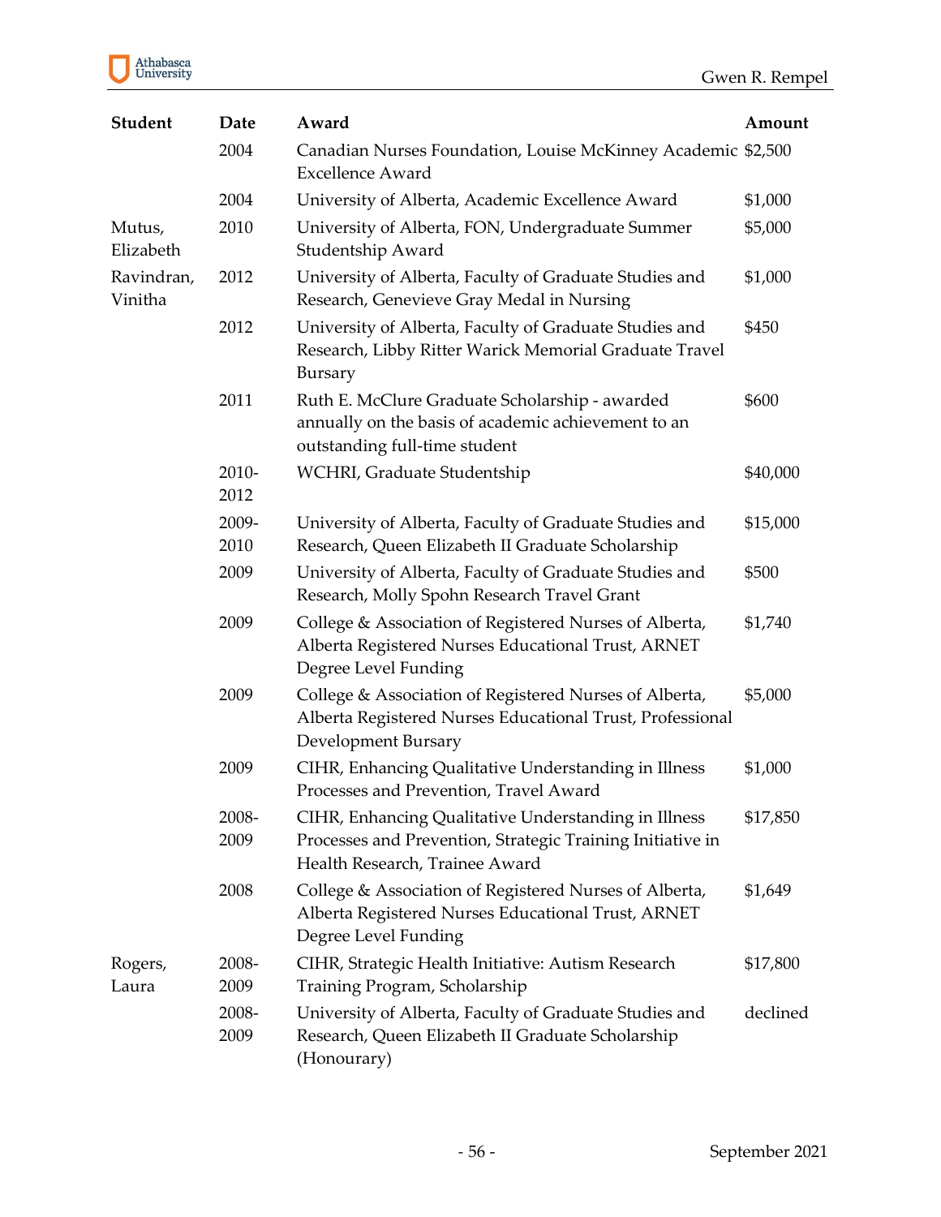| Student | Date | Award | Amount |
|---|---|---|---|
| | 2004 | Canadian Nurses Foundation, Louise McKinney Academic Excellence Award | $2,500 |
| | 2004 | University of Alberta, Academic Excellence Award | $1,000 |
| Mutus, Elizabeth | 2010 | University of Alberta, FON, Undergraduate Summer Studentship Award | $5,000 |
| Ravindran, Vinitha | 2012 | University of Alberta, Faculty of Graduate Studies and Research, Genevieve Gray Medal in Nursing | $1,000 |
| | 2012 | University of Alberta, Faculty of Graduate Studies and Research, Libby Ritter Warick Memorial Graduate Travel Bursary | $450 |
| | 2011 | Ruth E. McClure Graduate Scholarship - awarded annually on the basis of academic achievement to an outstanding full-time student | $600 |
| | 2010-2012 | WCHRI, Graduate Studentship | $40,000 |
| | 2009-2010 | University of Alberta, Faculty of Graduate Studies and Research, Queen Elizabeth II Graduate Scholarship | $15,000 |
| | 2009 | University of Alberta, Faculty of Graduate Studies and Research, Molly Spohn Research Travel Grant | $500 |
| | 2009 | College & Association of Registered Nurses of Alberta, Alberta Registered Nurses Educational Trust, ARNET Degree Level Funding | $1,740 |
| | 2009 | College & Association of Registered Nurses of Alberta, Alberta Registered Nurses Educational Trust, Professional Development Bursary | $5,000 |
| | 2009 | CIHR, Enhancing Qualitative Understanding in Illness Processes and Prevention, Travel Award | $1,000 |
| | 2008-2009 | CIHR, Enhancing Qualitative Understanding in Illness Processes and Prevention, Strategic Training Initiative in Health Research, Trainee Award | $17,850 |
| | 2008 | College & Association of Registered Nurses of Alberta, Alberta Registered Nurses Educational Trust, ARNET Degree Level Funding | $1,649 |
| Rogers, Laura | 2008-2009 | CIHR, Strategic Health Initiative: Autism Research Training Program, Scholarship | $17,800 |
| | 2008-2009 | University of Alberta, Faculty of Graduate Studies and Research, Queen Elizabeth II Graduate Scholarship (Honourary) | declined |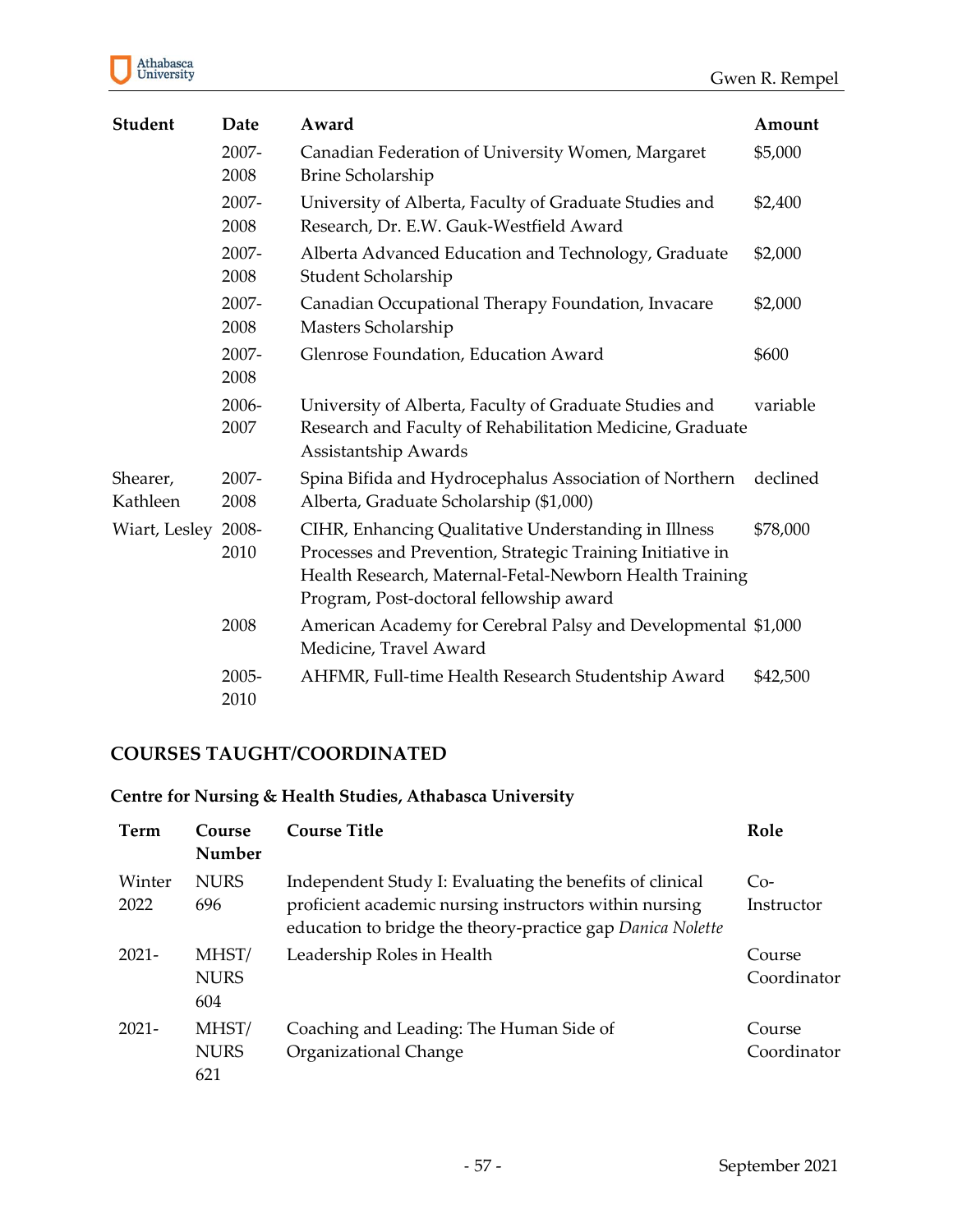| Student | Date | Award | Amount |
|---|---|---|---|
| | 2007-2008 | Canadian Federation of University Women, Margaret Brine Scholarship | $5,000 |
| | 2007-2008 | University of Alberta, Faculty of Graduate Studies and Research, Dr. E.W. Gauk-Westfield Award | $2,400 |
| | 2007-2008 | Alberta Advanced Education and Technology, Graduate Student Scholarship | $2,000 |
| | 2007-2008 | Canadian Occupational Therapy Foundation, Invacare Masters Scholarship | $2,000 |
| | 2007-2008 | Glenrose Foundation, Education Award | $600 |
| | 2006-2007 | University of Alberta, Faculty of Graduate Studies and Research and Faculty of Rehabilitation Medicine, Graduate Assistantship Awards | variable |
| Shearer, Kathleen | 2007-2008 | Spina Bifida and Hydrocephalus Association of Northern Alberta, Graduate Scholarship ($1,000) | declined |
| Wiart, Lesley | 2008-2010 | CIHR, Enhancing Qualitative Understanding in Illness Processes and Prevention, Strategic Training Initiative in Health Research, Maternal-Fetal-Newborn Health Training Program, Post-doctoral fellowship award | $78,000 |
| | 2008 | American Academy for Cerebral Palsy and Developmental Medicine, Travel Award | $1,000 |
| | 2005-2010 | AHFMR, Full-time Health Research Studentship Award | $42,500 |

## COURSES TAUGHT/COORDINATED

### Centre for Nursing & Health Studies, Athabasca University

| Term | Course Number | Course Title | Role |
|---|---|---|---|
| Winter 2022 | NURS 696 | Independent Study I: Evaluating the benefits of clinical proficient academic nursing instructors within nursing education to bridge the theory-practice gap *Danica Nolette* | Co-Instructor |
| 2021- | MHST/ NURS 604 | Leadership Roles in Health | Course Coordinator |
| 2021- | MHST/ NURS 621 | Coaching and Leading: The Human Side of Organizational Change | Course Coordinator |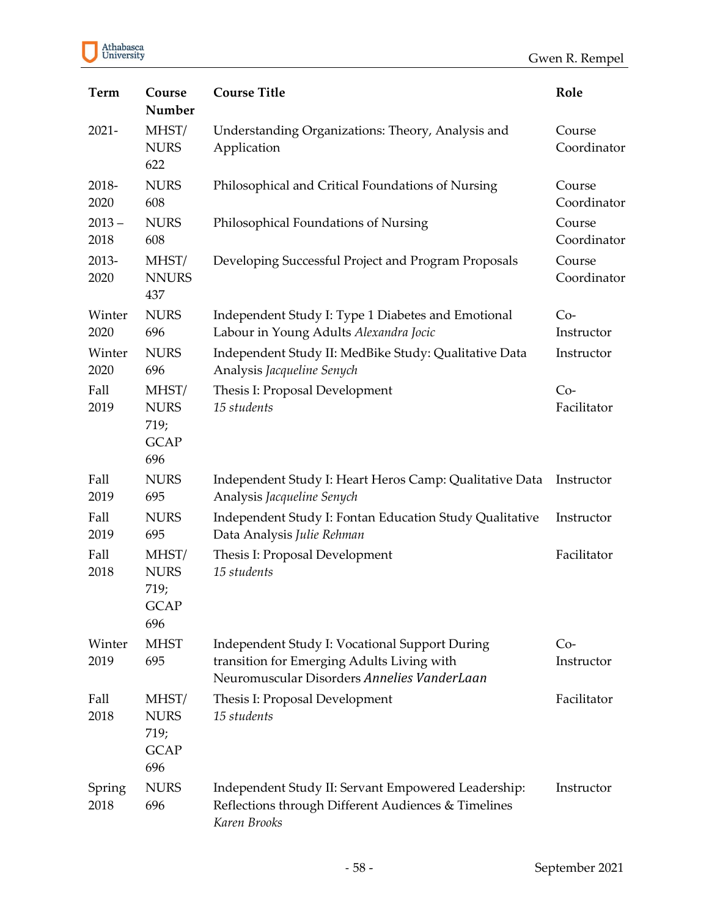| Term | Course Number | Course Title | Role |
| --- | --- | --- | --- |
| 2021- | MHST/ NURS 622 | Understanding Organizations: Theory, Analysis and Application | Course Coordinator |
| 2018-2020 | NURS 608 | Philosophical and Critical Foundations of Nursing | Course Coordinator |
| 2013 – 2018 | NURS 608 | Philosophical Foundations of Nursing | Course Coordinator |
| 2013-2020 | MHST/ NNURS 437 | Developing Successful Project and Program Proposals | Course Coordinator |
| Winter 2020 | NURS 696 | Independent Study I: Type 1 Diabetes and Emotional Labour in Young Adults *Alexandra Jocic* | Co-Instructor |
| Winter 2020 | NURS 696 | Independent Study II: MedBike Study: Qualitative Data Analysis *Jacqueline Senych* | Instructor |
| Fall 2019 | MHST/ NURS 719; GCAP 696 | Thesis I: Proposal Development *15 students* | Co-Facilitator |
| Fall 2019 | NURS 695 | Independent Study I: Heart Heros Camp: Qualitative Data Analysis *Jacqueline Senych* | Instructor |
| Fall 2019 | NURS 695 | Independent Study I: Fontan Education Study Qualitative Data Analysis *Julie Rehman* | Instructor |
| Fall 2018 | MHST/ NURS 719; GCAP 696 | Thesis I: Proposal Development *15 students* | Facilitator |
| Winter 2019 | MHST 695 | Independent Study I: Vocational Support During transition for Emerging Adults Living with Neuromuscular Disorders *Annelies VanderLaan* | Co-Instructor |
| Fall 2018 | MHST/ NURS 719; GCAP 696 | Thesis I: Proposal Development *15 students* | Facilitator |
| Spring 2018 | NURS 696 | Independent Study II: Servant Empowered Leadership: Reflections through Different Audiences & Timelines *Karen Brooks* | Instructor |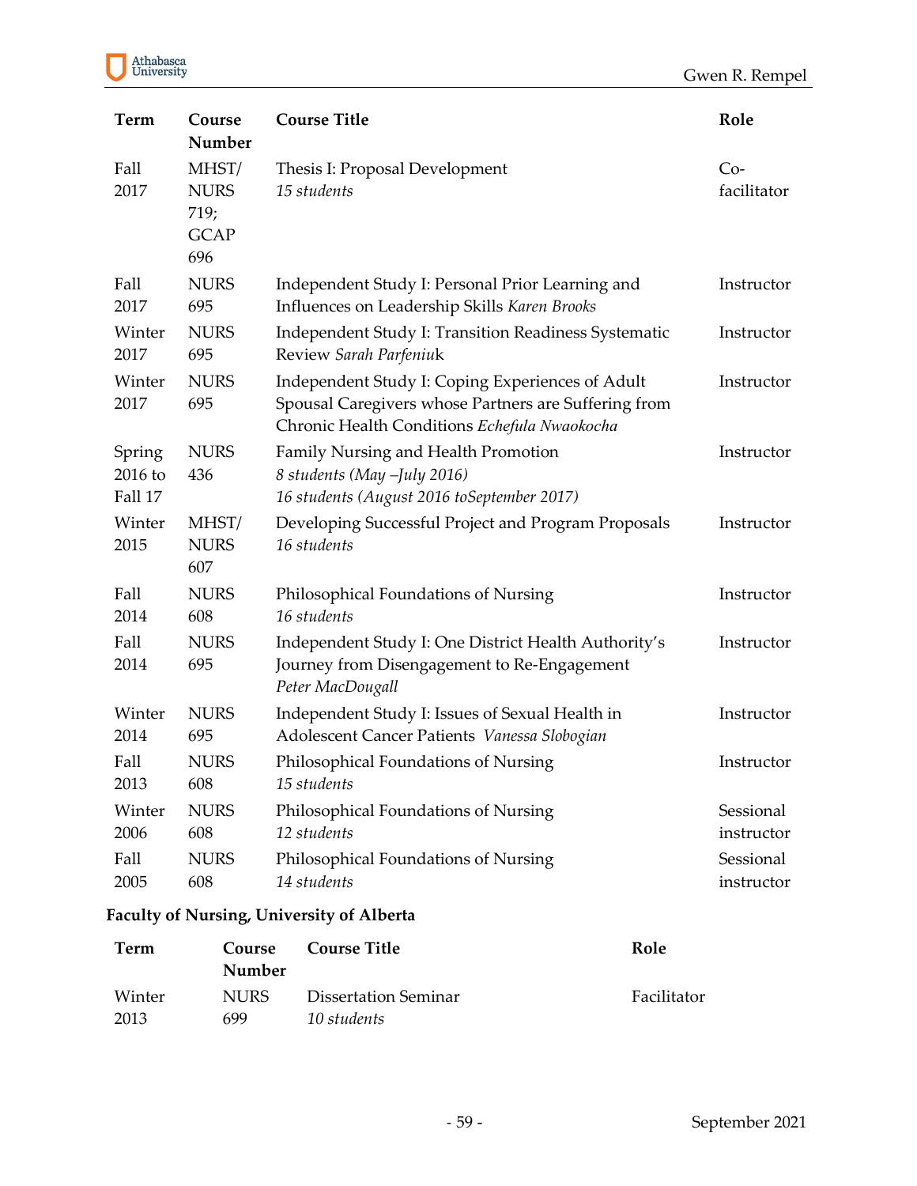| Term | Course Number | Course Title | Role |
|---|---|---|---|
| Fall 2017 | MHST/ NURS 719; GCAP 696 | Thesis I: Proposal Development *15 students* | Co-facilitator |
| Fall 2017 | NURS 695 | Independent Study I: Personal Prior Learning and Influences on Leadership Skills *Karen Brooks* | Instructor |
| Winter 2017 | NURS 695 | Independent Study I: Transition Readiness Systematic Review *Sarah Parfeniu*k | Instructor |
| Winter 2017 | NURS 695 | Independent Study I: Coping Experiences of Adult Spousal Caregivers whose Partners are Suffering from Chronic Health Conditions *Echefula Nwaokocha* | Instructor |
| Spring 2016 to Fall 17 | NURS 436 | Family Nursing and Health Promotion *8 students (May –July 2016)* *16 students (August 2016 toSeptember 2017)* | Instructor |
| Winter 2015 | MHST/ NURS 607 | Developing Successful Project and Program Proposals *16 students* | Instructor |
| Fall 2014 | NURS 608 | Philosophical Foundations of Nursing *16 students* | Instructor |
| Fall 2014 | NURS 695 | Independent Study I: One District Health Authority's Journey from Disengagement to Re-Engagement *Peter MacDougall* | Instructor |
| Winter 2014 | NURS 695 | Independent Study I: Issues of Sexual Health in Adolescent Cancer Patients *Vanessa Slobogian* | Instructor |
| Fall 2013 | NURS 608 | Philosophical Foundations of Nursing *15 students* | Instructor |
| Winter 2006 | NURS 608 | Philosophical Foundations of Nursing *12 students* | Sessional instructor |
| Fall 2005 | NURS 608 | Philosophical Foundations of Nursing *14 students* | Sessional instructor |

**Faculty of Nursing, University of Alberta**

| Term | Course Number | Course Title | Role |
|---|---|---|---|
| Winter 2013 | NURS 699 | Dissertation Seminar *10 students* | Facilitator |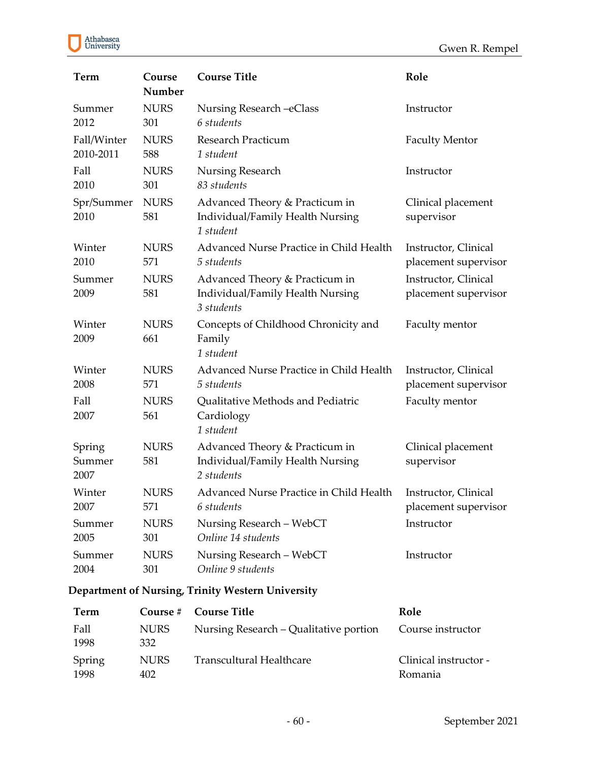| Term | Course Number | Course Title | Role |
|---|---|---|---|
| Summer 2012 | NURS 301 | Nursing Research –eClass<br>*6 students* | Instructor |
| Fall/Winter 2010-2011 | NURS 588 | Research Practicum<br>*1 student* | Faculty Mentor |
| Fall 2010 | NURS 301 | Nursing Research<br>*83 students* | Instructor |
| Spr/Summer 2010 | NURS 581 | Advanced Theory & Practicum in Individual/Family Health Nursing<br>*1 student* | Clinical placement supervisor |
| Winter 2010 | NURS 571 | Advanced Nurse Practice in Child Health<br>*5 students* | Instructor, Clinical placement supervisor |
| Summer 2009 | NURS 581 | Advanced Theory & Practicum in Individual/Family Health Nursing<br>*3 students* | Instructor, Clinical placement supervisor |
| Winter 2009 | NURS 661 | Concepts of Childhood Chronicity and Family<br>*1 student* | Faculty mentor |
| Winter 2008 | NURS 571 | Advanced Nurse Practice in Child Health<br>*5 students* | Instructor, Clinical placement supervisor |
| Fall 2007 | NURS 561 | Qualitative Methods and Pediatric Cardiology<br>*1 student* | Faculty mentor |
| Spring Summer 2007 | NURS 581 | Advanced Theory & Practicum in Individual/Family Health Nursing<br>*2 students* | Clinical placement supervisor |
| Winter 2007 | NURS 571 | Advanced Nurse Practice in Child Health<br>*6 students* | Instructor, Clinical placement supervisor |
| Summer 2005 | NURS 301 | Nursing Research – WebCT<br>*Online 14 students* | Instructor |
| Summer 2004 | NURS 301 | Nursing Research – WebCT<br>*Online 9 students* | Instructor |

**Department of Nursing, Trinity Western University**

| Term | Course # | Course Title | Role |
|---|---|---|---|
| Fall 1998 | NURS 332 | Nursing Research – Qualitative portion | Course instructor |
| Spring 1998 | NURS 402 | Transcultural Healthcare | Clinical instructor - Romania |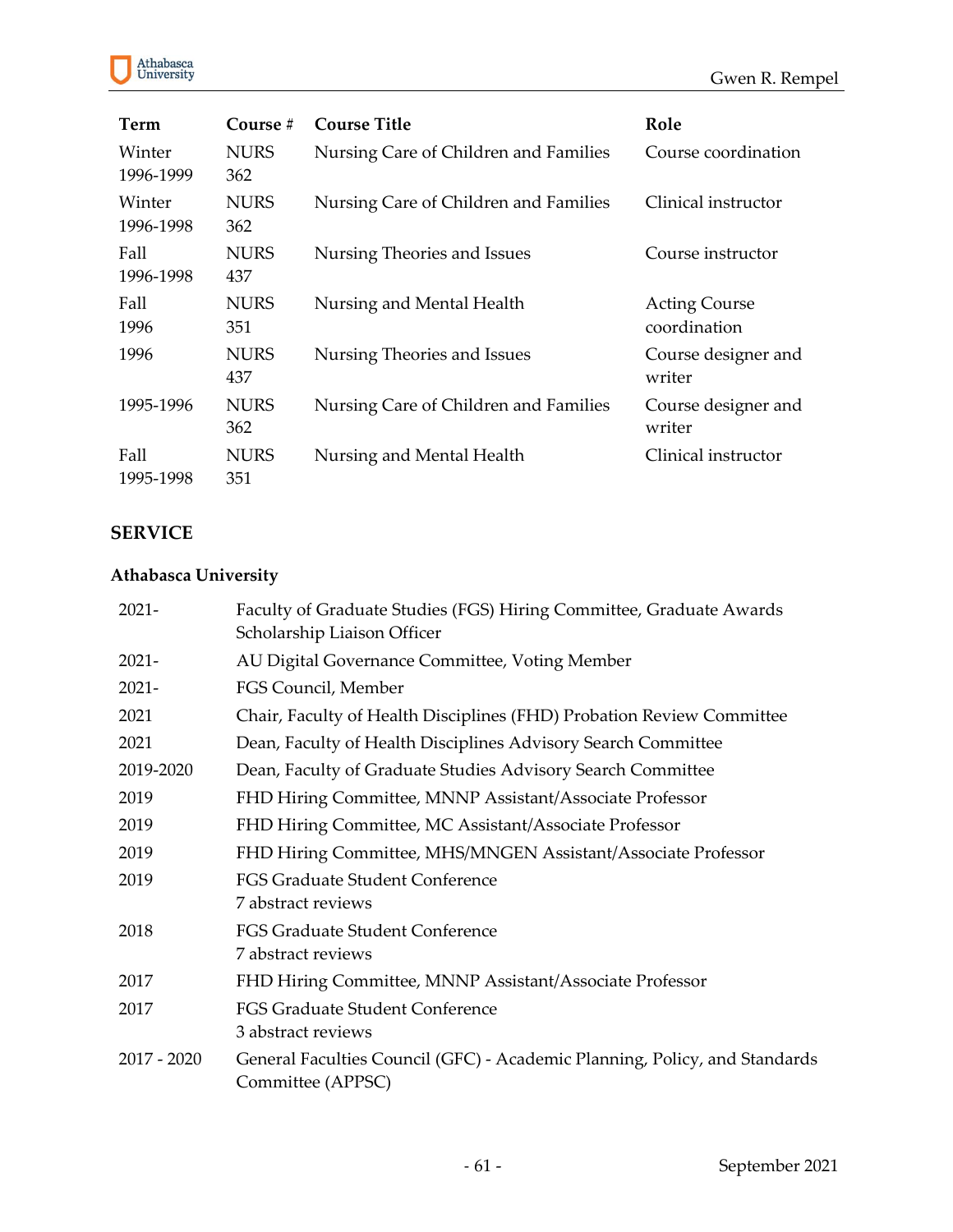| Term | Course # | Course Title | Role |
|---|---|---|---|
| Winter 1996-1999 | NURS 362 | Nursing Care of Children and Families | Course coordination |
| Winter 1996-1998 | NURS 362 | Nursing Care of Children and Families | Clinical instructor |
| Fall 1996-1998 | NURS 437 | Nursing Theories and Issues | Course instructor |
| Fall 1996 | NURS 351 | Nursing and Mental Health | Acting Course coordination |
| 1996 | NURS 437 | Nursing Theories and Issues | Course designer and writer |
| 1995-1996 | NURS 362 | Nursing Care of Children and Families | Course designer and writer |
| Fall 1995-1998 | NURS 351 | Nursing and Mental Health | Clinical instructor |

## SERVICE

### Athabasca University

| | |
|---|---|
| 2021- | Faculty of Graduate Studies (FGS) Hiring Committee, Graduate Awards Scholarship Liaison Officer |
| 2021- | AU Digital Governance Committee, Voting Member |
| 2021- | FGS Council, Member |
| 2021 | Chair, Faculty of Health Disciplines (FHD) Probation Review Committee |
| 2021 | Dean, Faculty of Health Disciplines Advisory Search Committee |
| 2019-2020 | Dean, Faculty of Graduate Studies Advisory Search Committee |
| 2019 | FHD Hiring Committee, MNNP Assistant/Associate Professor |
| 2019 | FHD Hiring Committee, MC Assistant/Associate Professor |
| 2019 | FHD Hiring Committee, MHS/MNGEN Assistant/Associate Professor |
| 2019 | FGS Graduate Student Conference<br>7 abstract reviews |
| 2018 | FGS Graduate Student Conference<br>7 abstract reviews |
| 2017 | FHD Hiring Committee, MNNP Assistant/Associate Professor |
| 2017 | FGS Graduate Student Conference<br>3 abstract reviews |
| 2017 - 2020 | General Faculties Council (GFC) - Academic Planning, Policy, and Standards Committee (APPSC) |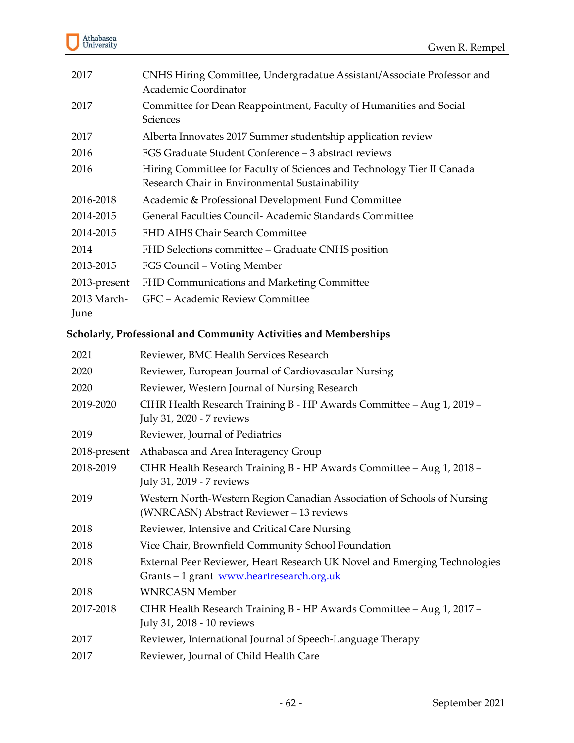| | |
|---|---|
| 2017 | CNHS Hiring Committee, Undergradatue Assistant/Associate Professor and Academic Coordinator |
| 2017 | Committee for Dean Reappointment, Faculty of Humanities and Social Sciences |
| 2017 | Alberta Innovates 2017 Summer studentship application review |
| 2016 | FGS Graduate Student Conference – 3 abstract reviews |
| 2016 | Hiring Committee for Faculty of Sciences and Technology Tier II Canada Research Chair in Environmental Sustainability |
| 2016-2018 | Academic & Professional Development Fund Committee |
| 2014-2015 | General Faculties Council- Academic Standards Committee |
| 2014-2015 | FHD AIHS Chair Search Committee |
| 2014 | FHD Selections committee – Graduate CNHS position |
| 2013-2015 | FGS Council – Voting Member |
| 2013-present | FHD Communications and Marketing Committee |
| 2013 March-June | GFC – Academic Review Committee |

**Scholarly, Professional and Community Activities and Memberships**

| | |
|---|---|
| 2021 | Reviewer, BMC Health Services Research |
| 2020 | Reviewer, European Journal of Cardiovascular Nursing |
| 2020 | Reviewer, Western Journal of Nursing Research |
| 2019-2020 | CIHR Health Research Training B - HP Awards Committee – Aug 1, 2019 – July 31, 2020 - 7 reviews |
| 2019 | Reviewer, Journal of Pediatrics |
| 2018-present | Athabasca and Area Interagency Group |
| 2018-2019 | CIHR Health Research Training B - HP Awards Committee – Aug 1, 2018 – July 31, 2019 - 7 reviews |
| 2019 | Western North-Western Region Canadian Association of Schools of Nursing (WNRCASN) Abstract Reviewer – 13 reviews |
| 2018 | Reviewer, Intensive and Critical Care Nursing |
| 2018 | Vice Chair, Brownfield Community School Foundation |
| 2018 | External Peer Reviewer, Heart Research UK Novel and Emerging Technologies Grants – 1 grant www.heartresearch.org.uk |
| 2018 | WNRCASN Member |
| 2017-2018 | CIHR Health Research Training B - HP Awards Committee – Aug 1, 2017 – July 31, 2018 - 10 reviews |
| 2017 | Reviewer, International Journal of Speech-Language Therapy |
| 2017 | Reviewer, Journal of Child Health Care |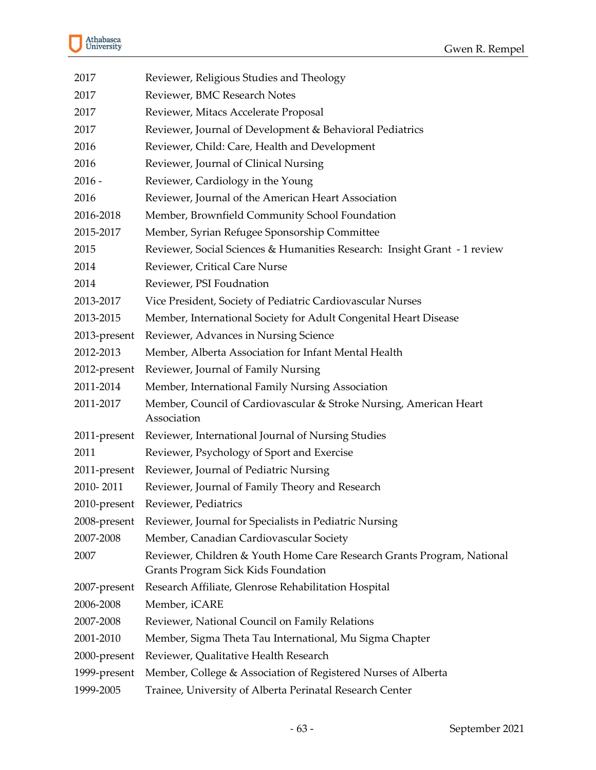| | |
|---|---|
| 2017 | Reviewer, Religious Studies and Theology |
| 2017 | Reviewer, BMC Research Notes |
| 2017 | Reviewer, Mitacs Accelerate Proposal |
| 2017 | Reviewer, Journal of Development & Behavioral Pediatrics |
| 2016 | Reviewer, Child: Care, Health and Development |
| 2016 | Reviewer, Journal of Clinical Nursing |
| 2016 - | Reviewer, Cardiology in the Young |
| 2016 | Reviewer, Journal of the American Heart Association |
| 2016-2018 | Member, Brownfield Community School Foundation |
| 2015-2017 | Member, Syrian Refugee Sponsorship Committee |
| 2015 | Reviewer, Social Sciences & Humanities Research: Insight Grant - 1 review |
| 2014 | Reviewer, Critical Care Nurse |
| 2014 | Reviewer, PSI Foudnation |
| 2013-2017 | Vice President, Society of Pediatric Cardiovascular Nurses |
| 2013-2015 | Member, International Society for Adult Congenital Heart Disease |
| 2013-present | Reviewer, Advances in Nursing Science |
| 2012-2013 | Member, Alberta Association for Infant Mental Health |
| 2012-present | Reviewer, Journal of Family Nursing |
| 2011-2014 | Member, International Family Nursing Association |
| 2011-2017 | Member, Council of Cardiovascular & Stroke Nursing, American Heart Association |
| 2011-present | Reviewer, International Journal of Nursing Studies |
| 2011 | Reviewer, Psychology of Sport and Exercise |
| 2011-present | Reviewer, Journal of Pediatric Nursing |
| 2010- 2011 | Reviewer, Journal of Family Theory and Research |
| 2010-present | Reviewer, Pediatrics |
| 2008-present | Reviewer, Journal for Specialists in Pediatric Nursing |
| 2007-2008 | Member, Canadian Cardiovascular Society |
| 2007 | Reviewer, Children & Youth Home Care Research Grants Program, National Grants Program Sick Kids Foundation |
| 2007-present | Research Affiliate, Glenrose Rehabilitation Hospital |
| 2006-2008 | Member, iCARE |
| 2007-2008 | Reviewer, National Council on Family Relations |
| 2001-2010 | Member, Sigma Theta Tau International, Mu Sigma Chapter |
| 2000-present | Reviewer, Qualitative Health Research |
| 1999-present | Member, College & Association of Registered Nurses of Alberta |
| 1999-2005 | Trainee, University of Alberta Perinatal Research Center |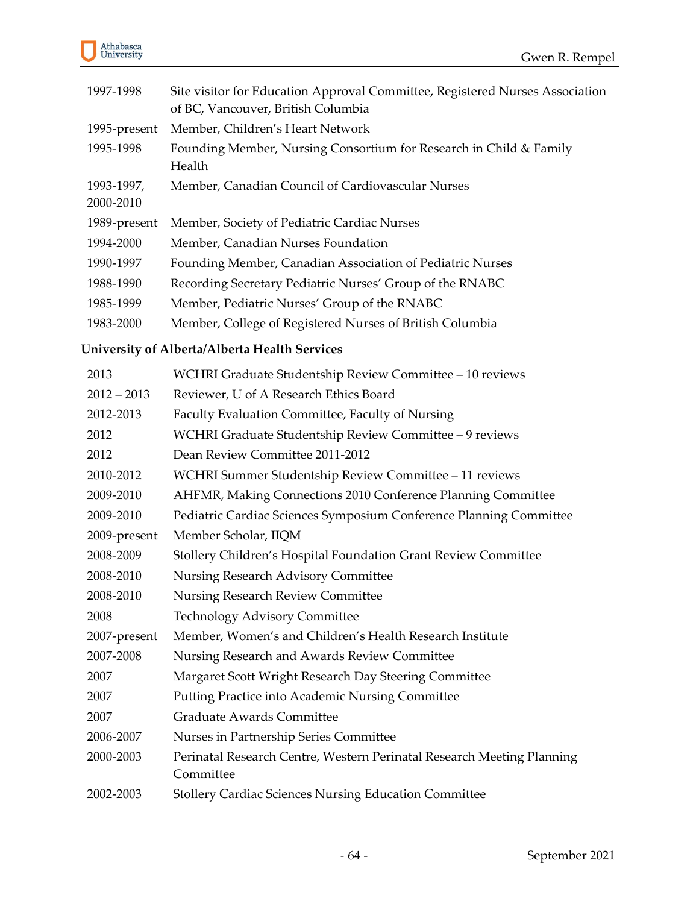| | |
|---|---|
| 1997-1998 | Site visitor for Education Approval Committee, Registered Nurses Association of BC, Vancouver, British Columbia |
| 1995-present | Member, Children's Heart Network |
| 1995-1998 | Founding Member, Nursing Consortium for Research in Child & Family Health |
| 1993-1997, 2000-2010 | Member, Canadian Council of Cardiovascular Nurses |
| 1989-present | Member, Society of Pediatric Cardiac Nurses |
| 1994-2000 | Member, Canadian Nurses Foundation |
| 1990-1997 | Founding Member, Canadian Association of Pediatric Nurses |
| 1988-1990 | Recording Secretary Pediatric Nurses' Group of the RNABC |
| 1985-1999 | Member, Pediatric Nurses' Group of the RNABC |
| 1983-2000 | Member, College of Registered Nurses of British Columbia |

**University of Alberta/Alberta Health Services**

| | |
|---|---|
| 2013 | WCHRI Graduate Studentship Review Committee – 10 reviews |
| 2012 – 2013 | Reviewer, U of A Research Ethics Board |
| 2012-2013 | Faculty Evaluation Committee, Faculty of Nursing |
| 2012 | WCHRI Graduate Studentship Review Committee – 9 reviews |
| 2012 | Dean Review Committee 2011-2012 |
| 2010-2012 | WCHRI Summer Studentship Review Committee – 11 reviews |
| 2009-2010 | AHFMR, Making Connections 2010 Conference Planning Committee |
| 2009-2010 | Pediatric Cardiac Sciences Symposium Conference Planning Committee |
| 2009-present | Member Scholar, IIQM |
| 2008-2009 | Stollery Children's Hospital Foundation Grant Review Committee |
| 2008-2010 | Nursing Research Advisory Committee |
| 2008-2010 | Nursing Research Review Committee |
| 2008 | Technology Advisory Committee |
| 2007-present | Member, Women's and Children's Health Research Institute |
| 2007-2008 | Nursing Research and Awards Review Committee |
| 2007 | Margaret Scott Wright Research Day Steering Committee |
| 2007 | Putting Practice into Academic Nursing Committee |
| 2007 | Graduate Awards Committee |
| 2006-2007 | Nurses in Partnership Series Committee |
| 2000-2003 | Perinatal Research Centre, Western Perinatal Research Meeting Planning Committee |
| 2002-2003 | Stollery Cardiac Sciences Nursing Education Committee |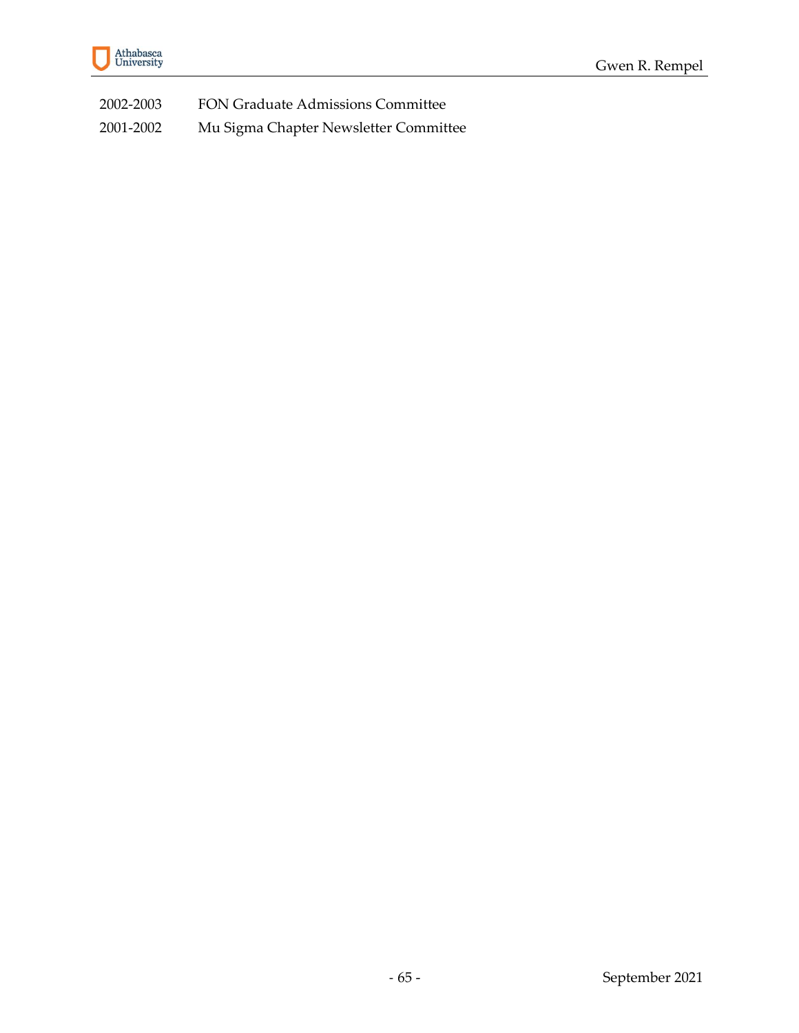2002-2003 FON Graduate Admissions Committee

2001-2002 Mu Sigma Chapter Newsletter Committee